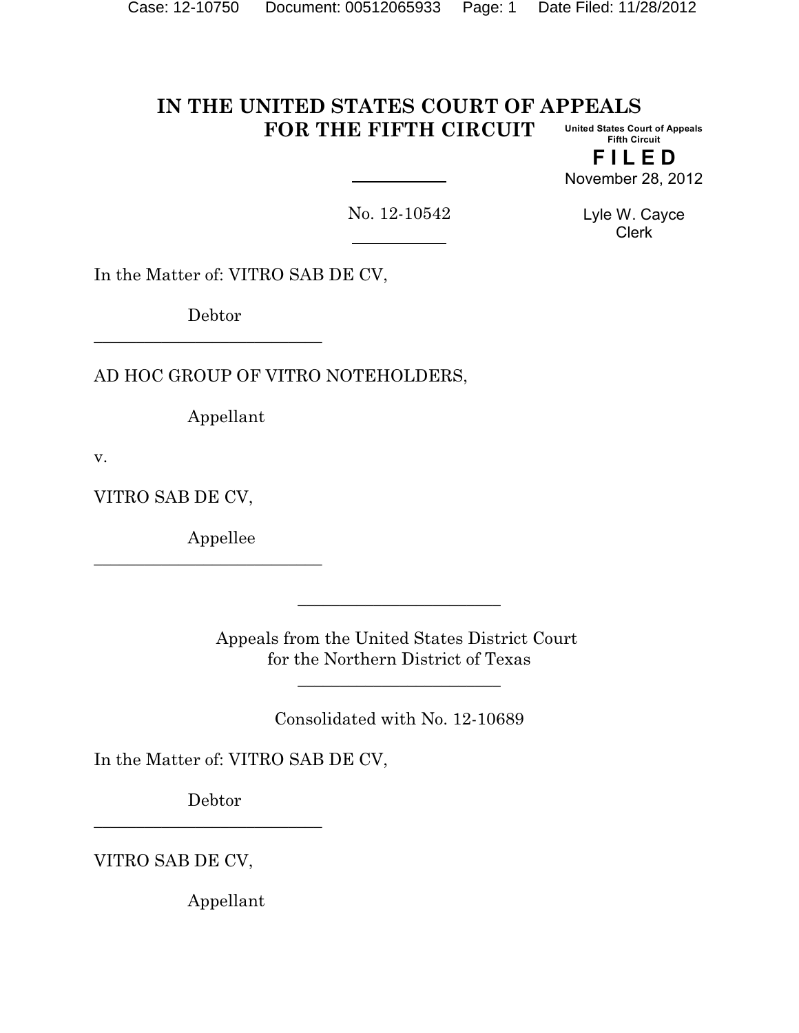# IN THE UNITED STATES COURT OF APPEALS FOR THE FIFTH CIRCUIT

United States Court of Appeals
Fifth Circuit

**FILED**

November 28, 2012

Lyle W. Cayce
Clerk

---

No. 12-10542

---

In the Matter of: VITRO SAB DE CV,

Debtor

---

AD HOC GROUP OF VITRO NOTEHOLDERS,

Appellant

v.

VITRO SAB DE CV,

Appellee

---

---

Appeals from the United States District Court
for the Northern District of Texas

---

Consolidated with No. 12-10689

In the Matter of: VITRO SAB DE CV,

Debtor

---

VITRO SAB DE CV,

Appellant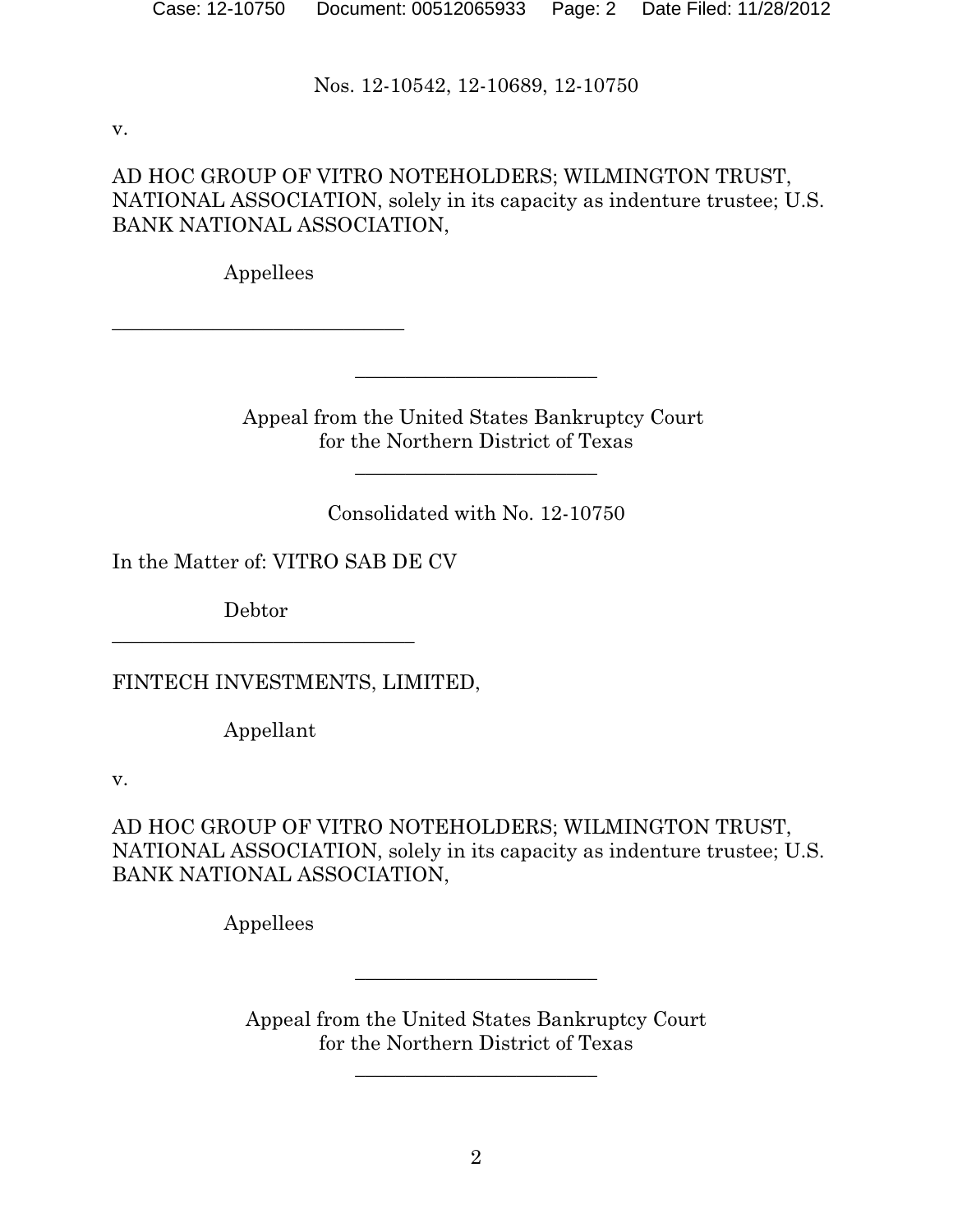Nos. 12-10542, 12-10689, 12-10750

v.

AD HOC GROUP OF VITRO NOTEHOLDERS; WILMINGTON TRUST, NATIONAL ASSOCIATION, solely in its capacity as indenture trustee; U.S. BANK NATIONAL ASSOCIATION,

Appellees

---

Appeal from the United States Bankruptcy Court
for the Northern District of Texas

---

Consolidated with No. 12-10750

In the Matter of: VITRO SAB DE CV

Debtor

---

FINTECH INVESTMENTS, LIMITED,

Appellant

v.

AD HOC GROUP OF VITRO NOTEHOLDERS; WILMINGTON TRUST, NATIONAL ASSOCIATION, solely in its capacity as indenture trustee; U.S. BANK NATIONAL ASSOCIATION,

Appellees

---

Appeal from the United States Bankruptcy Court
for the Northern District of Texas

---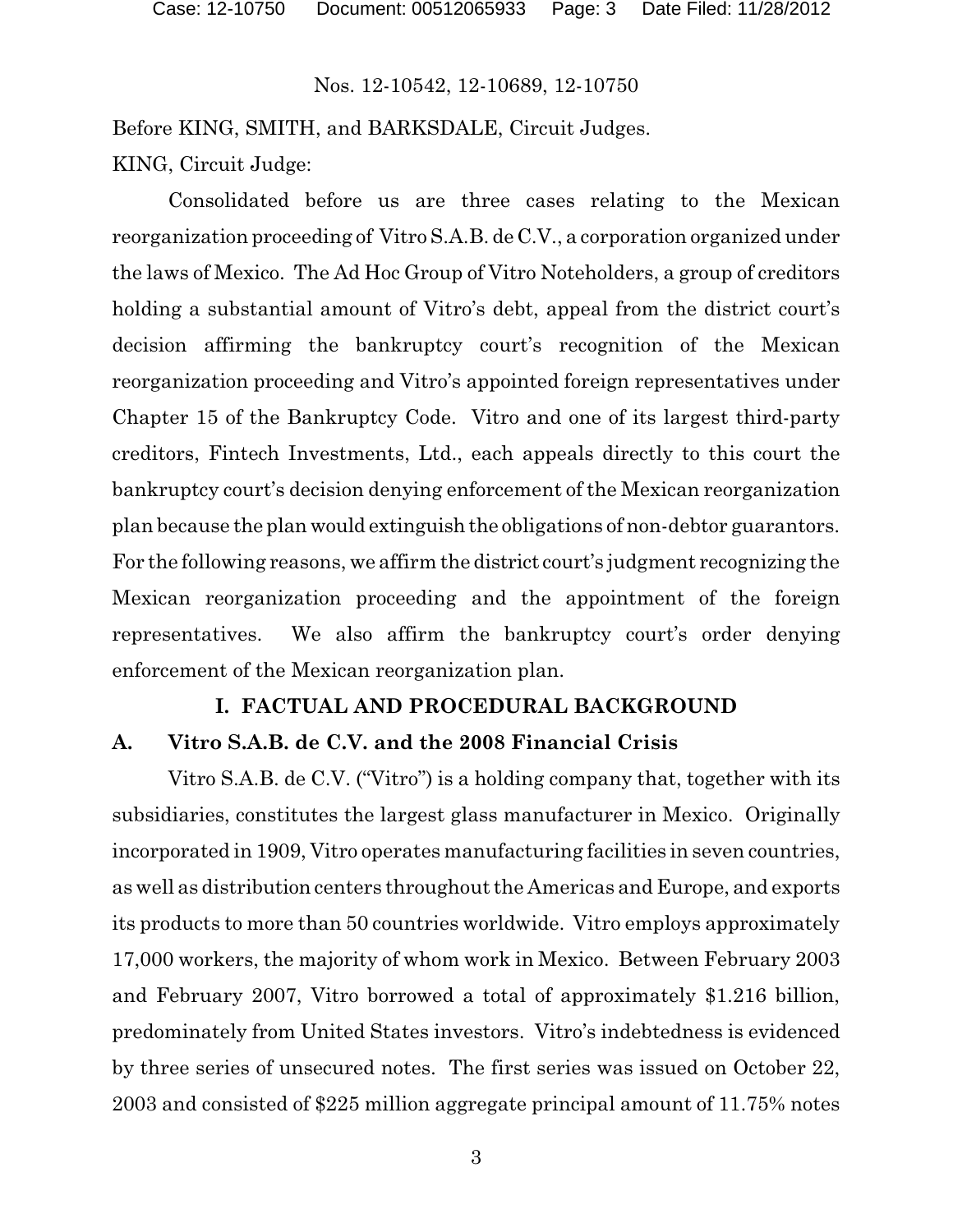Nos. 12-10542, 12-10689, 12-10750

Before KING, SMITH, and BARKSDALE, Circuit Judges.

KING, Circuit Judge:

Consolidated before us are three cases relating to the Mexican reorganization proceeding of Vitro S.A.B. de C.V., a corporation organized under the laws of Mexico. The Ad Hoc Group of Vitro Noteholders, a group of creditors holding a substantial amount of Vitro's debt, appeal from the district court's decision affirming the bankruptcy court's recognition of the Mexican reorganization proceeding and Vitro's appointed foreign representatives under Chapter 15 of the Bankruptcy Code. Vitro and one of its largest third-party creditors, Fintech Investments, Ltd., each appeals directly to this court the bankruptcy court's decision denying enforcement of the Mexican reorganization plan because the plan would extinguish the obligations of non-debtor guarantors. For the following reasons, we affirm the district court's judgment recognizing the Mexican reorganization proceeding and the appointment of the foreign representatives. We also affirm the bankruptcy court's order denying enforcement of the Mexican reorganization plan.

## I. FACTUAL AND PROCEDURAL BACKGROUND

### A. Vitro S.A.B. de C.V. and the 2008 Financial Crisis

Vitro S.A.B. de C.V. ("Vitro") is a holding company that, together with its subsidiaries, constitutes the largest glass manufacturer in Mexico. Originally incorporated in 1909, Vitro operates manufacturing facilities in seven countries, as well as distribution centers throughout the Americas and Europe, and exports its products to more than 50 countries worldwide. Vitro employs approximately 17,000 workers, the majority of whom work in Mexico. Between February 2003 and February 2007, Vitro borrowed a total of approximately $1.216 billion, predominately from United States investors. Vitro's indebtedness is evidenced by three series of unsecured notes. The first series was issued on October 22, 2003 and consisted of $225 million aggregate principal amount of 11.75% notes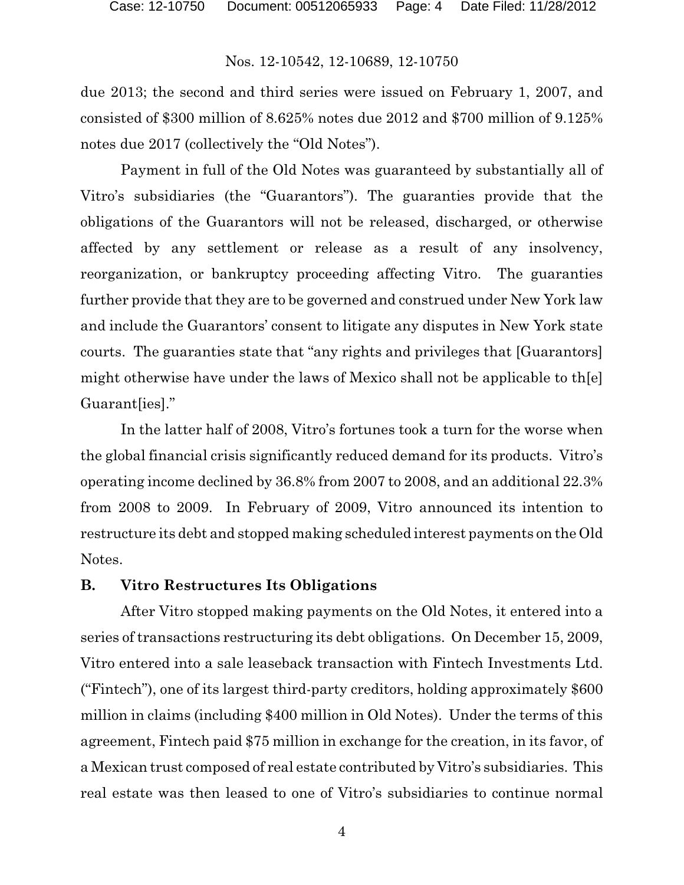due 2013; the second and third series were issued on February 1, 2007, and consisted of $300 million of 8.625% notes due 2012 and $700 million of 9.125% notes due 2017 (collectively the "Old Notes").

Payment in full of the Old Notes was guaranteed by substantially all of Vitro's subsidiaries (the "Guarantors"). The guaranties provide that the obligations of the Guarantors will not be released, discharged, or otherwise affected by any settlement or release as a result of any insolvency, reorganization, or bankruptcy proceeding affecting Vitro. The guaranties further provide that they are to be governed and construed under New York law and include the Guarantors' consent to litigate any disputes in New York state courts. The guaranties state that "any rights and privileges that [Guarantors] might otherwise have under the laws of Mexico shall not be applicable to th[e] Guarant[ies]."

In the latter half of 2008, Vitro's fortunes took a turn for the worse when the global financial crisis significantly reduced demand for its products. Vitro's operating income declined by 36.8% from 2007 to 2008, and an additional 22.3% from 2008 to 2009. In February of 2009, Vitro announced its intention to restructure its debt and stopped making scheduled interest payments on the Old Notes.

### B. Vitro Restructures Its Obligations

After Vitro stopped making payments on the Old Notes, it entered into a series of transactions restructuring its debt obligations. On December 15, 2009, Vitro entered into a sale leaseback transaction with Fintech Investments Ltd. ("Fintech"), one of its largest third-party creditors, holding approximately $600 million in claims (including $400 million in Old Notes). Under the terms of this agreement, Fintech paid $75 million in exchange for the creation, in its favor, of a Mexican trust composed of real estate contributed by Vitro's subsidiaries. This real estate was then leased to one of Vitro's subsidiaries to continue normal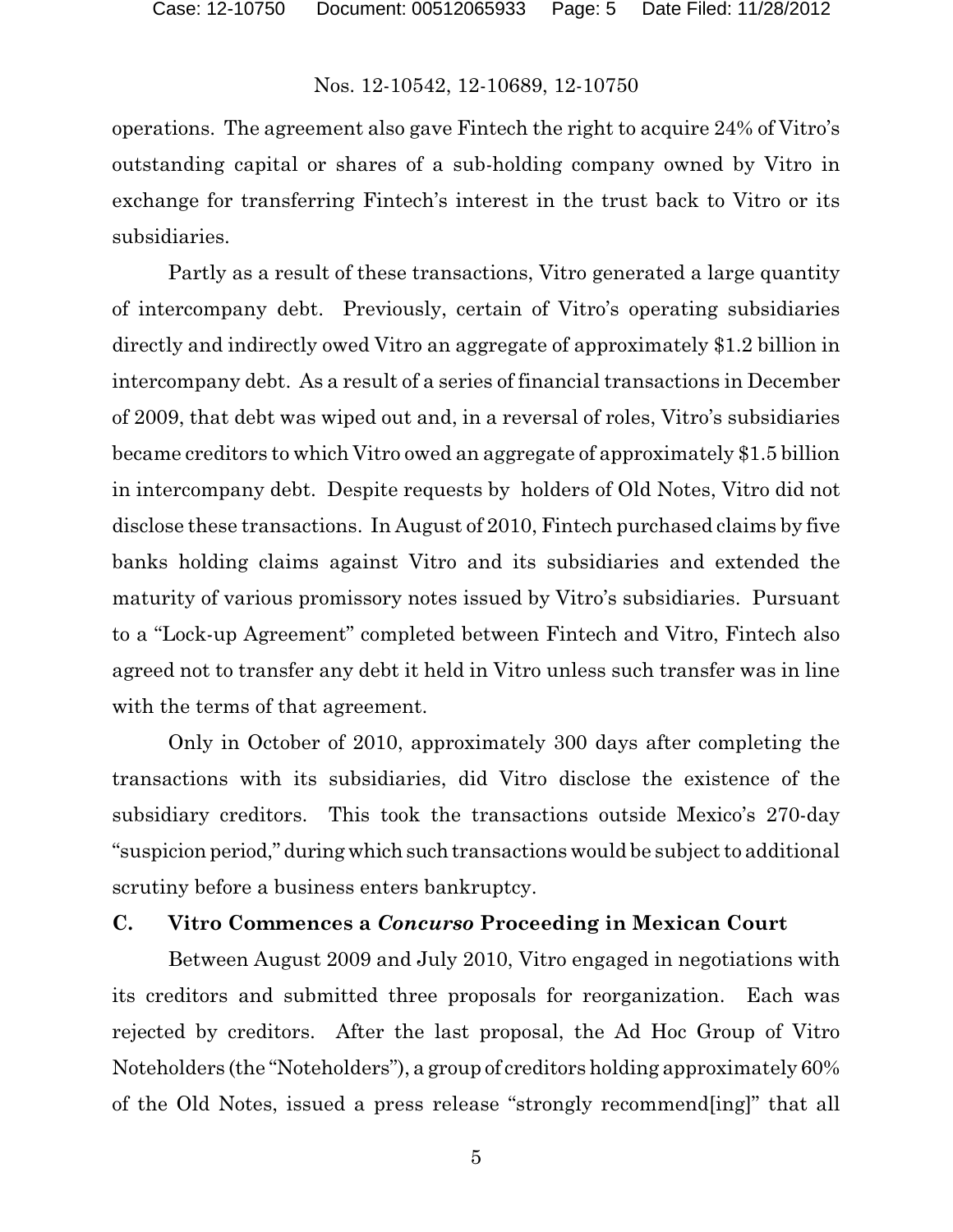operations. The agreement also gave Fintech the right to acquire 24% of Vitro's outstanding capital or shares of a sub-holding company owned by Vitro in exchange for transferring Fintech's interest in the trust back to Vitro or its subsidiaries.

Partly as a result of these transactions, Vitro generated a large quantity of intercompany debt. Previously, certain of Vitro's operating subsidiaries directly and indirectly owed Vitro an aggregate of approximately $1.2 billion in intercompany debt. As a result of a series of financial transactions in December of 2009, that debt was wiped out and, in a reversal of roles, Vitro's subsidiaries became creditors to which Vitro owed an aggregate of approximately $1.5 billion in intercompany debt. Despite requests by holders of Old Notes, Vitro did not disclose these transactions. In August of 2010, Fintech purchased claims by five banks holding claims against Vitro and its subsidiaries and extended the maturity of various promissory notes issued by Vitro's subsidiaries. Pursuant to a "Lock-up Agreement" completed between Fintech and Vitro, Fintech also agreed not to transfer any debt it held in Vitro unless such transfer was in line with the terms of that agreement.

Only in October of 2010, approximately 300 days after completing the transactions with its subsidiaries, did Vitro disclose the existence of the subsidiary creditors. This took the transactions outside Mexico's 270-day "suspicion period," during which such transactions would be subject to additional scrutiny before a business enters bankruptcy.

### C. Vitro Commences a *Concurso* Proceeding in Mexican Court

Between August 2009 and July 2010, Vitro engaged in negotiations with its creditors and submitted three proposals for reorganization. Each was rejected by creditors. After the last proposal, the Ad Hoc Group of Vitro Noteholders (the "Noteholders"), a group of creditors holding approximately 60% of the Old Notes, issued a press release "strongly recommend[ing]" that all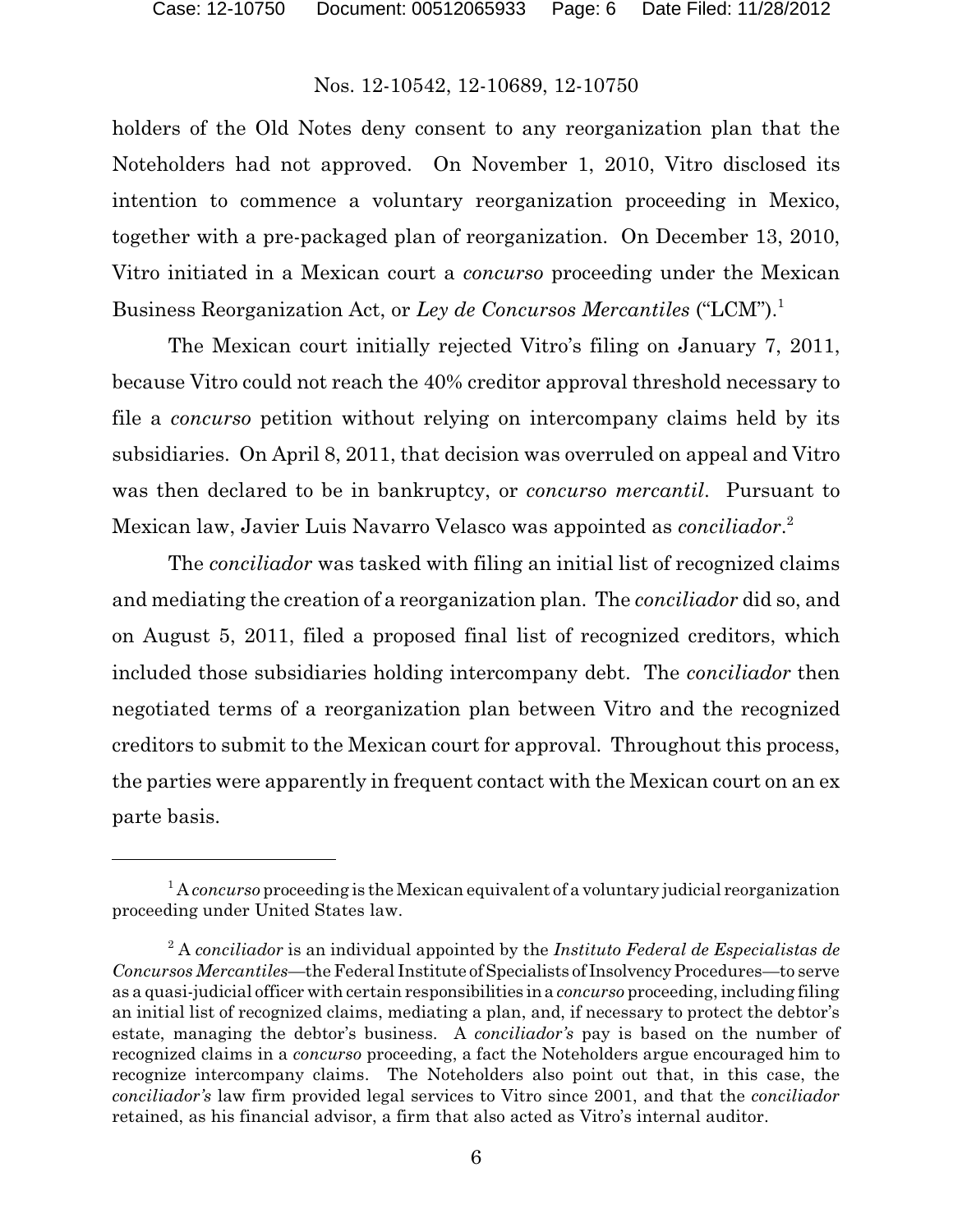holders of the Old Notes deny consent to any reorganization plan that the Noteholders had not approved. On November 1, 2010, Vitro disclosed its intention to commence a voluntary reorganization proceeding in Mexico, together with a pre-packaged plan of reorganization. On December 13, 2010, Vitro initiated in a Mexican court a *concurso* proceeding under the Mexican Business Reorganization Act, or *Ley de Concursos Mercantiles* ("LCM").[1]

The Mexican court initially rejected Vitro's filing on January 7, 2011, because Vitro could not reach the 40% creditor approval threshold necessary to file a *concurso* petition without relying on intercompany claims held by its subsidiaries. On April 8, 2011, that decision was overruled on appeal and Vitro was then declared to be in bankruptcy, or *concurso mercantil*. Pursuant to Mexican law, Javier Luis Navarro Velasco was appointed as *conciliador*.[2]

The *conciliador* was tasked with filing an initial list of recognized claims and mediating the creation of a reorganization plan. The *conciliador* did so, and on August 5, 2011, filed a proposed final list of recognized creditors, which included those subsidiaries holding intercompany debt. The *conciliador* then negotiated terms of a reorganization plan between Vitro and the recognized creditors to submit to the Mexican court for approval. Throughout this process, the parties were apparently in frequent contact with the Mexican court on an ex parte basis.

---

[1] A *concurso* proceeding is the Mexican equivalent of a voluntary judicial reorganization proceeding under United States law.

[2] A *conciliador* is an individual appointed by the *Instituto Federal de Especialistas de Concursos Mercantiles*—the Federal Institute of Specialists of Insolvency Procedures—to serve as a quasi-judicial officer with certain responsibilities in a *concurso* proceeding, including filing an initial list of recognized claims, mediating a plan, and, if necessary to protect the debtor's estate, managing the debtor's business. A *conciliador's* pay is based on the number of recognized claims in a *concurso* proceeding, a fact the Noteholders argue encouraged him to recognize intercompany claims. The Noteholders also point out that, in this case, the *conciliador's* law firm provided legal services to Vitro since 2001, and that the *conciliador* retained, as his financial advisor, a firm that also acted as Vitro's internal auditor.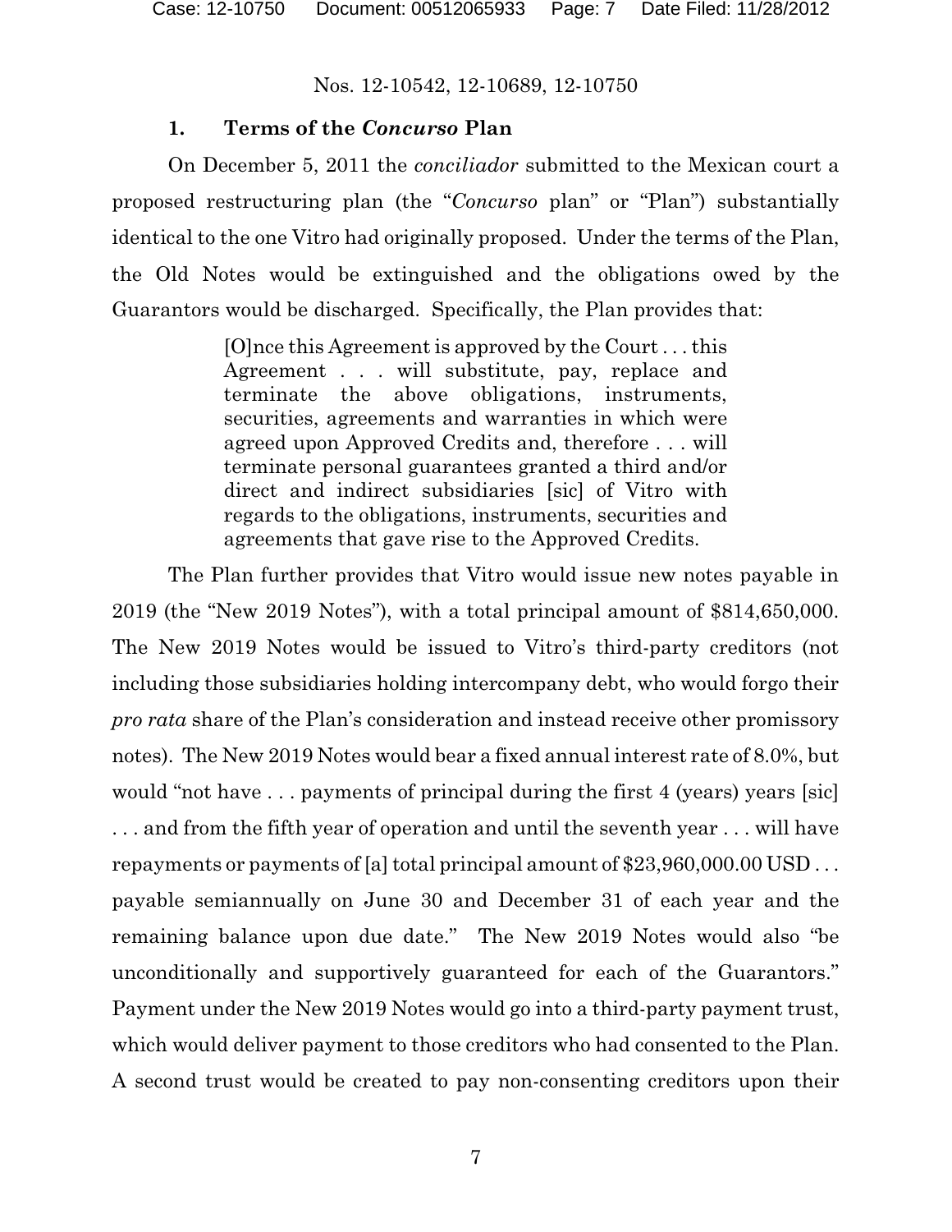### 1. Terms of the *Concurso* Plan

On December 5, 2011 the *conciliador* submitted to the Mexican court a proposed restructuring plan (the "*Concurso* plan" or "Plan") substantially identical to the one Vitro had originally proposed. Under the terms of the Plan, the Old Notes would be extinguished and the obligations owed by the Guarantors would be discharged. Specifically, the Plan provides that:

> [O]nce this Agreement is approved by the Court . . . this Agreement . . . will substitute, pay, replace and terminate the above obligations, instruments, securities, agreements and warranties in which were agreed upon Approved Credits and, therefore . . . will terminate personal guarantees granted a third and/or direct and indirect subsidiaries [sic] of Vitro with regards to the obligations, instruments, securities and agreements that gave rise to the Approved Credits.

The Plan further provides that Vitro would issue new notes payable in 2019 (the "New 2019 Notes"), with a total principal amount of $814,650,000. The New 2019 Notes would be issued to Vitro's third-party creditors (not including those subsidiaries holding intercompany debt, who would forgo their *pro rata* share of the Plan's consideration and instead receive other promissory notes). The New 2019 Notes would bear a fixed annual interest rate of 8.0%, but would "not have . . . payments of principal during the first 4 (years) years [sic] . . . and from the fifth year of operation and until the seventh year . . . will have repayments or payments of [a] total principal amount of $23,960,000.00 USD . . . payable semiannually on June 30 and December 31 of each year and the remaining balance upon due date." The New 2019 Notes would also "be unconditionally and supportively guaranteed for each of the Guarantors." Payment under the New 2019 Notes would go into a third-party payment trust, which would deliver payment to those creditors who had consented to the Plan. A second trust would be created to pay non-consenting creditors upon their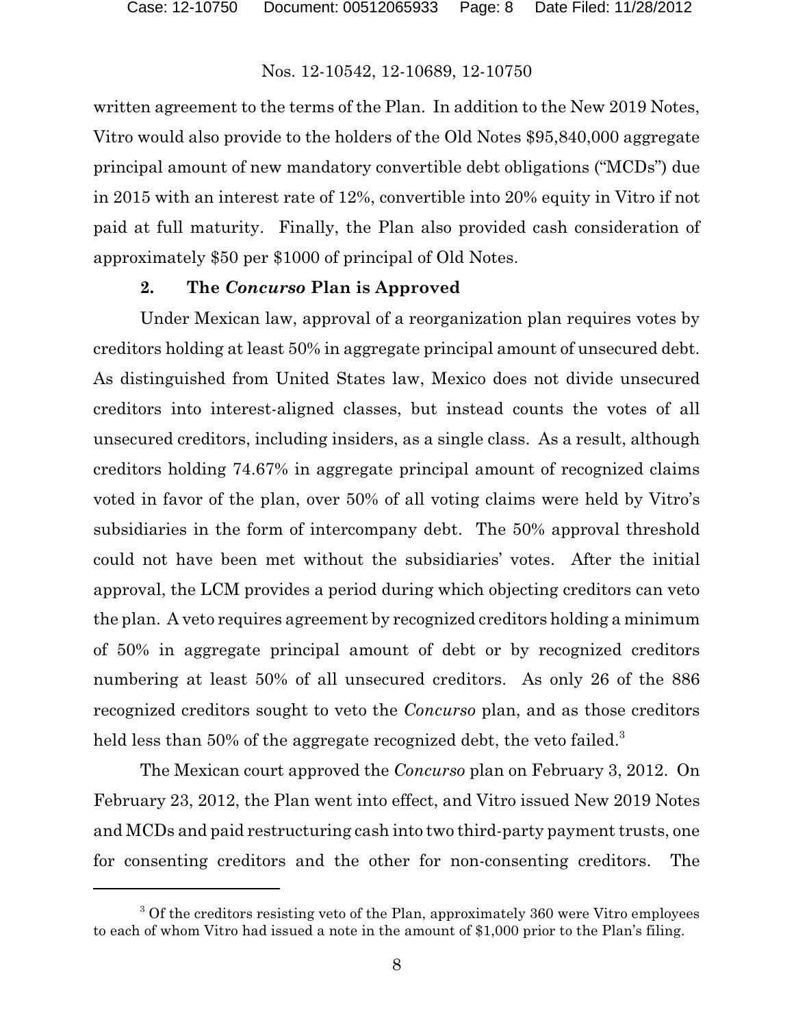written agreement to the terms of the Plan. In addition to the New 2019 Notes, Vitro would also provide to the holders of the Old Notes $95,840,000 aggregate principal amount of new mandatory convertible debt obligations ("MCDs") due in 2015 with an interest rate of 12%, convertible into 20% equity in Vitro if not paid at full maturity. Finally, the Plan also provided cash consideration of approximately $50 per $1000 of principal of Old Notes.

### 2. The *Concurso* Plan is Approved

Under Mexican law, approval of a reorganization plan requires votes by creditors holding at least 50% in aggregate principal amount of unsecured debt. As distinguished from United States law, Mexico does not divide unsecured creditors into interest-aligned classes, but instead counts the votes of all unsecured creditors, including insiders, as a single class. As a result, although creditors holding 74.67% in aggregate principal amount of recognized claims voted in favor of the plan, over 50% of all voting claims were held by Vitro's subsidiaries in the form of intercompany debt. The 50% approval threshold could not have been met without the subsidiaries' votes. After the initial approval, the LCM provides a period during which objecting creditors can veto the plan. A veto requires agreement by recognized creditors holding a minimum of 50% in aggregate principal amount of debt or by recognized creditors numbering at least 50% of all unsecured creditors. As only 26 of the 886 recognized creditors sought to veto the *Concurso* plan, and as those creditors held less than 50% of the aggregate recognized debt, the veto failed.[3]

The Mexican court approved the *Concurso* plan on February 3, 2012. On February 23, 2012, the Plan went into effect, and Vitro issued New 2019 Notes and MCDs and paid restructuring cash into two third-party payment trusts, one for consenting creditors and the other for non-consenting creditors. The

---

[3] Of the creditors resisting veto of the Plan, approximately 360 were Vitro employees to each of whom Vitro had issued a note in the amount of $1,000 prior to the Plan's filing.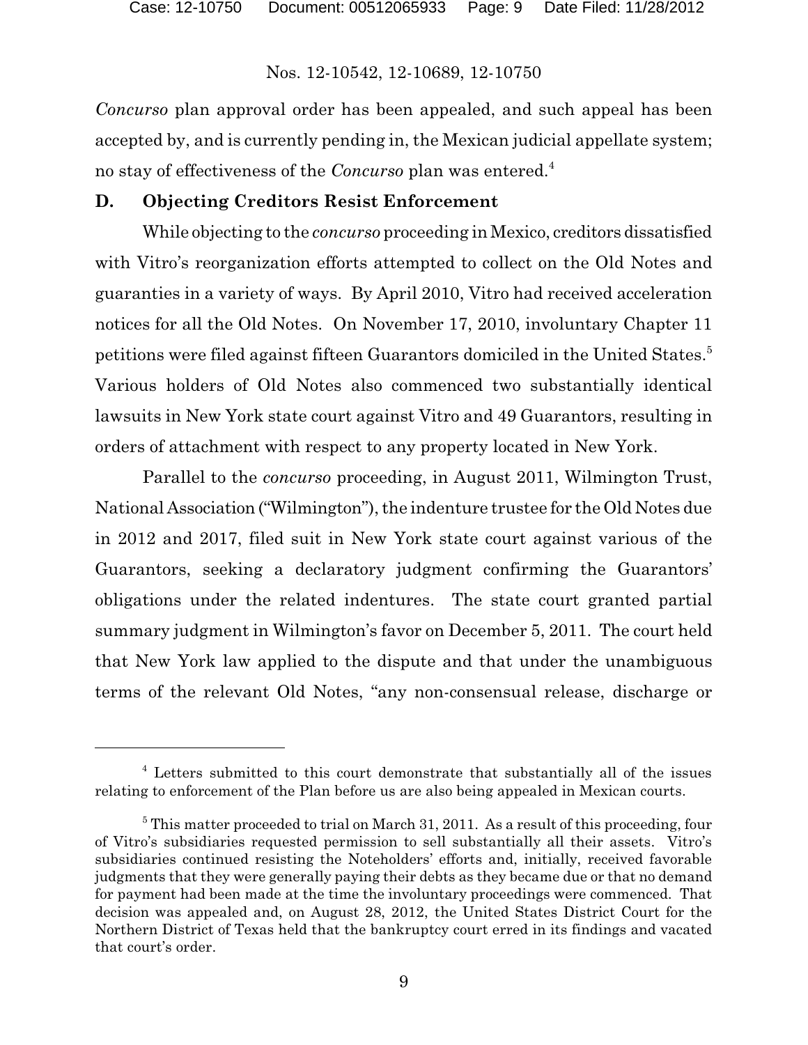*Concurso* plan approval order has been appealed, and such appeal has been accepted by, and is currently pending in, the Mexican judicial appellate system; no stay of effectiveness of the *Concurso* plan was entered.[4]

### D. Objecting Creditors Resist Enforcement

While objecting to the *concurso* proceeding in Mexico, creditors dissatisfied with Vitro's reorganization efforts attempted to collect on the Old Notes and guaranties in a variety of ways. By April 2010, Vitro had received acceleration notices for all the Old Notes. On November 17, 2010, involuntary Chapter 11 petitions were filed against fifteen Guarantors domiciled in the United States.[5] Various holders of Old Notes also commenced two substantially identical lawsuits in New York state court against Vitro and 49 Guarantors, resulting in orders of attachment with respect to any property located in New York.

Parallel to the *concurso* proceeding, in August 2011, Wilmington Trust, National Association ("Wilmington"), the indenture trustee for the Old Notes due in 2012 and 2017, filed suit in New York state court against various of the Guarantors, seeking a declaratory judgment confirming the Guarantors' obligations under the related indentures. The state court granted partial summary judgment in Wilmington's favor on December 5, 2011. The court held that New York law applied to the dispute and that under the unambiguous terms of the relevant Old Notes, "any non-consensual release, discharge or

---

[4] Letters submitted to this court demonstrate that substantially all of the issues relating to enforcement of the Plan before us are also being appealed in Mexican courts.

[5] This matter proceeded to trial on March 31, 2011. As a result of this proceeding, four of Vitro's subsidiaries requested permission to sell substantially all their assets. Vitro's subsidiaries continued resisting the Noteholders' efforts and, initially, received favorable judgments that they were generally paying their debts as they became due or that no demand for payment had been made at the time the involuntary proceedings were commenced. That decision was appealed and, on August 28, 2012, the United States District Court for the Northern District of Texas held that the bankruptcy court erred in its findings and vacated that court's order.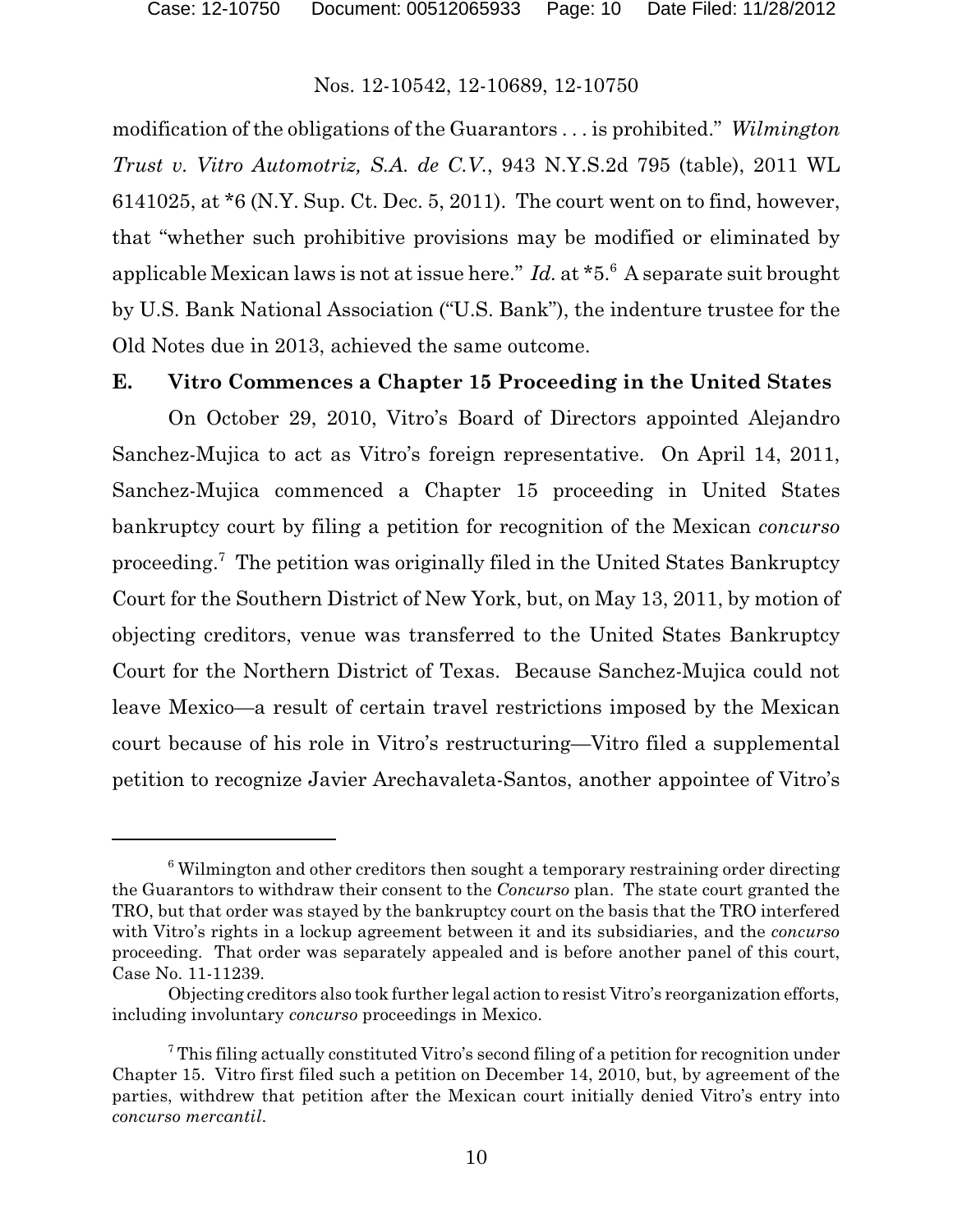modification of the obligations of the Guarantors . . . is prohibited." *Wilmington Trust v. Vitro Automotriz, S.A. de C.V.*, 943 N.Y.S.2d 795 (table), 2011 WL 6141025, at *6 (N.Y. Sup. Ct. Dec. 5, 2011). The court went on to find, however, that "whether such prohibitive provisions may be modified or eliminated by applicable Mexican laws is not at issue here." *Id.* at *5.[6] A separate suit brought by U.S. Bank National Association ("U.S. Bank"), the indenture trustee for the Old Notes due in 2013, achieved the same outcome.

### E. Vitro Commences a Chapter 15 Proceeding in the United States

On October 29, 2010, Vitro's Board of Directors appointed Alejandro Sanchez-Mujica to act as Vitro's foreign representative. On April 14, 2011, Sanchez-Mujica commenced a Chapter 15 proceeding in United States bankruptcy court by filing a petition for recognition of the Mexican *concurso* proceeding.[7] The petition was originally filed in the United States Bankruptcy Court for the Southern District of New York, but, on May 13, 2011, by motion of objecting creditors, venue was transferred to the United States Bankruptcy Court for the Northern District of Texas. Because Sanchez-Mujica could not leave Mexico—a result of certain travel restrictions imposed by the Mexican court because of his role in Vitro's restructuring—Vitro filed a supplemental petition to recognize Javier Arechavaleta-Santos, another appointee of Vitro's

---

[6] Wilmington and other creditors then sought a temporary restraining order directing the Guarantors to withdraw their consent to the *Concurso* plan. The state court granted the TRO, but that order was stayed by the bankruptcy court on the basis that the TRO interfered with Vitro's rights in a lockup agreement between it and its subsidiaries, and the *concurso* proceeding. That order was separately appealed and is before another panel of this court, Case No. 11-11239.

Objecting creditors also took further legal action to resist Vitro's reorganization efforts, including involuntary *concurso* proceedings in Mexico.

[7] This filing actually constituted Vitro's second filing of a petition for recognition under Chapter 15. Vitro first filed such a petition on December 14, 2010, but, by agreement of the parties, withdrew that petition after the Mexican court initially denied Vitro's entry into *concurso mercantil*.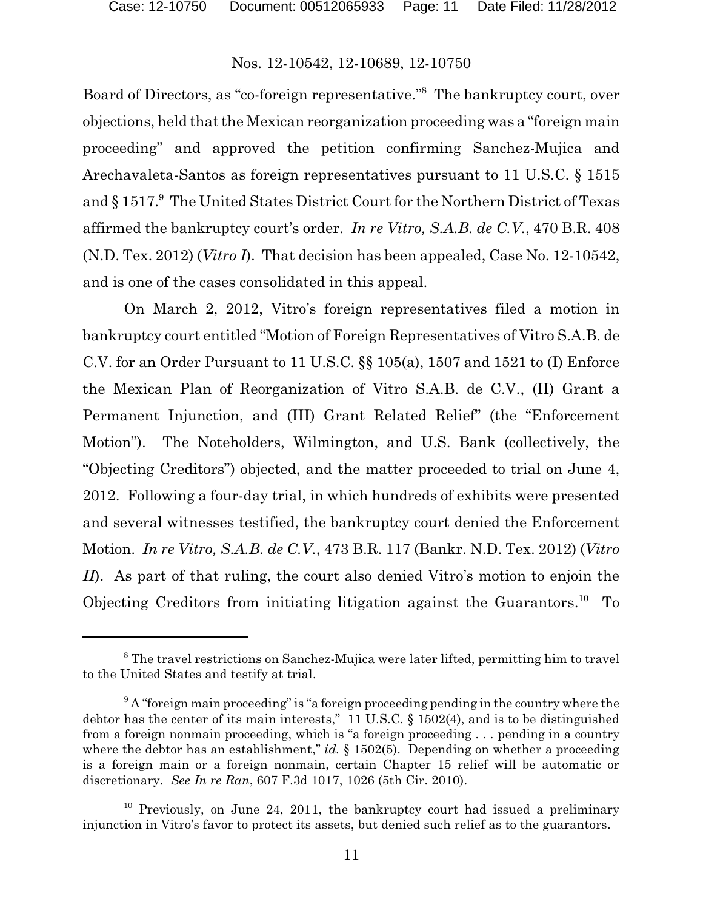Board of Directors, as "co-foreign representative."[8] The bankruptcy court, over objections, held that the Mexican reorganization proceeding was a "foreign main proceeding" and approved the petition confirming Sanchez-Mujica and Arechavaleta-Santos as foreign representatives pursuant to 11 U.S.C. § 1515 and § 1517.[9] The United States District Court for the Northern District of Texas affirmed the bankruptcy court's order. *In re Vitro, S.A.B. de C.V.*, 470 B.R. 408 (N.D. Tex. 2012) (*Vitro I*). That decision has been appealed, Case No. 12-10542, and is one of the cases consolidated in this appeal.

On March 2, 2012, Vitro's foreign representatives filed a motion in bankruptcy court entitled "Motion of Foreign Representatives of Vitro S.A.B. de C.V. for an Order Pursuant to 11 U.S.C. §§ 105(a), 1507 and 1521 to (I) Enforce the Mexican Plan of Reorganization of Vitro S.A.B. de C.V., (II) Grant a Permanent Injunction, and (III) Grant Related Relief" (the "Enforcement Motion"). The Noteholders, Wilmington, and U.S. Bank (collectively, the "Objecting Creditors") objected, and the matter proceeded to trial on June 4, 2012. Following a four-day trial, in which hundreds of exhibits were presented and several witnesses testified, the bankruptcy court denied the Enforcement Motion. *In re Vitro, S.A.B. de C.V.*, 473 B.R. 117 (Bankr. N.D. Tex. 2012) (*Vitro II*). As part of that ruling, the court also denied Vitro's motion to enjoin the Objecting Creditors from initiating litigation against the Guarantors.[10] To

---

[8] The travel restrictions on Sanchez-Mujica were later lifted, permitting him to travel to the United States and testify at trial.

[9] A "foreign main proceeding" is "a foreign proceeding pending in the country where the debtor has the center of its main interests," 11 U.S.C. § 1502(4), and is to be distinguished from a foreign nonmain proceeding, which is "a foreign proceeding . . . pending in a country where the debtor has an establishment," *id.* § 1502(5). Depending on whether a proceeding is a foreign main or a foreign nonmain, certain Chapter 15 relief will be automatic or discretionary. *See In re Ran*, 607 F.3d 1017, 1026 (5th Cir. 2010).

[10] Previously, on June 24, 2011, the bankruptcy court had issued a preliminary injunction in Vitro's favor to protect its assets, but denied such relief as to the guarantors.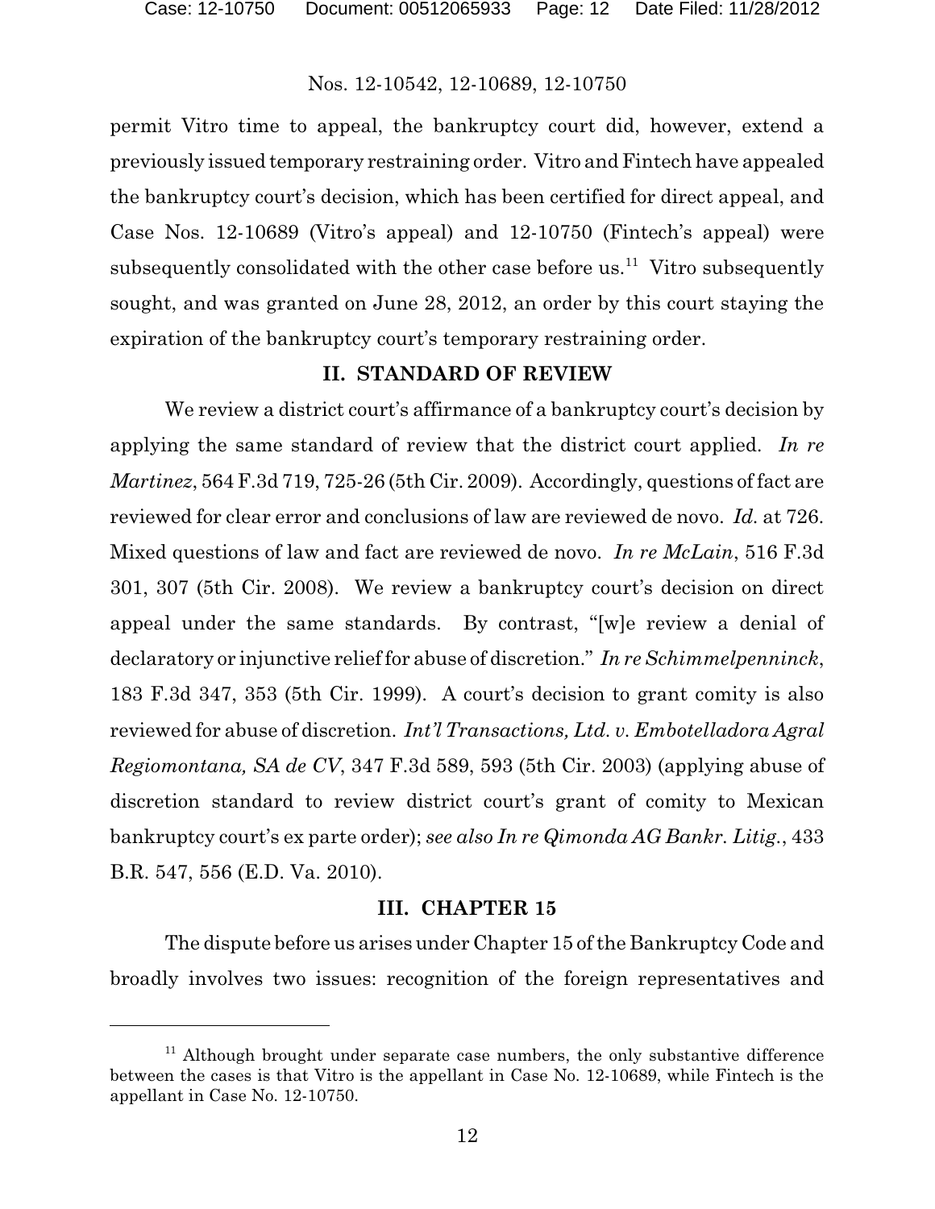permit Vitro time to appeal, the bankruptcy court did, however, extend a previously issued temporary restraining order. Vitro and Fintech have appealed the bankruptcy court's decision, which has been certified for direct appeal, and Case Nos. 12-10689 (Vitro's appeal) and 12-10750 (Fintech's appeal) were subsequently consolidated with the other case before us.[11] Vitro subsequently sought, and was granted on June 28, 2012, an order by this court staying the expiration of the bankruptcy court's temporary restraining order.

## II. STANDARD OF REVIEW

We review a district court's affirmance of a bankruptcy court's decision by applying the same standard of review that the district court applied. *In re Martinez*, 564 F.3d 719, 725-26 (5th Cir. 2009). Accordingly, questions of fact are reviewed for clear error and conclusions of law are reviewed de novo. *Id.* at 726. Mixed questions of law and fact are reviewed de novo. *In re McLain*, 516 F.3d 301, 307 (5th Cir. 2008). We review a bankruptcy court's decision on direct appeal under the same standards. By contrast, "[w]e review a denial of declaratory or injunctive relief for abuse of discretion." *In re Schimmelpenninck*, 183 F.3d 347, 353 (5th Cir. 1999). A court's decision to grant comity is also reviewed for abuse of discretion. *Int'l Transactions, Ltd. v. Embotelladora Agral Regiomontana, SA de CV*, 347 F.3d 589, 593 (5th Cir. 2003) (applying abuse of discretion standard to review district court's grant of comity to Mexican bankruptcy court's ex parte order); *see also In re Qimonda AG Bankr. Litig.*, 433 B.R. 547, 556 (E.D. Va. 2010).

## III. CHAPTER 15

The dispute before us arises under Chapter 15 of the Bankruptcy Code and broadly involves two issues: recognition of the foreign representatives and

---

[11] Although brought under separate case numbers, the only substantive difference between the cases is that Vitro is the appellant in Case No. 12-10689, while Fintech is the appellant in Case No. 12-10750.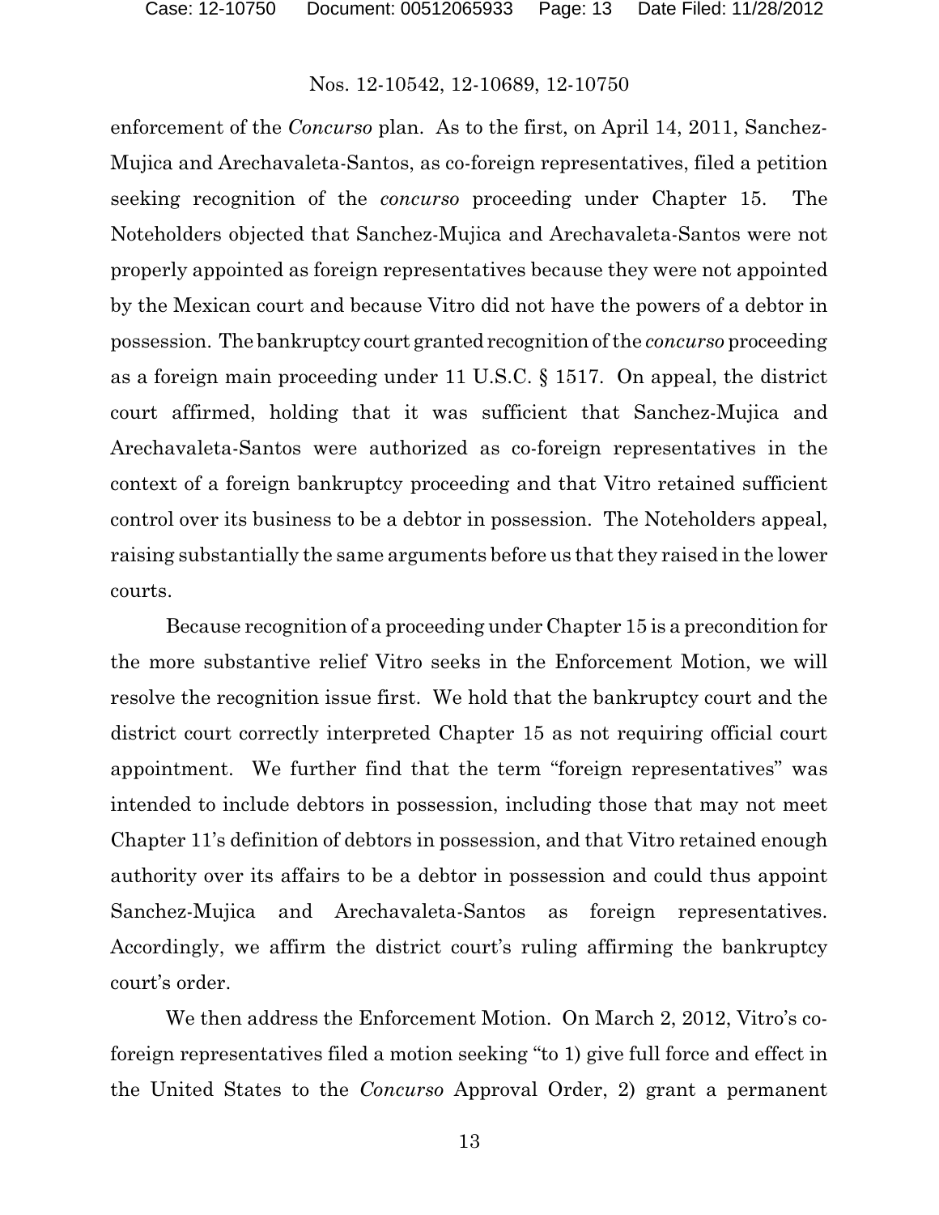enforcement of the *Concurso* plan. As to the first, on April 14, 2011, Sanchez-Mujica and Arechavaleta-Santos, as co-foreign representatives, filed a petition seeking recognition of the *concurso* proceeding under Chapter 15. The Noteholders objected that Sanchez-Mujica and Arechavaleta-Santos were not properly appointed as foreign representatives because they were not appointed by the Mexican court and because Vitro did not have the powers of a debtor in possession. The bankruptcy court granted recognition of the *concurso* proceeding as a foreign main proceeding under 11 U.S.C. § 1517. On appeal, the district court affirmed, holding that it was sufficient that Sanchez-Mujica and Arechavaleta-Santos were authorized as co-foreign representatives in the context of a foreign bankruptcy proceeding and that Vitro retained sufficient control over its business to be a debtor in possession. The Noteholders appeal, raising substantially the same arguments before us that they raised in the lower courts.

Because recognition of a proceeding under Chapter 15 is a precondition for the more substantive relief Vitro seeks in the Enforcement Motion, we will resolve the recognition issue first. We hold that the bankruptcy court and the district court correctly interpreted Chapter 15 as not requiring official court appointment. We further find that the term "foreign representatives" was intended to include debtors in possession, including those that may not meet Chapter 11's definition of debtors in possession, and that Vitro retained enough authority over its affairs to be a debtor in possession and could thus appoint Sanchez-Mujica and Arechavaleta-Santos as foreign representatives. Accordingly, we affirm the district court's ruling affirming the bankruptcy court's order.

We then address the Enforcement Motion. On March 2, 2012, Vitro's co-foreign representatives filed a motion seeking "to 1) give full force and effect in the United States to the *Concurso* Approval Order, 2) grant a permanent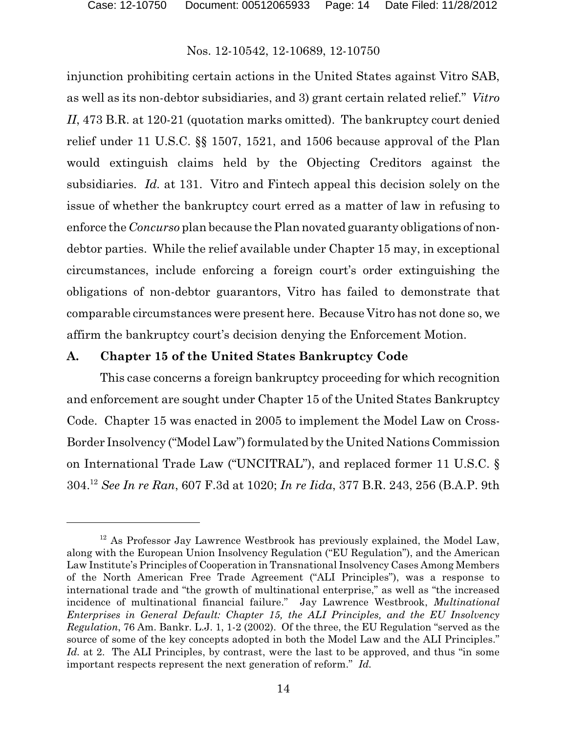injunction prohibiting certain actions in the United States against Vitro SAB, as well as its non-debtor subsidiaries, and 3) grant certain related relief." *Vitro II*, 473 B.R. at 120-21 (quotation marks omitted). The bankruptcy court denied relief under 11 U.S.C. §§ 1507, 1521, and 1506 because approval of the Plan would extinguish claims held by the Objecting Creditors against the subsidiaries. *Id.* at 131. Vitro and Fintech appeal this decision solely on the issue of whether the bankruptcy court erred as a matter of law in refusing to enforce the *Concurso* plan because the Plan novated guaranty obligations of non-debtor parties. While the relief available under Chapter 15 may, in exceptional circumstances, include enforcing a foreign court's order extinguishing the obligations of non-debtor guarantors, Vitro has failed to demonstrate that comparable circumstances were present here. Because Vitro has not done so, we affirm the bankruptcy court's decision denying the Enforcement Motion.

### A. Chapter 15 of the United States Bankruptcy Code

This case concerns a foreign bankruptcy proceeding for which recognition and enforcement are sought under Chapter 15 of the United States Bankruptcy Code. Chapter 15 was enacted in 2005 to implement the Model Law on Cross-Border Insolvency ("Model Law") formulated by the United Nations Commission on International Trade Law ("UNCITRAL"), and replaced former 11 U.S.C. § 304.[12] *See In re Ran*, 607 F.3d at 1020; *In re Iida*, 377 B.R. 243, 256 (B.A.P. 9th

---

[12] As Professor Jay Lawrence Westbrook has previously explained, the Model Law, along with the European Union Insolvency Regulation ("EU Regulation"), and the American Law Institute's Principles of Cooperation in Transnational Insolvency Cases Among Members of the North American Free Trade Agreement ("ALI Principles"), was a response to international trade and "the growth of multinational enterprise," as well as "the increased incidence of multinational financial failure." Jay Lawrence Westbrook, *Multinational Enterprises in General Default: Chapter 15, the ALI Principles, and the EU Insolvency Regulation*, 76 Am. Bankr. L.J. 1, 1-2 (2002). Of the three, the EU Regulation "served as the source of some of the key concepts adopted in both the Model Law and the ALI Principles." *Id.* at 2. The ALI Principles, by contrast, were the last to be approved, and thus "in some important respects represent the next generation of reform." *Id.*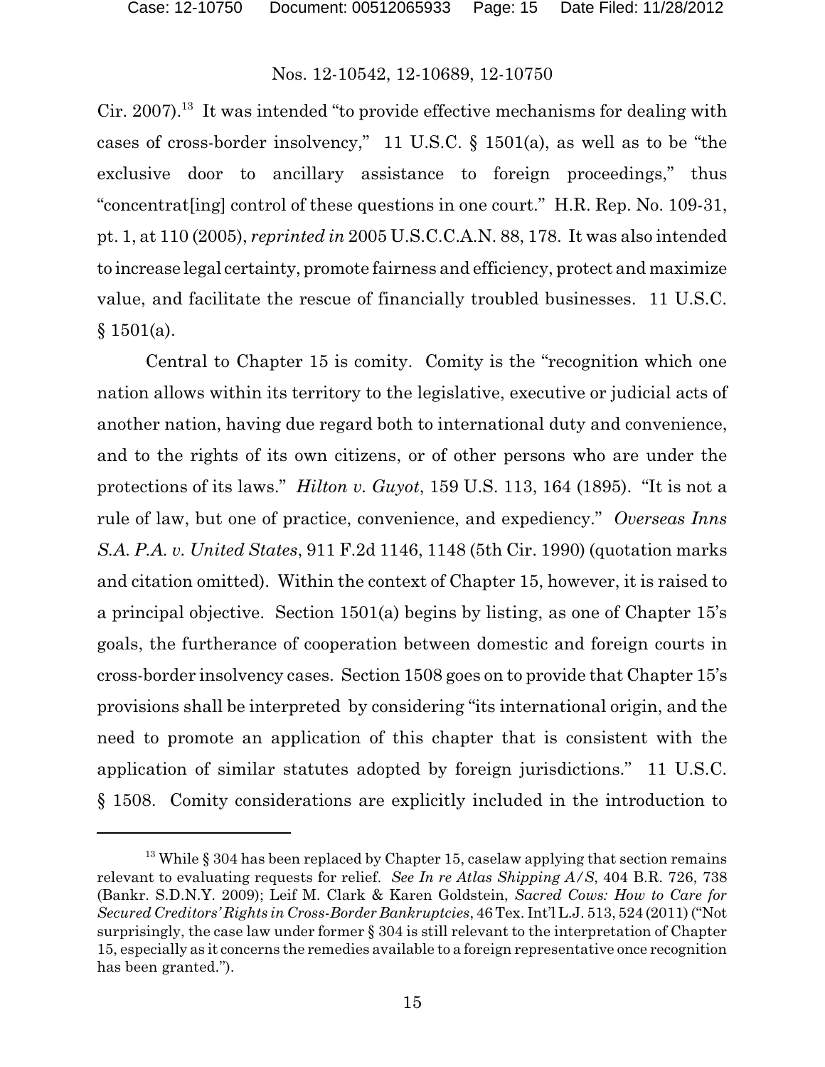Cir. 2007).[13] It was intended "to provide effective mechanisms for dealing with cases of cross-border insolvency," 11 U.S.C. § 1501(a), as well as to be "the exclusive door to ancillary assistance to foreign proceedings," thus "concentrat[ing] control of these questions in one court." H.R. Rep. No. 109-31, pt. 1, at 110 (2005), *reprinted in* 2005 U.S.C.C.A.N. 88, 178. It was also intended to increase legal certainty, promote fairness and efficiency, protect and maximize value, and facilitate the rescue of financially troubled businesses. 11 U.S.C. § 1501(a).

Central to Chapter 15 is comity. Comity is the "recognition which one nation allows within its territory to the legislative, executive or judicial acts of another nation, having due regard both to international duty and convenience, and to the rights of its own citizens, or of other persons who are under the protections of its laws." *Hilton v. Guyot*, 159 U.S. 113, 164 (1895). "It is not a rule of law, but one of practice, convenience, and expediency." *Overseas Inns S.A. P.A. v. United States*, 911 F.2d 1146, 1148 (5th Cir. 1990) (quotation marks and citation omitted). Within the context of Chapter 15, however, it is raised to a principal objective. Section 1501(a) begins by listing, as one of Chapter 15's goals, the furtherance of cooperation between domestic and foreign courts in cross-border insolvency cases. Section 1508 goes on to provide that Chapter 15's provisions shall be interpreted by considering "its international origin, and the need to promote an application of this chapter that is consistent with the application of similar statutes adopted by foreign jurisdictions." 11 U.S.C. § 1508. Comity considerations are explicitly included in the introduction to

---

[13] While § 304 has been replaced by Chapter 15, caselaw applying that section remains relevant to evaluating requests for relief. *See In re Atlas Shipping A/S*, 404 B.R. 726, 738 (Bankr. S.D.N.Y. 2009); Leif M. Clark & Karen Goldstein, *Sacred Cows: How to Care for Secured Creditors' Rights in Cross-Border Bankruptcies*, 46 Tex. Int'l L.J. 513, 524 (2011) ("Not surprisingly, the case law under former § 304 is still relevant to the interpretation of Chapter 15, especially as it concerns the remedies available to a foreign representative once recognition has been granted.").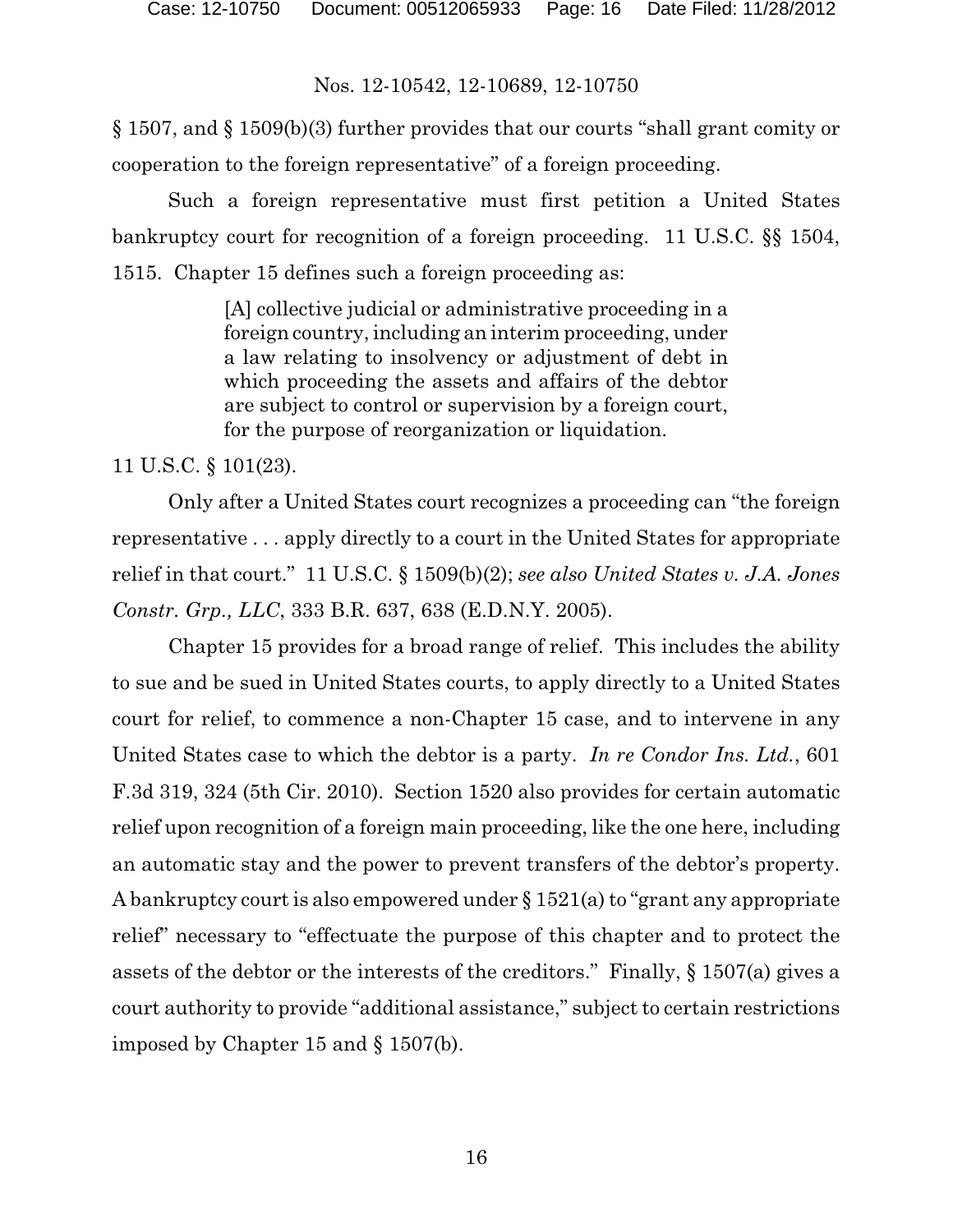§ 1507, and § 1509(b)(3) further provides that our courts "shall grant comity or cooperation to the foreign representative" of a foreign proceeding.

Such a foreign representative must first petition a United States bankruptcy court for recognition of a foreign proceeding. 11 U.S.C. §§ 1504, 1515. Chapter 15 defines such a foreign proceeding as:

> [A] collective judicial or administrative proceeding in a foreign country, including an interim proceeding, under a law relating to insolvency or adjustment of debt in which proceeding the assets and affairs of the debtor are subject to control or supervision by a foreign court, for the purpose of reorganization or liquidation.

11 U.S.C. § 101(23).

Only after a United States court recognizes a proceeding can "the foreign representative . . . apply directly to a court in the United States for appropriate relief in that court." 11 U.S.C. § 1509(b)(2); *see also United States v. J.A. Jones Constr. Grp., LLC*, 333 B.R. 637, 638 (E.D.N.Y. 2005).

Chapter 15 provides for a broad range of relief. This includes the ability to sue and be sued in United States courts, to apply directly to a United States court for relief, to commence a non-Chapter 15 case, and to intervene in any United States case to which the debtor is a party. *In re Condor Ins. Ltd.*, 601 F.3d 319, 324 (5th Cir. 2010). Section 1520 also provides for certain automatic relief upon recognition of a foreign main proceeding, like the one here, including an automatic stay and the power to prevent transfers of the debtor's property. A bankruptcy court is also empowered under § 1521(a) to "grant any appropriate relief" necessary to "effectuate the purpose of this chapter and to protect the assets of the debtor or the interests of the creditors." Finally, § 1507(a) gives a court authority to provide "additional assistance," subject to certain restrictions imposed by Chapter 15 and § 1507(b).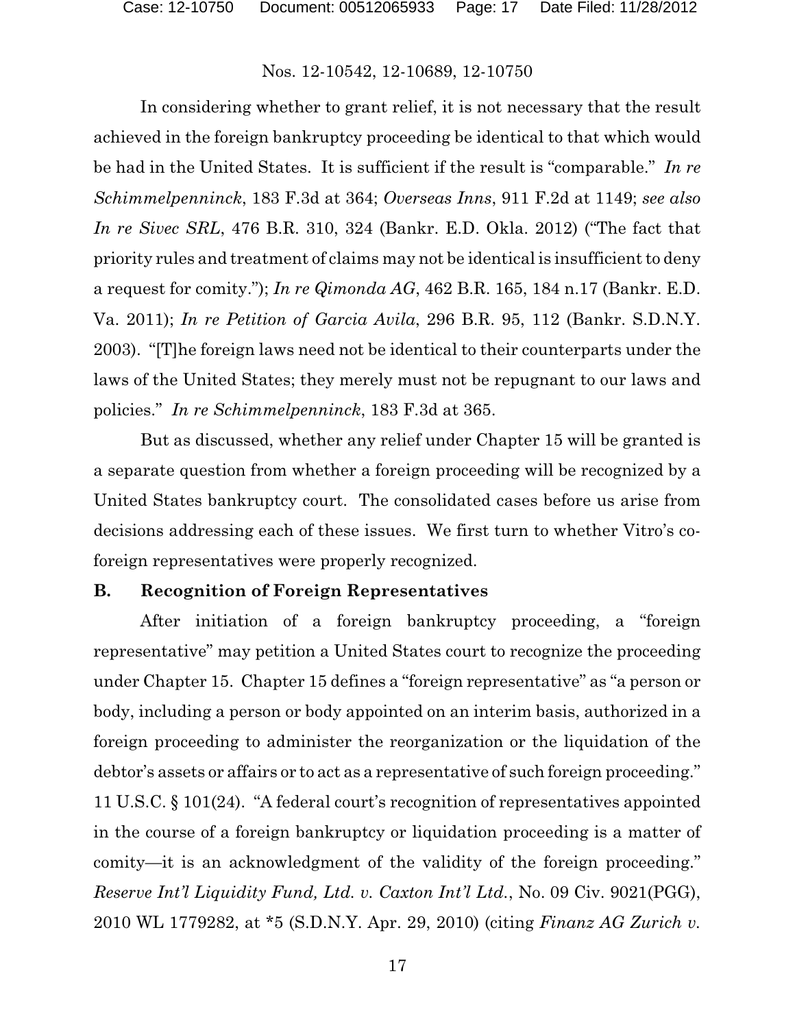In considering whether to grant relief, it is not necessary that the result achieved in the foreign bankruptcy proceeding be identical to that which would be had in the United States. It is sufficient if the result is "comparable." *In re Schimmelpenninck*, 183 F.3d at 364; *Overseas Inns*, 911 F.2d at 1149; *see also In re Sivec SRL*, 476 B.R. 310, 324 (Bankr. E.D. Okla. 2012) ("The fact that priority rules and treatment of claims may not be identical is insufficient to deny a request for comity."); *In re Qimonda AG*, 462 B.R. 165, 184 n.17 (Bankr. E.D. Va. 2011); *In re Petition of Garcia Avila*, 296 B.R. 95, 112 (Bankr. S.D.N.Y. 2003). "[T]he foreign laws need not be identical to their counterparts under the laws of the United States; they merely must not be repugnant to our laws and policies." *In re Schimmelpenninck*, 183 F.3d at 365.

But as discussed, whether any relief under Chapter 15 will be granted is a separate question from whether a foreign proceeding will be recognized by a United States bankruptcy court. The consolidated cases before us arise from decisions addressing each of these issues. We first turn to whether Vitro's co-foreign representatives were properly recognized.

## B. Recognition of Foreign Representatives

After initiation of a foreign bankruptcy proceeding, a "foreign representative" may petition a United States court to recognize the proceeding under Chapter 15. Chapter 15 defines a "foreign representative" as "a person or body, including a person or body appointed on an interim basis, authorized in a foreign proceeding to administer the reorganization or the liquidation of the debtor's assets or affairs or to act as a representative of such foreign proceeding." 11 U.S.C. § 101(24). "A federal court's recognition of representatives appointed in the course of a foreign bankruptcy or liquidation proceeding is a matter of comity—it is an acknowledgment of the validity of the foreign proceeding." *Reserve Int'l Liquidity Fund, Ltd. v. Caxton Int'l Ltd.*, No. 09 Civ. 9021(PGG), 2010 WL 1779282, at *5 (S.D.N.Y. Apr. 29, 2010) (citing *Finanz AG Zurich v.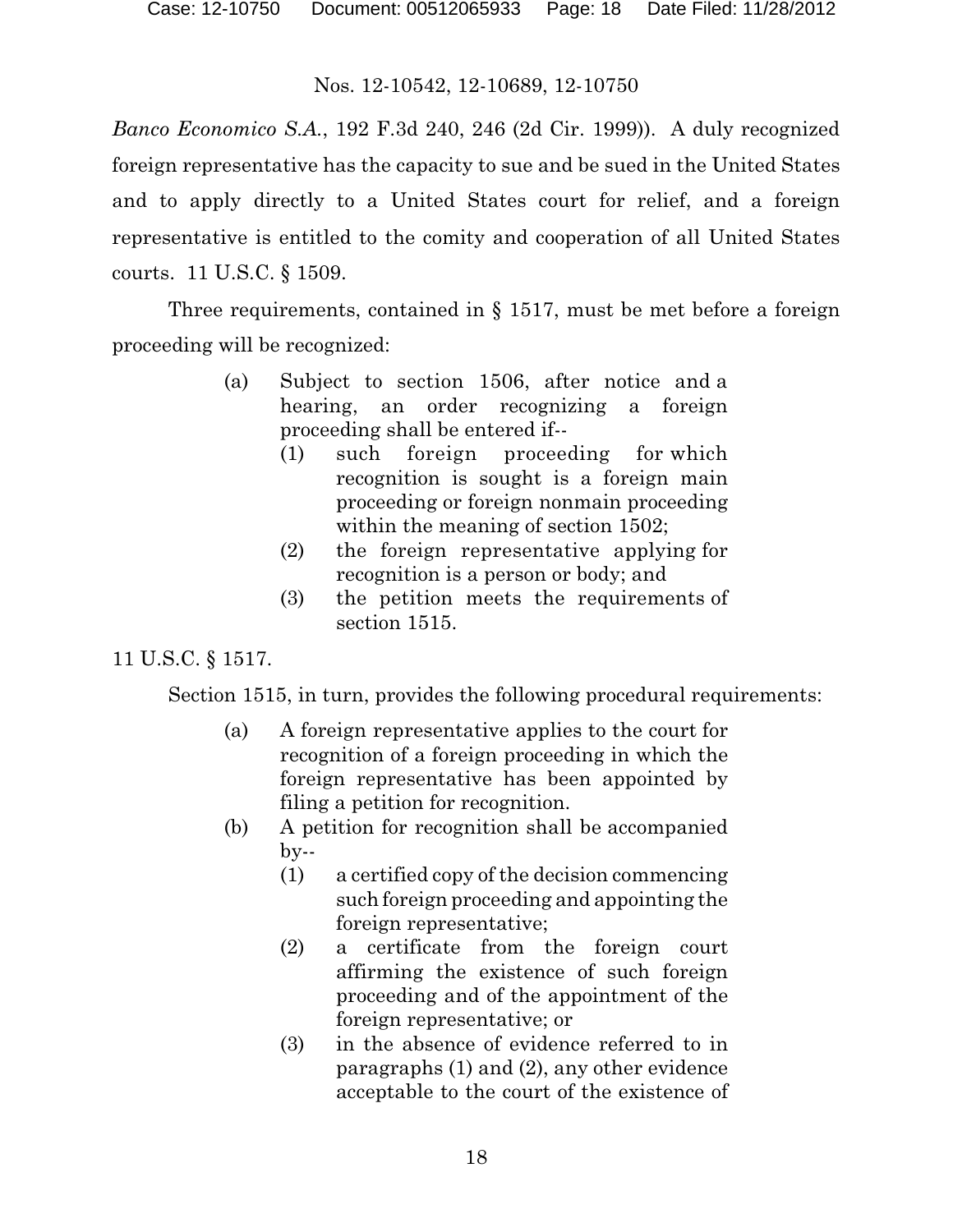*Banco Economico S.A.*, 192 F.3d 240, 246 (2d Cir. 1999)). A duly recognized foreign representative has the capacity to sue and be sued in the United States and to apply directly to a United States court for relief, and a foreign representative is entitled to the comity and cooperation of all United States courts. 11 U.S.C. § 1509.

Three requirements, contained in § 1517, must be met before a foreign proceeding will be recognized:

> (a) Subject to section 1506, after notice and a hearing, an order recognizing a foreign proceeding shall be entered if--
>
> (1) such foreign proceeding for which recognition is sought is a foreign main proceeding or foreign nonmain proceeding within the meaning of section 1502;
>
> (2) the foreign representative applying for recognition is a person or body; and
>
> (3) the petition meets the requirements of section 1515.

11 U.S.C. § 1517.

Section 1515, in turn, provides the following procedural requirements:

> (a) A foreign representative applies to the court for recognition of a foreign proceeding in which the foreign representative has been appointed by filing a petition for recognition.
>
> (b) A petition for recognition shall be accompanied by--
>
> (1) a certified copy of the decision commencing such foreign proceeding and appointing the foreign representative;
>
> (2) a certificate from the foreign court affirming the existence of such foreign proceeding and of the appointment of the foreign representative; or
>
> (3) in the absence of evidence referred to in paragraphs (1) and (2), any other evidence acceptable to the court of the existence of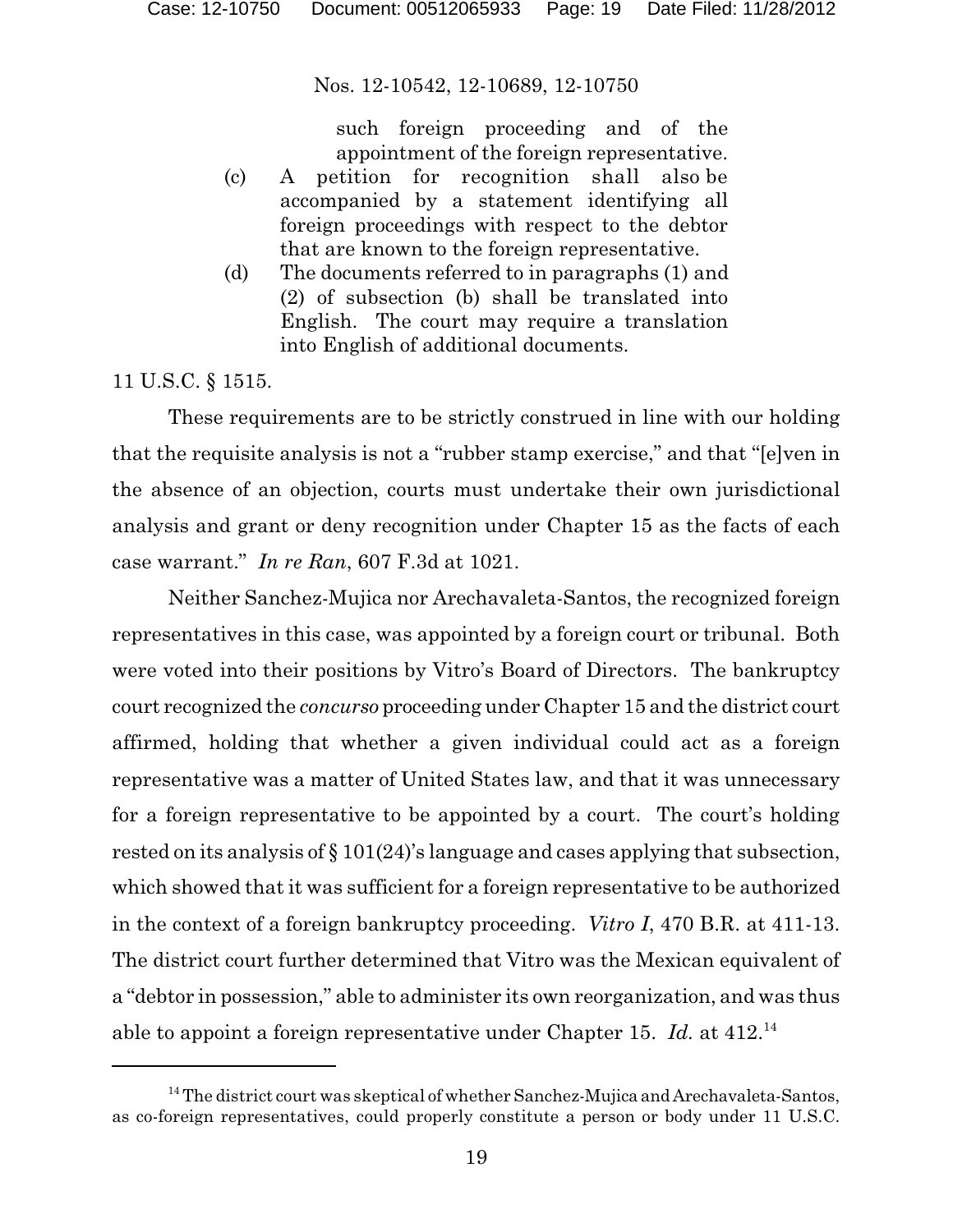such foreign proceeding and of the appointment of the foreign representative.

(c) A petition for recognition shall also be accompanied by a statement identifying all foreign proceedings with respect to the debtor that are known to the foreign representative.

(d) The documents referred to in paragraphs (1) and (2) of subsection (b) shall be translated into English. The court may require a translation into English of additional documents.

11 U.S.C. § 1515.

These requirements are to be strictly construed in line with our holding that the requisite analysis is not a "rubber stamp exercise," and that "[e]ven in the absence of an objection, courts must undertake their own jurisdictional analysis and grant or deny recognition under Chapter 15 as the facts of each case warrant." *In re Ran*, 607 F.3d at 1021.

Neither Sanchez-Mujica nor Arechavaleta-Santos, the recognized foreign representatives in this case, was appointed by a foreign court or tribunal. Both were voted into their positions by Vitro's Board of Directors. The bankruptcy court recognized the *concurso* proceeding under Chapter 15 and the district court affirmed, holding that whether a given individual could act as a foreign representative was a matter of United States law, and that it was unnecessary for a foreign representative to be appointed by a court. The court's holding rested on its analysis of § 101(24)'s language and cases applying that subsection, which showed that it was sufficient for a foreign representative to be authorized in the context of a foreign bankruptcy proceeding. *Vitro I*, 470 B.R. at 411-13. The district court further determined that Vitro was the Mexican equivalent of a "debtor in possession," able to administer its own reorganization, and was thus able to appoint a foreign representative under Chapter 15. *Id.* at 412.[14]

---

[14] The district court was skeptical of whether Sanchez-Mujica and Arechavaleta-Santos, as co-foreign representatives, could properly constitute a person or body under 11 U.S.C.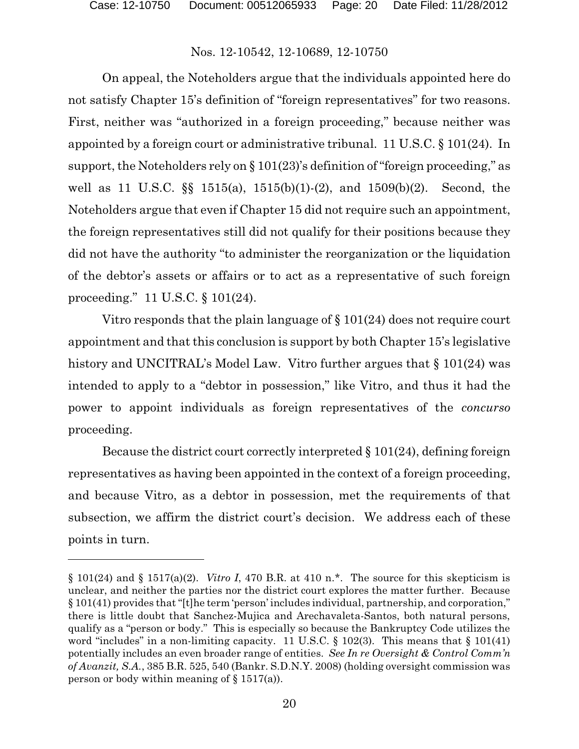Nos. 12-10542, 12-10689, 12-10750

On appeal, the Noteholders argue that the individuals appointed here do not satisfy Chapter 15's definition of "foreign representatives" for two reasons. First, neither was "authorized in a foreign proceeding," because neither was appointed by a foreign court or administrative tribunal. 11 U.S.C. § 101(24). In support, the Noteholders rely on § 101(23)'s definition of "foreign proceeding," as well as 11 U.S.C. §§ 1515(a), 1515(b)(1)-(2), and 1509(b)(2). Second, the Noteholders argue that even if Chapter 15 did not require such an appointment, the foreign representatives still did not qualify for their positions because they did not have the authority "to administer the reorganization or the liquidation of the debtor's assets or affairs or to act as a representative of such foreign proceeding." 11 U.S.C. § 101(24).

Vitro responds that the plain language of § 101(24) does not require court appointment and that this conclusion is support by both Chapter 15's legislative history and UNCITRAL's Model Law. Vitro further argues that § 101(24) was intended to apply to a "debtor in possession," like Vitro, and thus it had the power to appoint individuals as foreign representatives of the *concurso* proceeding.

Because the district court correctly interpreted § 101(24), defining foreign representatives as having been appointed in the context of a foreign proceeding, and because Vitro, as a debtor in possession, met the requirements of that subsection, we affirm the district court's decision. We address each of these points in turn.

---

§ 101(24) and § 1517(a)(2). *Vitro I*, 470 B.R. at 410 n.*. The source for this skepticism is unclear, and neither the parties nor the district court explores the matter further. Because § 101(41) provides that "[t]he term 'person' includes individual, partnership, and corporation," there is little doubt that Sanchez-Mujica and Arechavaleta-Santos, both natural persons, qualify as a "person or body." This is especially so because the Bankruptcy Code utilizes the word "includes" in a non-limiting capacity. 11 U.S.C. § 102(3). This means that § 101(41) potentially includes an even broader range of entities. *See In re Oversight & Control Comm'n of Avanzit, S.A.*, 385 B.R. 525, 540 (Bankr. S.D.N.Y. 2008) (holding oversight commission was person or body within meaning of § 1517(a)).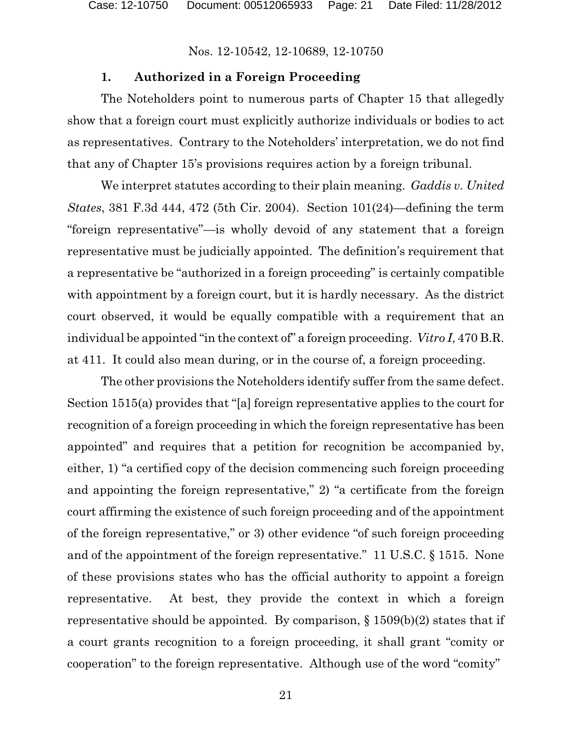### 1. Authorized in a Foreign Proceeding

The Noteholders point to numerous parts of Chapter 15 that allegedly show that a foreign court must explicitly authorize individuals or bodies to act as representatives. Contrary to the Noteholders' interpretation, we do not find that any of Chapter 15's provisions requires action by a foreign tribunal.

We interpret statutes according to their plain meaning. *Gaddis v. United States*, 381 F.3d 444, 472 (5th Cir. 2004). Section 101(24)—defining the term "foreign representative"—is wholly devoid of any statement that a foreign representative must be judicially appointed. The definition's requirement that a representative be "authorized in a foreign proceeding" is certainly compatible with appointment by a foreign court, but it is hardly necessary. As the district court observed, it would be equally compatible with a requirement that an individual be appointed "in the context of" a foreign proceeding. *Vitro I*, 470 B.R. at 411. It could also mean during, or in the course of, a foreign proceeding.

The other provisions the Noteholders identify suffer from the same defect. Section 1515(a) provides that "[a] foreign representative applies to the court for recognition of a foreign proceeding in which the foreign representative has been appointed" and requires that a petition for recognition be accompanied by, either, 1) "a certified copy of the decision commencing such foreign proceeding and appointing the foreign representative," 2) "a certificate from the foreign court affirming the existence of such foreign proceeding and of the appointment of the foreign representative," or 3) other evidence "of such foreign proceeding and of the appointment of the foreign representative." 11 U.S.C. § 1515. None of these provisions states who has the official authority to appoint a foreign representative. At best, they provide the context in which a foreign representative should be appointed. By comparison, § 1509(b)(2) states that if a court grants recognition to a foreign proceeding, it shall grant "comity or cooperation" to the foreign representative. Although use of the word "comity"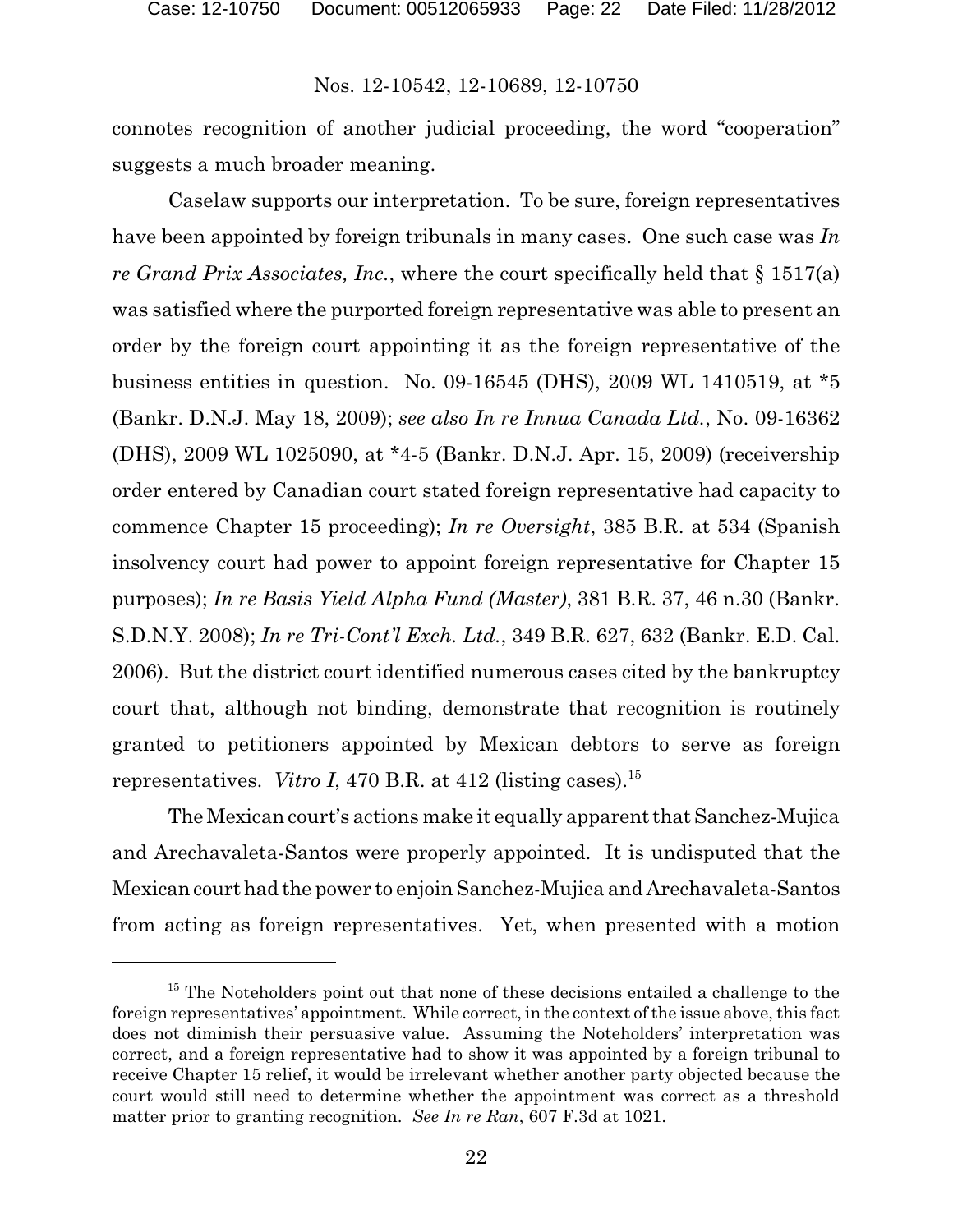connotes recognition of another judicial proceeding, the word "cooperation" suggests a much broader meaning.

Caselaw supports our interpretation. To be sure, foreign representatives have been appointed by foreign tribunals in many cases. One such case was *In re Grand Prix Associates, Inc.*, where the court specifically held that § 1517(a) was satisfied where the purported foreign representative was able to present an order by the foreign court appointing it as the foreign representative of the business entities in question. No. 09-16545 (DHS), 2009 WL 1410519, at *5 (Bankr. D.N.J. May 18, 2009); *see also In re Innua Canada Ltd.*, No. 09-16362 (DHS), 2009 WL 1025090, at *4-5 (Bankr. D.N.J. Apr. 15, 2009) (receivership order entered by Canadian court stated foreign representative had capacity to commence Chapter 15 proceeding); *In re Oversight*, 385 B.R. at 534 (Spanish insolvency court had power to appoint foreign representative for Chapter 15 purposes); *In re Basis Yield Alpha Fund (Master)*, 381 B.R. 37, 46 n.30 (Bankr. S.D.N.Y. 2008); *In re Tri-Cont'l Exch. Ltd.*, 349 B.R. 627, 632 (Bankr. E.D. Cal. 2006). But the district court identified numerous cases cited by the bankruptcy court that, although not binding, demonstrate that recognition is routinely granted to petitioners appointed by Mexican debtors to serve as foreign representatives. *Vitro I*, 470 B.R. at 412 (listing cases).[15]

The Mexican court's actions make it equally apparent that Sanchez-Mujica and Arechavaleta-Santos were properly appointed. It is undisputed that the Mexican court had the power to enjoin Sanchez-Mujica and Arechavaleta-Santos from acting as foreign representatives. Yet, when presented with a motion

---

[15] The Noteholders point out that none of these decisions entailed a challenge to the foreign representatives' appointment. While correct, in the context of the issue above, this fact does not diminish their persuasive value. Assuming the Noteholders' interpretation was correct, and a foreign representative had to show it was appointed by a foreign tribunal to receive Chapter 15 relief, it would be irrelevant whether another party objected because the court would still need to determine whether the appointment was correct as a threshold matter prior to granting recognition. *See In re Ran*, 607 F.3d at 1021.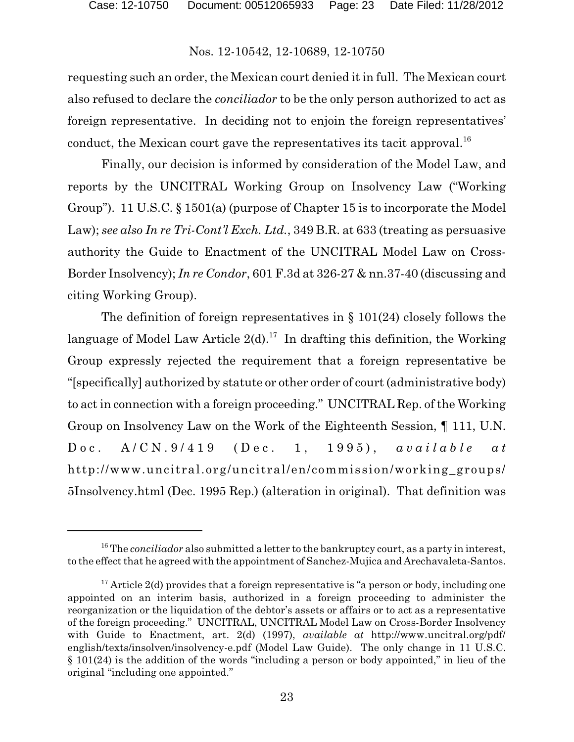requesting such an order, the Mexican court denied it in full. The Mexican court also refused to declare the *conciliador* to be the only person authorized to act as foreign representative. In deciding not to enjoin the foreign representatives' conduct, the Mexican court gave the representatives its tacit approval.[16]

Finally, our decision is informed by consideration of the Model Law, and reports by the UNCITRAL Working Group on Insolvency Law ("Working Group"). 11 U.S.C. § 1501(a) (purpose of Chapter 15 is to incorporate the Model Law); *see also In re Tri-Cont'l Exch. Ltd.*, 349 B.R. at 633 (treating as persuasive authority the Guide to Enactment of the UNCITRAL Model Law on Cross-Border Insolvency); *In re Condor*, 601 F.3d at 326-27 & nn.37-40 (discussing and citing Working Group).

The definition of foreign representatives in § 101(24) closely follows the language of Model Law Article 2(d).[17] In drafting this definition, the Working Group expressly rejected the requirement that a foreign representative be "[specifically] authorized by statute or other order of court (administrative body) to act in connection with a foreign proceeding." UNCITRAL Rep. of the Working Group on Insolvency Law on the Work of the Eighteenth Session, ¶ 111, U.N. Doc. A/CN.9/419 (Dec. 1, 1995), *available at* http://www.uncitral.org/uncitral/en/commission/working_groups/5Insolvency.html (Dec. 1995 Rep.) (alteration in original). That definition was

---

[16] The *conciliador* also submitted a letter to the bankruptcy court, as a party in interest, to the effect that he agreed with the appointment of Sanchez-Mujica and Arechavaleta-Santos.

[17] Article 2(d) provides that a foreign representative is "a person or body, including one appointed on an interim basis, authorized in a foreign proceeding to administer the reorganization or the liquidation of the debtor's assets or affairs or to act as a representative of the foreign proceeding." UNCITRAL, UNCITRAL Model Law on Cross-Border Insolvency with Guide to Enactment, art. 2(d) (1997), *available at* http://www.uncitral.org/pdf/english/texts/insolven/insolvency-e.pdf (Model Law Guide). The only change in 11 U.S.C. § 101(24) is the addition of the words "including a person or body appointed," in lieu of the original "including one appointed."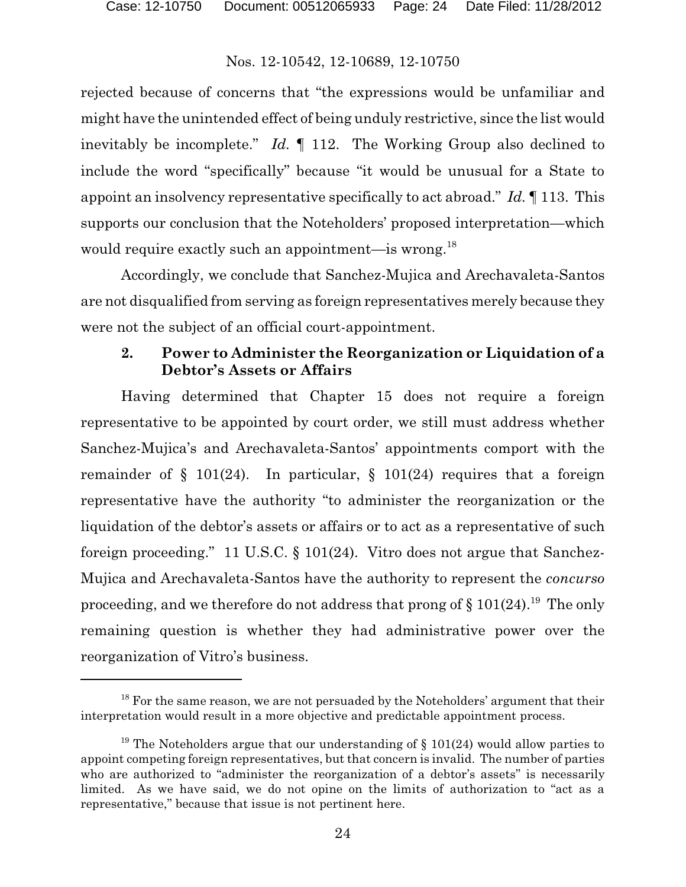rejected because of concerns that "the expressions would be unfamiliar and might have the unintended effect of being unduly restrictive, since the list would inevitably be incomplete." *Id.* ¶ 112. The Working Group also declined to include the word "specifically" because "it would be unusual for a State to appoint an insolvency representative specifically to act abroad." *Id.* ¶ 113. This supports our conclusion that the Noteholders' proposed interpretation—which would require exactly such an appointment—is wrong.[18]

Accordingly, we conclude that Sanchez-Mujica and Arechavaleta-Santos are not disqualified from serving as foreign representatives merely because they were not the subject of an official court-appointment.

### 2. Power to Administer the Reorganization or Liquidation of a Debtor's Assets or Affairs

Having determined that Chapter 15 does not require a foreign representative to be appointed by court order, we still must address whether Sanchez-Mujica's and Arechavaleta-Santos' appointments comport with the remainder of § 101(24). In particular, § 101(24) requires that a foreign representative have the authority "to administer the reorganization or the liquidation of the debtor's assets or affairs or to act as a representative of such foreign proceeding." 11 U.S.C. § 101(24). Vitro does not argue that Sanchez-Mujica and Arechavaleta-Santos have the authority to represent the *concurso* proceeding, and we therefore do not address that prong of § 101(24).[19] The only remaining question is whether they had administrative power over the reorganization of Vitro's business.

---

[18] For the same reason, we are not persuaded by the Noteholders' argument that their interpretation would result in a more objective and predictable appointment process.

[19] The Noteholders argue that our understanding of § 101(24) would allow parties to appoint competing foreign representatives, but that concern is invalid. The number of parties who are authorized to "administer the reorganization of a debtor's assets" is necessarily limited. As we have said, we do not opine on the limits of authorization to "act as a representative," because that issue is not pertinent here.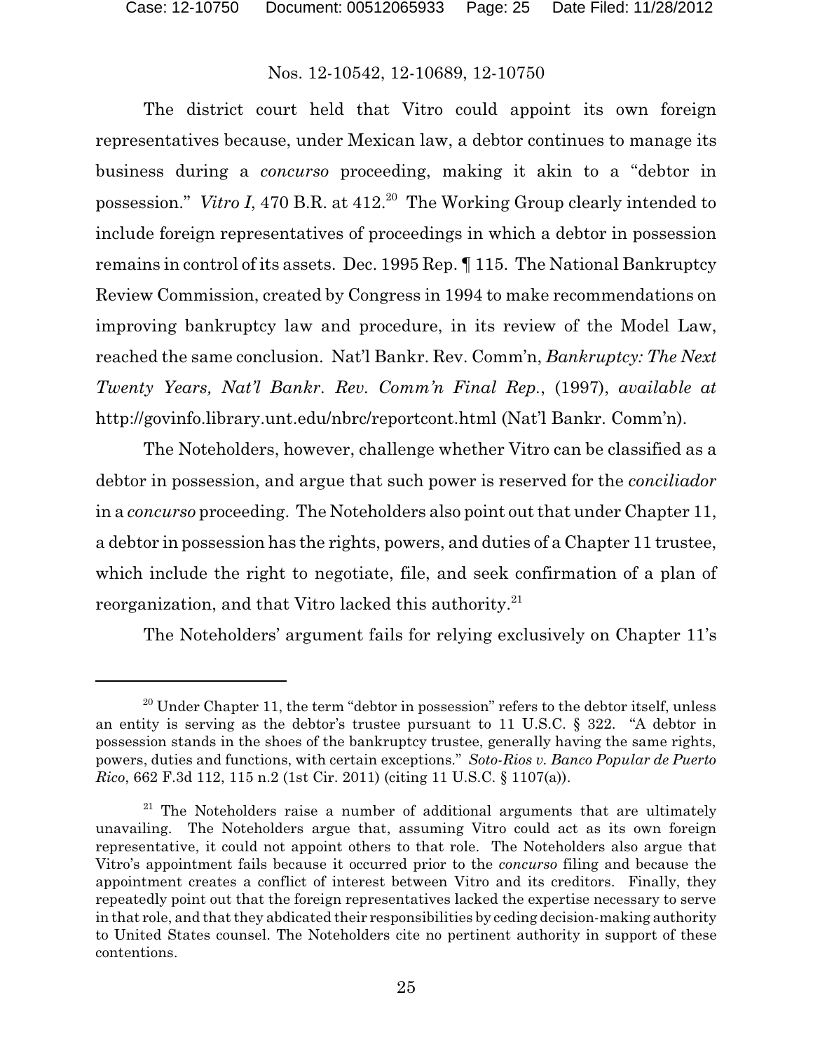The district court held that Vitro could appoint its own foreign representatives because, under Mexican law, a debtor continues to manage its business during a *concurso* proceeding, making it akin to a "debtor in possession." *Vitro I*, 470 B.R. at 412.[20] The Working Group clearly intended to include foreign representatives of proceedings in which a debtor in possession remains in control of its assets. Dec. 1995 Rep. ¶ 115. The National Bankruptcy Review Commission, created by Congress in 1994 to make recommendations on improving bankruptcy law and procedure, in its review of the Model Law, reached the same conclusion. Nat'l Bankr. Rev. Comm'n, *Bankruptcy: The Next Twenty Years, Nat'l Bankr. Rev. Comm'n Final Rep.*, (1997), *available at* http://govinfo.library.unt.edu/nbrc/reportcont.html (Nat'l Bankr. Comm'n).

The Noteholders, however, challenge whether Vitro can be classified as a debtor in possession, and argue that such power is reserved for the *conciliador* in a *concurso* proceeding. The Noteholders also point out that under Chapter 11, a debtor in possession has the rights, powers, and duties of a Chapter 11 trustee, which include the right to negotiate, file, and seek confirmation of a plan of reorganization, and that Vitro lacked this authority.[21]

The Noteholders' argument fails for relying exclusively on Chapter 11's

---

[20] Under Chapter 11, the term "debtor in possession" refers to the debtor itself, unless an entity is serving as the debtor's trustee pursuant to 11 U.S.C. § 322. "A debtor in possession stands in the shoes of the bankruptcy trustee, generally having the same rights, powers, duties and functions, with certain exceptions." *Soto-Rios v. Banco Popular de Puerto Rico*, 662 F.3d 112, 115 n.2 (1st Cir. 2011) (citing 11 U.S.C. § 1107(a)).

[21] The Noteholders raise a number of additional arguments that are ultimately unavailing. The Noteholders argue that, assuming Vitro could act as its own foreign representative, it could not appoint others to that role. The Noteholders also argue that Vitro's appointment fails because it occurred prior to the *concurso* filing and because the appointment creates a conflict of interest between Vitro and its creditors. Finally, they repeatedly point out that the foreign representatives lacked the expertise necessary to serve in that role, and that they abdicated their responsibilities by ceding decision-making authority to United States counsel. The Noteholders cite no pertinent authority in support of these contentions.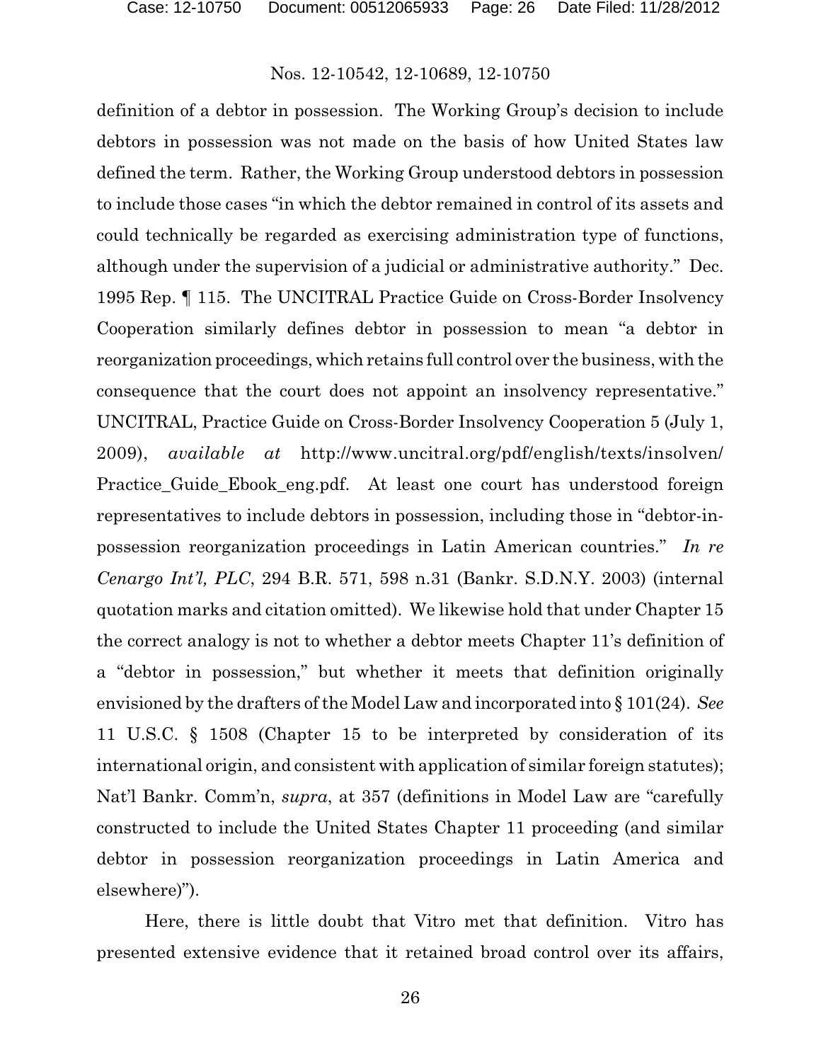definition of a debtor in possession. The Working Group's decision to include debtors in possession was not made on the basis of how United States law defined the term. Rather, the Working Group understood debtors in possession to include those cases "in which the debtor remained in control of its assets and could technically be regarded as exercising administration type of functions, although under the supervision of a judicial or administrative authority." Dec. 1995 Rep. ¶ 115. The UNCITRAL Practice Guide on Cross-Border Insolvency Cooperation similarly defines debtor in possession to mean "a debtor in reorganization proceedings, which retains full control over the business, with the consequence that the court does not appoint an insolvency representative." UNCITRAL, Practice Guide on Cross-Border Insolvency Cooperation 5 (July 1, 2009), *available at* http://www.uncitral.org/pdf/english/texts/insolven/Practice_Guide_Ebook_eng.pdf. At least one court has understood foreign representatives to include debtors in possession, including those in "debtor-in-possession reorganization proceedings in Latin American countries." *In re Cenargo Int'l, PLC*, 294 B.R. 571, 598 n.31 (Bankr. S.D.N.Y. 2003) (internal quotation marks and citation omitted). We likewise hold that under Chapter 15 the correct analogy is not to whether a debtor meets Chapter 11's definition of a "debtor in possession," but whether it meets that definition originally envisioned by the drafters of the Model Law and incorporated into § 101(24). *See* 11 U.S.C. § 1508 (Chapter 15 to be interpreted by consideration of its international origin, and consistent with application of similar foreign statutes); Nat'l Bankr. Comm'n, *supra*, at 357 (definitions in Model Law are "carefully constructed to include the United States Chapter 11 proceeding (and similar debtor in possession reorganization proceedings in Latin America and elsewhere)").

Here, there is little doubt that Vitro met that definition. Vitro has presented extensive evidence that it retained broad control over its affairs,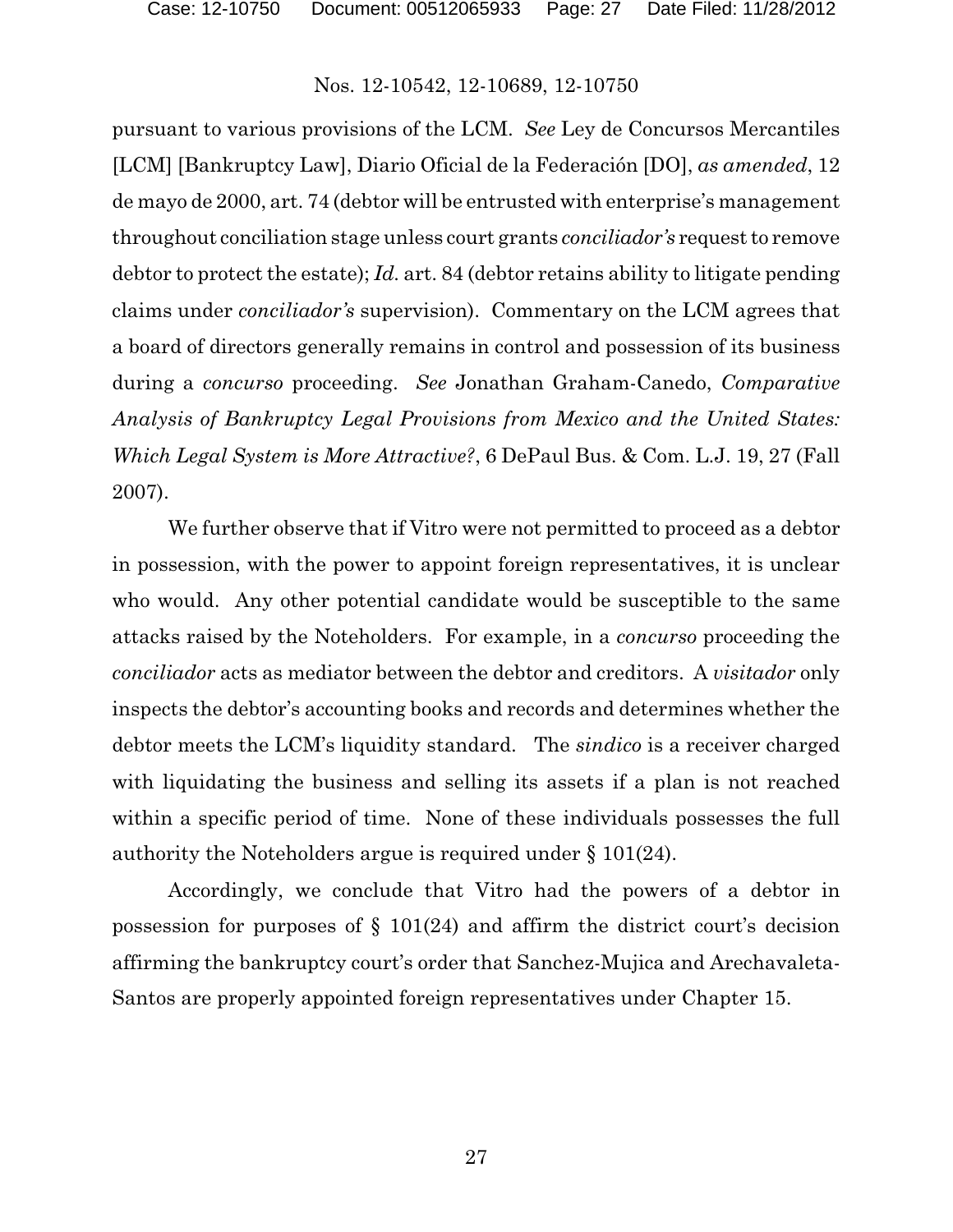pursuant to various provisions of the LCM. *See* Ley de Concursos Mercantiles [LCM] [Bankruptcy Law], Diario Oficial de la Federación [DO], *as amended*, 12 de mayo de 2000, art. 74 (debtor will be entrusted with enterprise's management throughout conciliation stage unless court grants *conciliador's* request to remove debtor to protect the estate); *Id.* art. 84 (debtor retains ability to litigate pending claims under *conciliador's* supervision). Commentary on the LCM agrees that a board of directors generally remains in control and possession of its business during a *concurso* proceeding. *See* Jonathan Graham-Canedo, *Comparative Analysis of Bankruptcy Legal Provisions from Mexico and the United States: Which Legal System is More Attractive?*, 6 DePaul Bus. & Com. L.J. 19, 27 (Fall 2007).

We further observe that if Vitro were not permitted to proceed as a debtor in possession, with the power to appoint foreign representatives, it is unclear who would. Any other potential candidate would be susceptible to the same attacks raised by the Noteholders. For example, in a *concurso* proceeding the *conciliador* acts as mediator between the debtor and creditors. A *visitador* only inspects the debtor's accounting books and records and determines whether the debtor meets the LCM's liquidity standard. The *sindico* is a receiver charged with liquidating the business and selling its assets if a plan is not reached within a specific period of time. None of these individuals possesses the full authority the Noteholders argue is required under § 101(24).

Accordingly, we conclude that Vitro had the powers of a debtor in possession for purposes of § 101(24) and affirm the district court's decision affirming the bankruptcy court's order that Sanchez-Mujica and Arechavaleta-Santos are properly appointed foreign representatives under Chapter 15.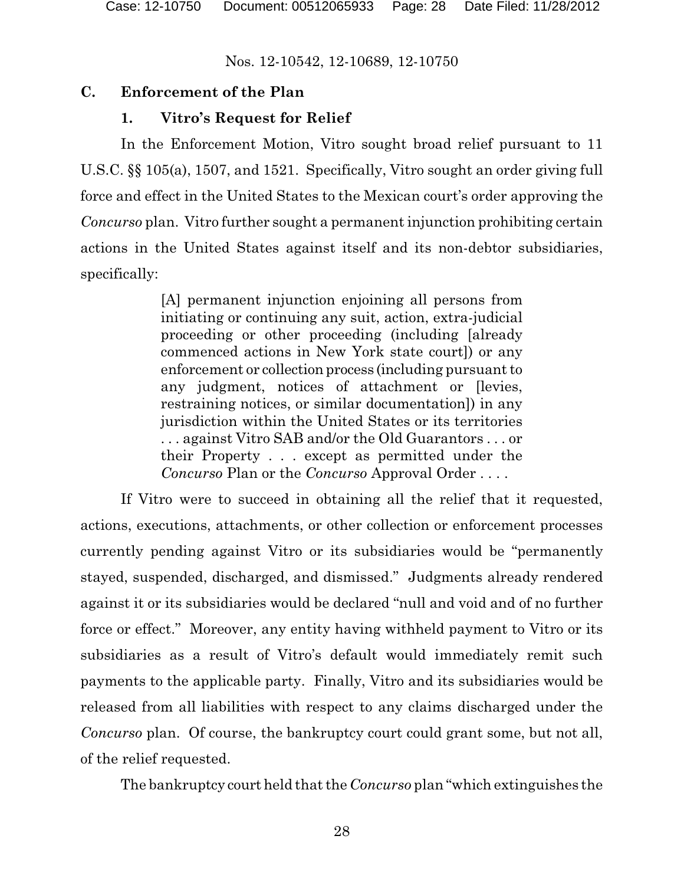### C. Enforcement of the Plan

#### 1. Vitro's Request for Relief

In the Enforcement Motion, Vitro sought broad relief pursuant to 11 U.S.C. §§ 105(a), 1507, and 1521. Specifically, Vitro sought an order giving full force and effect in the United States to the Mexican court's order approving the *Concurso* plan. Vitro further sought a permanent injunction prohibiting certain actions in the United States against itself and its non-debtor subsidiaries, specifically:

> [A] permanent injunction enjoining all persons from initiating or continuing any suit, action, extra-judicial proceeding or other proceeding (including [already commenced actions in New York state court]) or any enforcement or collection process (including pursuant to any judgment, notices of attachment or [levies, restraining notices, or similar documentation]) in any jurisdiction within the United States or its territories . . . against Vitro SAB and/or the Old Guarantors . . . or their Property . . . except as permitted under the *Concurso* Plan or the *Concurso* Approval Order . . . .

If Vitro were to succeed in obtaining all the relief that it requested, actions, executions, attachments, or other collection or enforcement processes currently pending against Vitro or its subsidiaries would be "permanently stayed, suspended, discharged, and dismissed." Judgments already rendered against it or its subsidiaries would be declared "null and void and of no further force or effect." Moreover, any entity having withheld payment to Vitro or its subsidiaries as a result of Vitro's default would immediately remit such payments to the applicable party. Finally, Vitro and its subsidiaries would be released from all liabilities with respect to any claims discharged under the *Concurso* plan. Of course, the bankruptcy court could grant some, but not all, of the relief requested.

The bankruptcy court held that the *Concurso* plan "which extinguishes the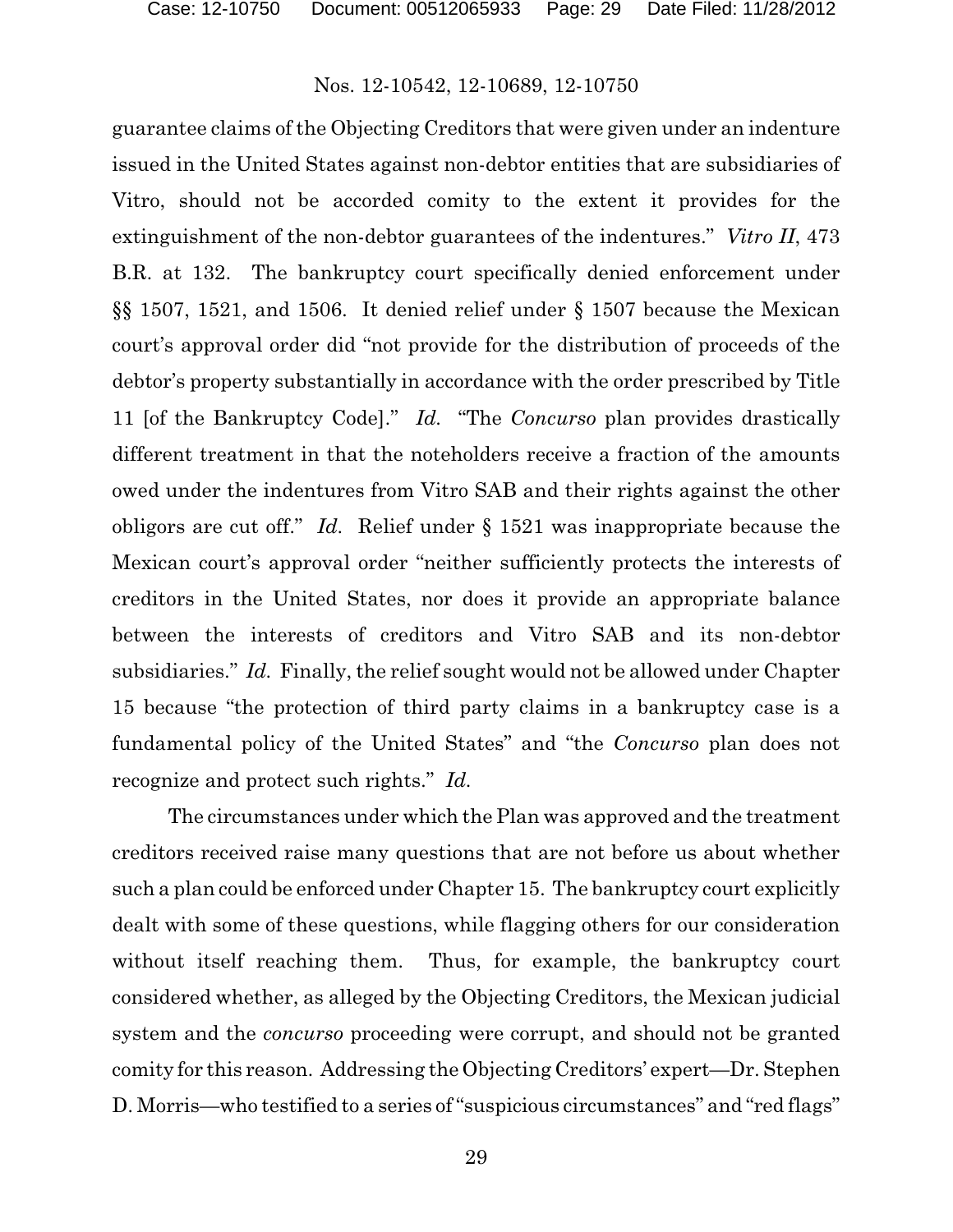guarantee claims of the Objecting Creditors that were given under an indenture issued in the United States against non-debtor entities that are subsidiaries of Vitro, should not be accorded comity to the extent it provides for the extinguishment of the non-debtor guarantees of the indentures." *Vitro II*, 473 B.R. at 132. The bankruptcy court specifically denied enforcement under §§ 1507, 1521, and 1506. It denied relief under § 1507 because the Mexican court's approval order did "not provide for the distribution of proceeds of the debtor's property substantially in accordance with the order prescribed by Title 11 [of the Bankruptcy Code]." *Id.* "The *Concurso* plan provides drastically different treatment in that the noteholders receive a fraction of the amounts owed under the indentures from Vitro SAB and their rights against the other obligors are cut off." *Id.* Relief under § 1521 was inappropriate because the Mexican court's approval order "neither sufficiently protects the interests of creditors in the United States, nor does it provide an appropriate balance between the interests of creditors and Vitro SAB and its non-debtor subsidiaries." *Id.* Finally, the relief sought would not be allowed under Chapter 15 because "the protection of third party claims in a bankruptcy case is a fundamental policy of the United States" and "the *Concurso* plan does not recognize and protect such rights." *Id.*

The circumstances under which the Plan was approved and the treatment creditors received raise many questions that are not before us about whether such a plan could be enforced under Chapter 15. The bankruptcy court explicitly dealt with some of these questions, while flagging others for our consideration without itself reaching them. Thus, for example, the bankruptcy court considered whether, as alleged by the Objecting Creditors, the Mexican judicial system and the *concurso* proceeding were corrupt, and should not be granted comity for this reason. Addressing the Objecting Creditors' expert—Dr. Stephen D. Morris—who testified to a series of "suspicious circumstances" and "red flags"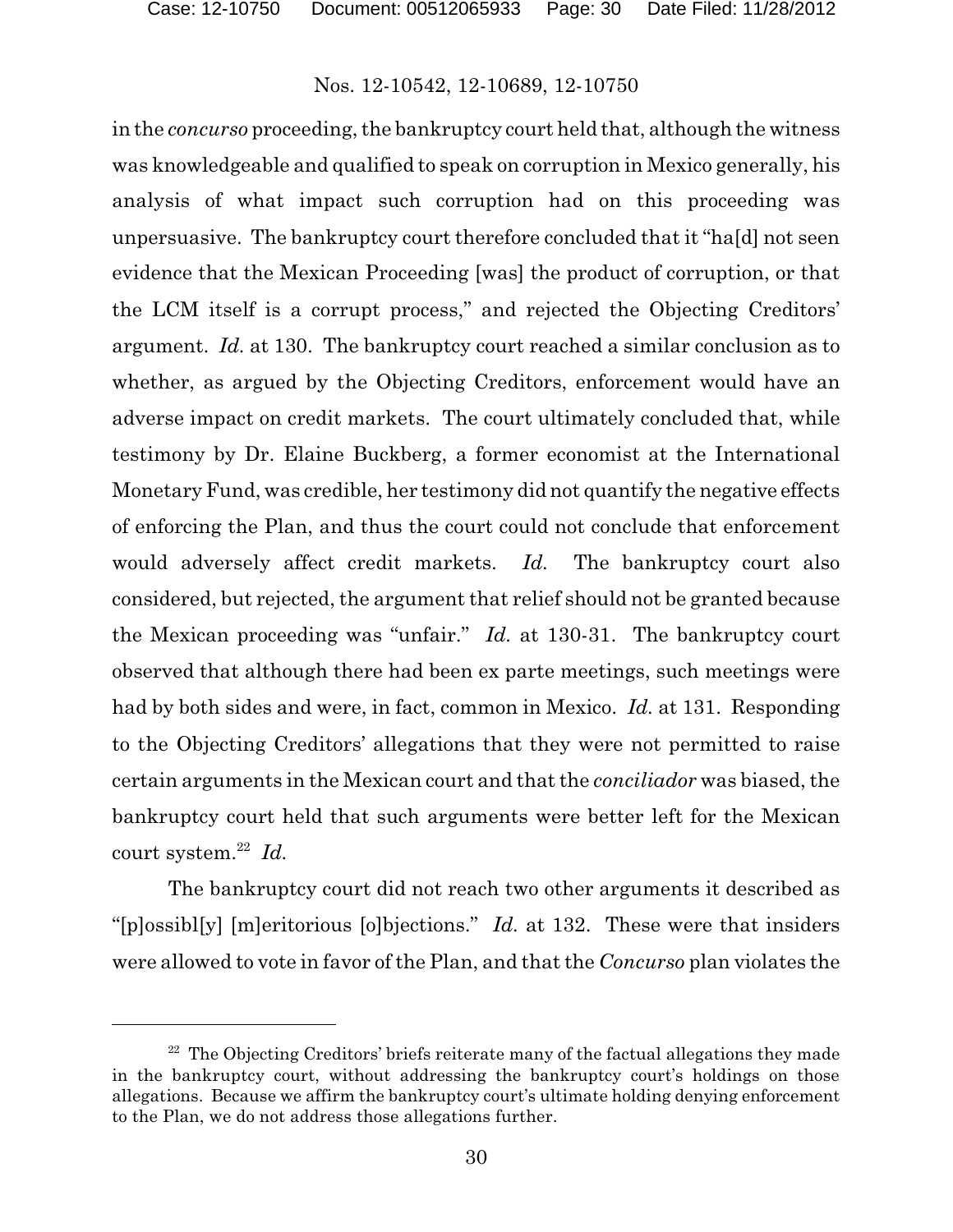in the *concurso* proceeding, the bankruptcy court held that, although the witness was knowledgeable and qualified to speak on corruption in Mexico generally, his analysis of what impact such corruption had on this proceeding was unpersuasive. The bankruptcy court therefore concluded that it "ha[d] not seen evidence that the Mexican Proceeding [was] the product of corruption, or that the LCM itself is a corrupt process," and rejected the Objecting Creditors' argument. *Id.* at 130. The bankruptcy court reached a similar conclusion as to whether, as argued by the Objecting Creditors, enforcement would have an adverse impact on credit markets. The court ultimately concluded that, while testimony by Dr. Elaine Buckberg, a former economist at the International Monetary Fund, was credible, her testimony did not quantify the negative effects of enforcing the Plan, and thus the court could not conclude that enforcement would adversely affect credit markets. *Id.* The bankruptcy court also considered, but rejected, the argument that relief should not be granted because the Mexican proceeding was "unfair." *Id.* at 130-31. The bankruptcy court observed that although there had been ex parte meetings, such meetings were had by both sides and were, in fact, common in Mexico. *Id.* at 131. Responding to the Objecting Creditors' allegations that they were not permitted to raise certain arguments in the Mexican court and that the *conciliador* was biased, the bankruptcy court held that such arguments were better left for the Mexican court system.[22] *Id.*

The bankruptcy court did not reach two other arguments it described as "[p]ossibl[y] [m]eritorious [o]bjections." *Id.* at 132. These were that insiders were allowed to vote in favor of the Plan, and that the *Concurso* plan violates the

---

[22] The Objecting Creditors' briefs reiterate many of the factual allegations they made in the bankruptcy court, without addressing the bankruptcy court's holdings on those allegations. Because we affirm the bankruptcy court's ultimate holding denying enforcement to the Plan, we do not address those allegations further.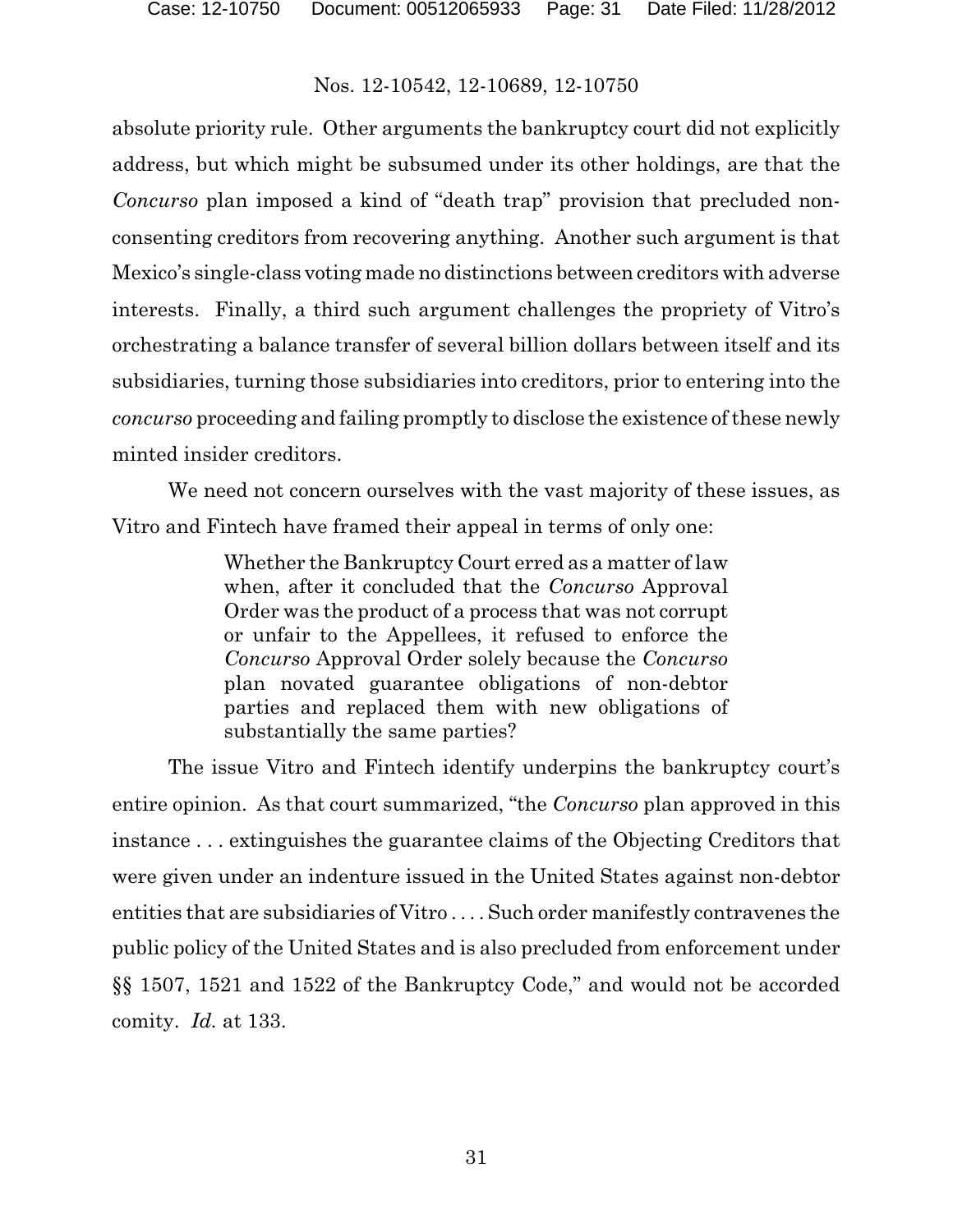absolute priority rule. Other arguments the bankruptcy court did not explicitly address, but which might be subsumed under its other holdings, are that the *Concurso* plan imposed a kind of "death trap" provision that precluded non-consenting creditors from recovering anything. Another such argument is that Mexico's single-class voting made no distinctions between creditors with adverse interests. Finally, a third such argument challenges the propriety of Vitro's orchestrating a balance transfer of several billion dollars between itself and its subsidiaries, turning those subsidiaries into creditors, prior to entering into the *concurso* proceeding and failing promptly to disclose the existence of these newly minted insider creditors.

We need not concern ourselves with the vast majority of these issues, as Vitro and Fintech have framed their appeal in terms of only one:

> Whether the Bankruptcy Court erred as a matter of law when, after it concluded that the *Concurso* Approval Order was the product of a process that was not corrupt or unfair to the Appellees, it refused to enforce the *Concurso* Approval Order solely because the *Concurso* plan novated guarantee obligations of non-debtor parties and replaced them with new obligations of substantially the same parties?

The issue Vitro and Fintech identify underpins the bankruptcy court's entire opinion. As that court summarized, "the *Concurso* plan approved in this instance . . . extinguishes the guarantee claims of the Objecting Creditors that were given under an indenture issued in the United States against non-debtor entities that are subsidiaries of Vitro . . . . Such order manifestly contravenes the public policy of the United States and is also precluded from enforcement under §§ 1507, 1521 and 1522 of the Bankruptcy Code," and would not be accorded comity. *Id.* at 133.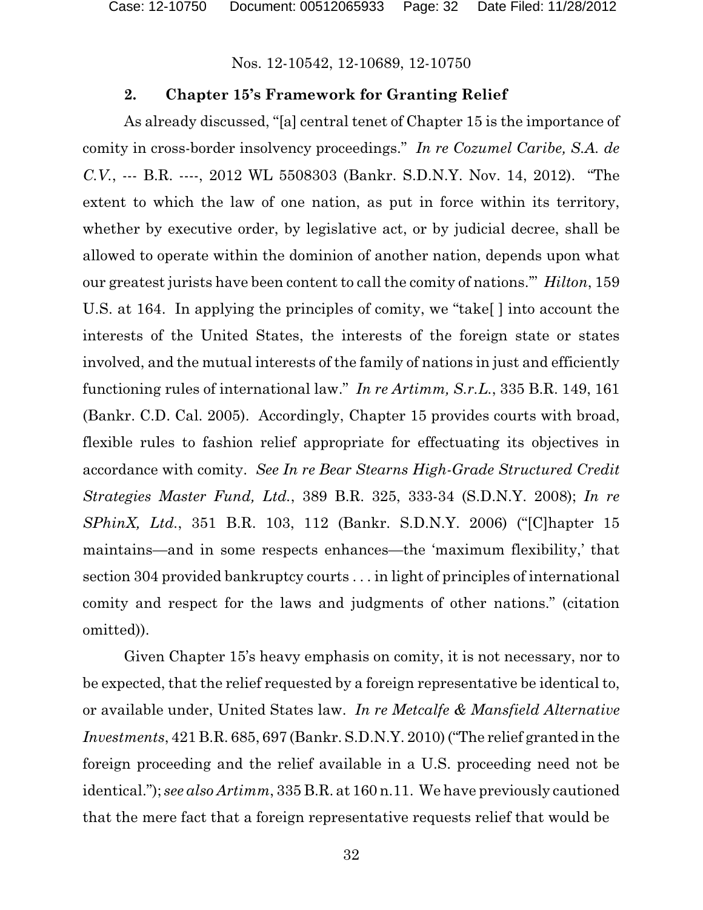### 2. Chapter 15's Framework for Granting Relief

As already discussed, "[a] central tenet of Chapter 15 is the importance of comity in cross-border insolvency proceedings." *In re Cozumel Caribe, S.A. de C.V.*, --- B.R. ----, 2012 WL 5508303 (Bankr. S.D.N.Y. Nov. 14, 2012). "The extent to which the law of one nation, as put in force within its territory, whether by executive order, by legislative act, or by judicial decree, shall be allowed to operate within the dominion of another nation, depends upon what our greatest jurists have been content to call the comity of nations.'" *Hilton*, 159 U.S. at 164. In applying the principles of comity, we "take[ ] into account the interests of the United States, the interests of the foreign state or states involved, and the mutual interests of the family of nations in just and efficiently functioning rules of international law." *In re Artimm, S.r.L.*, 335 B.R. 149, 161 (Bankr. C.D. Cal. 2005). Accordingly, Chapter 15 provides courts with broad, flexible rules to fashion relief appropriate for effectuating its objectives in accordance with comity. *See In re Bear Stearns High-Grade Structured Credit Strategies Master Fund, Ltd.*, 389 B.R. 325, 333-34 (S.D.N.Y. 2008); *In re SPhinX, Ltd.*, 351 B.R. 103, 112 (Bankr. S.D.N.Y. 2006) ("[C]hapter 15 maintains—and in some respects enhances—the 'maximum flexibility,' that section 304 provided bankruptcy courts . . . in light of principles of international comity and respect for the laws and judgments of other nations." (citation omitted)).

Given Chapter 15's heavy emphasis on comity, it is not necessary, nor to be expected, that the relief requested by a foreign representative be identical to, or available under, United States law. *In re Metcalfe & Mansfield Alternative Investments*, 421 B.R. 685, 697 (Bankr. S.D.N.Y. 2010) ("The relief granted in the foreign proceeding and the relief available in a U.S. proceeding need not be identical."); *see also Artimm*, 335 B.R. at 160 n.11. We have previously cautioned that the mere fact that a foreign representative requests relief that would be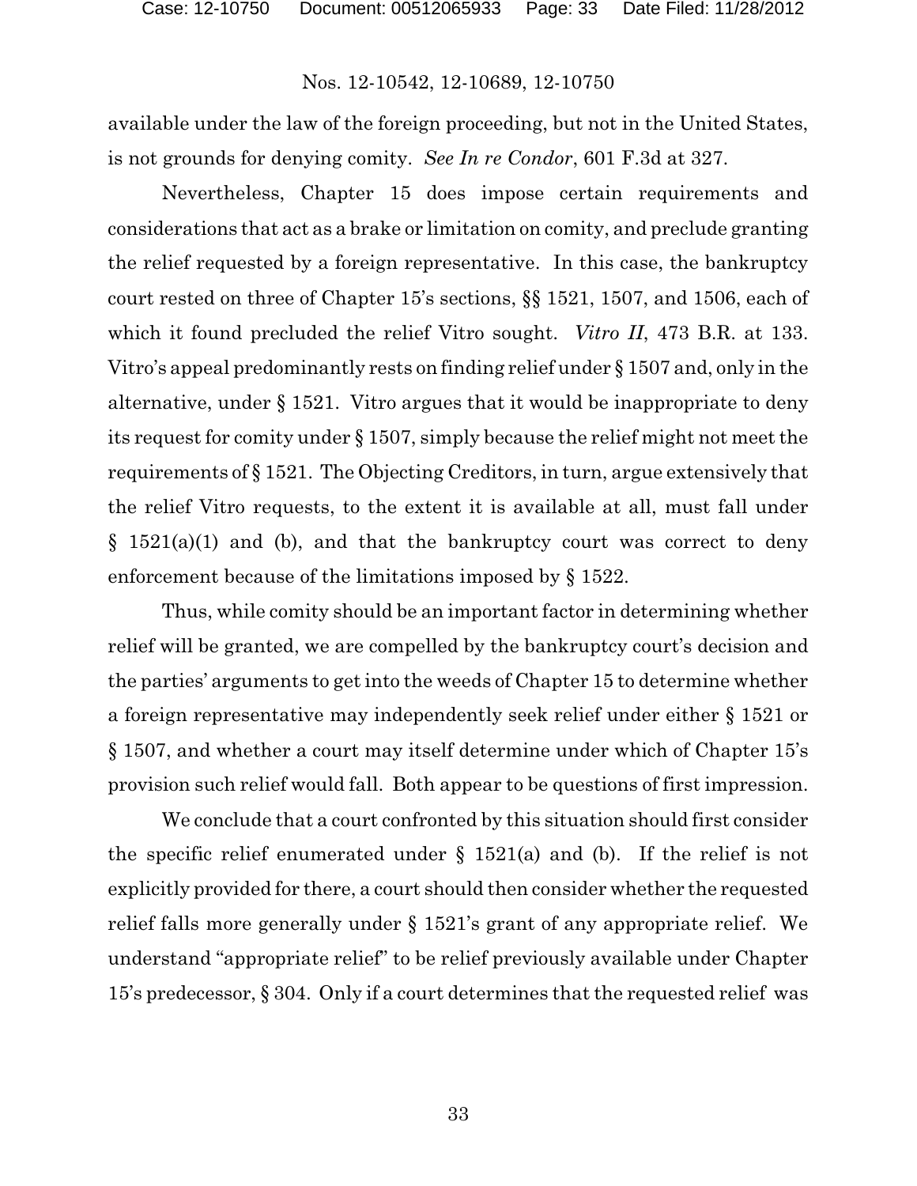available under the law of the foreign proceeding, but not in the United States, is not grounds for denying comity. *See In re Condor*, 601 F.3d at 327.

Nevertheless, Chapter 15 does impose certain requirements and considerations that act as a brake or limitation on comity, and preclude granting the relief requested by a foreign representative. In this case, the bankruptcy court rested on three of Chapter 15's sections, §§ 1521, 1507, and 1506, each of which it found precluded the relief Vitro sought. *Vitro II*, 473 B.R. at 133. Vitro's appeal predominantly rests on finding relief under § 1507 and, only in the alternative, under § 1521. Vitro argues that it would be inappropriate to deny its request for comity under § 1507, simply because the relief might not meet the requirements of § 1521. The Objecting Creditors, in turn, argue extensively that the relief Vitro requests, to the extent it is available at all, must fall under § 1521(a)(1) and (b), and that the bankruptcy court was correct to deny enforcement because of the limitations imposed by § 1522.

Thus, while comity should be an important factor in determining whether relief will be granted, we are compelled by the bankruptcy court's decision and the parties' arguments to get into the weeds of Chapter 15 to determine whether a foreign representative may independently seek relief under either § 1521 or § 1507, and whether a court may itself determine under which of Chapter 15's provision such relief would fall. Both appear to be questions of first impression.

We conclude that a court confronted by this situation should first consider the specific relief enumerated under § 1521(a) and (b). If the relief is not explicitly provided for there, a court should then consider whether the requested relief falls more generally under § 1521's grant of any appropriate relief. We understand "appropriate relief" to be relief previously available under Chapter 15's predecessor, § 304. Only if a court determines that the requested relief was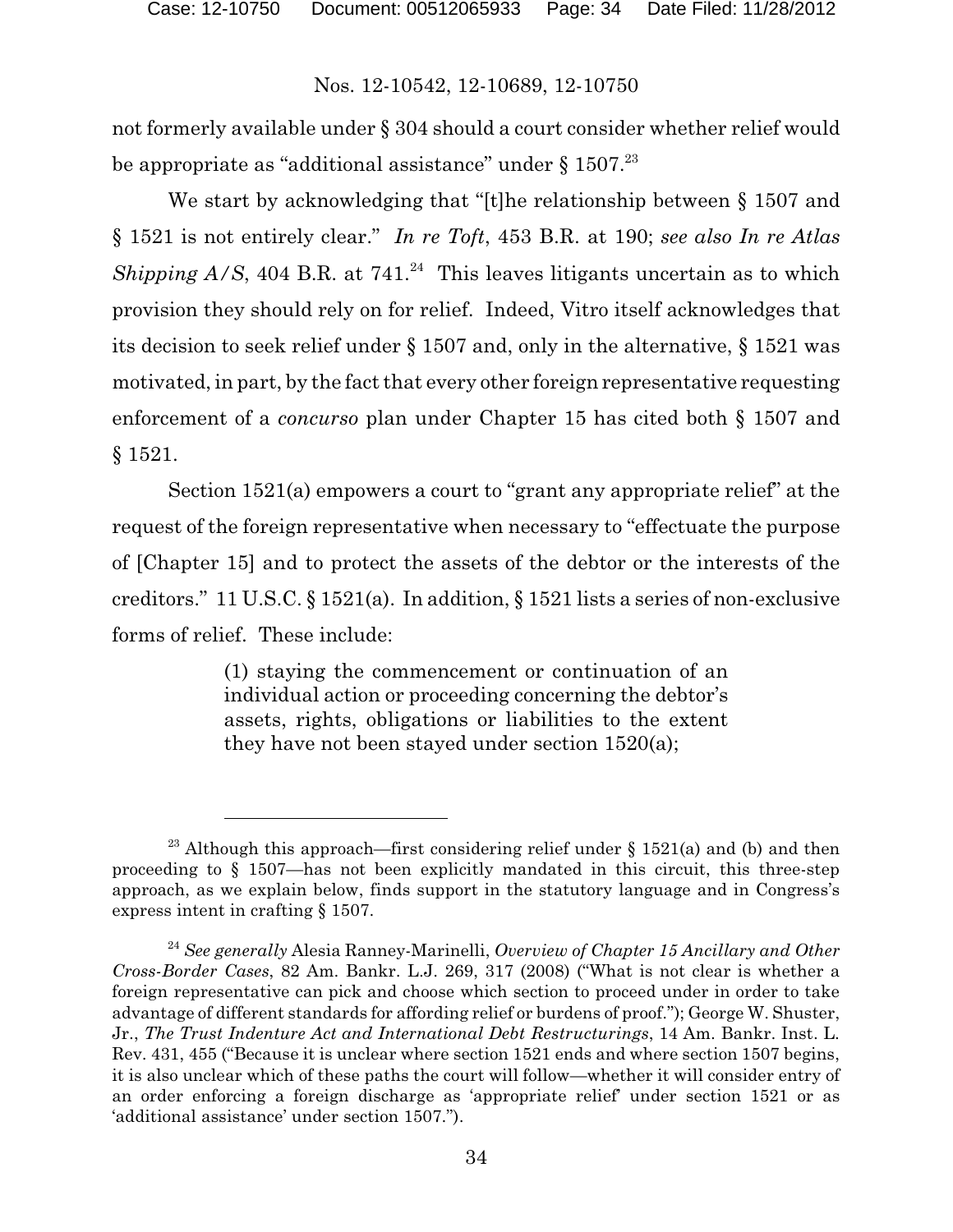not formerly available under § 304 should a court consider whether relief would be appropriate as "additional assistance" under § 1507.[23]

We start by acknowledging that "[t]he relationship between § 1507 and § 1521 is not entirely clear." *In re Toft*, 453 B.R. at 190; *see also In re Atlas Shipping A/S*, 404 B.R. at 741.[24] This leaves litigants uncertain as to which provision they should rely on for relief. Indeed, Vitro itself acknowledges that its decision to seek relief under § 1507 and, only in the alternative, § 1521 was motivated, in part, by the fact that every other foreign representative requesting enforcement of a *concurso* plan under Chapter 15 has cited both § 1507 and § 1521.

Section 1521(a) empowers a court to "grant any appropriate relief" at the request of the foreign representative when necessary to "effectuate the purpose of [Chapter 15] and to protect the assets of the debtor or the interests of the creditors." 11 U.S.C. § 1521(a). In addition, § 1521 lists a series of non-exclusive forms of relief. These include:

> (1) staying the commencement or continuation of an individual action or proceeding concerning the debtor's assets, rights, obligations or liabilities to the extent they have not been stayed under section 1520(a);

---

[23] Although this approach—first considering relief under § 1521(a) and (b) and then proceeding to § 1507—has not been explicitly mandated in this circuit, this three-step approach, as we explain below, finds support in the statutory language and in Congress's express intent in crafting § 1507.

[24] *See generally* Alesia Ranney-Marinelli, *Overview of Chapter 15 Ancillary and Other Cross-Border Cases*, 82 Am. Bankr. L.J. 269, 317 (2008) ("What is not clear is whether a foreign representative can pick and choose which section to proceed under in order to take advantage of different standards for affording relief or burdens of proof."); George W. Shuster, Jr., *The Trust Indenture Act and International Debt Restructurings*, 14 Am. Bankr. Inst. L. Rev. 431, 455 ("Because it is unclear where section 1521 ends and where section 1507 begins, it is also unclear which of these paths the court will follow—whether it will consider entry of an order enforcing a foreign discharge as 'appropriate relief' under section 1521 or as 'additional assistance' under section 1507.").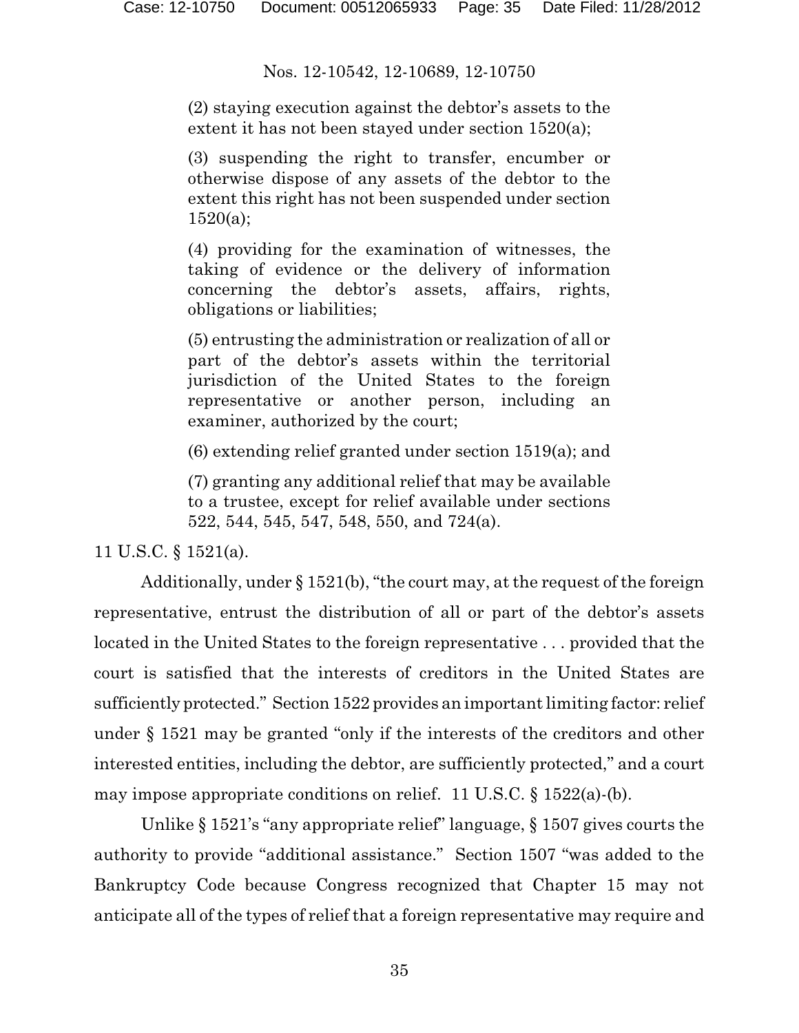> (2) staying execution against the debtor's assets to the extent it has not been stayed under section 1520(a);
>
> (3) suspending the right to transfer, encumber or otherwise dispose of any assets of the debtor to the extent this right has not been suspended under section 1520(a);
>
> (4) providing for the examination of witnesses, the taking of evidence or the delivery of information concerning the debtor's assets, affairs, rights, obligations or liabilities;
>
> (5) entrusting the administration or realization of all or part of the debtor's assets within the territorial jurisdiction of the United States to the foreign representative or another person, including an examiner, authorized by the court;
>
> (6) extending relief granted under section 1519(a); and
>
> (7) granting any additional relief that may be available to a trustee, except for relief available under sections 522, 544, 545, 547, 548, 550, and 724(a).

11 U.S.C. § 1521(a).

Additionally, under § 1521(b), "the court may, at the request of the foreign representative, entrust the distribution of all or part of the debtor's assets located in the United States to the foreign representative . . . provided that the court is satisfied that the interests of creditors in the United States are sufficiently protected." Section 1522 provides an important limiting factor: relief under § 1521 may be granted "only if the interests of the creditors and other interested entities, including the debtor, are sufficiently protected," and a court may impose appropriate conditions on relief. 11 U.S.C. § 1522(a)-(b).

Unlike § 1521's "any appropriate relief" language, § 1507 gives courts the authority to provide "additional assistance." Section 1507 "was added to the Bankruptcy Code because Congress recognized that Chapter 15 may not anticipate all of the types of relief that a foreign representative may require and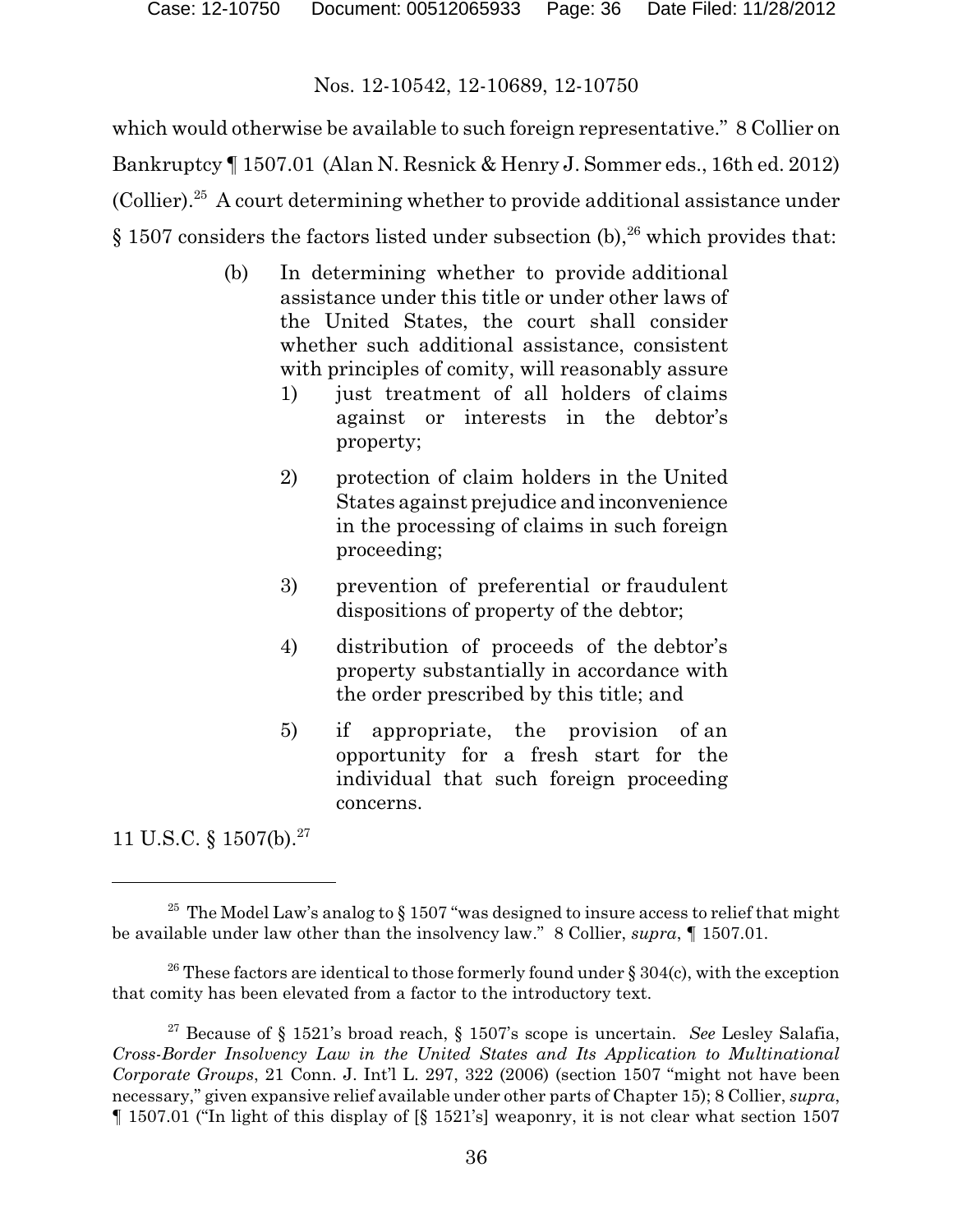which would otherwise be available to such foreign representative." 8 Collier on Bankruptcy ¶ 1507.01 (Alan N. Resnick & Henry J. Sommer eds., 16th ed. 2012) (Collier).[25] A court determining whether to provide additional assistance under § 1507 considers the factors listed under subsection (b),[26] which provides that:

> (b) In determining whether to provide additional assistance under this title or under other laws of the United States, the court shall consider whether such additional assistance, consistent with principles of comity, will reasonably assure
>
> 1) just treatment of all holders of claims against or interests in the debtor's property;
>
> 2) protection of claim holders in the United States against prejudice and inconvenience in the processing of claims in such foreign proceeding;
>
> 3) prevention of preferential or fraudulent dispositions of property of the debtor;
>
> 4) distribution of proceeds of the debtor's property substantially in accordance with the order prescribed by this title; and
>
> 5) if appropriate, the provision of an opportunity for a fresh start for the individual that such foreign proceeding concerns.

11 U.S.C. § 1507(b).[27]

---

[25] The Model Law's analog to § 1507 "was designed to insure access to relief that might be available under law other than the insolvency law." 8 Collier, *supra*, ¶ 1507.01.

[26] These factors are identical to those formerly found under § 304(c), with the exception that comity has been elevated from a factor to the introductory text.

[27] Because of § 1521's broad reach, § 1507's scope is uncertain. *See* Lesley Salafia, *Cross-Border Insolvency Law in the United States and Its Application to Multinational Corporate Groups*, 21 Conn. J. Int'l L. 297, 322 (2006) (section 1507 "might not have been necessary," given expansive relief available under other parts of Chapter 15); 8 Collier, *supra*, ¶ 1507.01 ("In light of this display of [§ 1521's] weaponry, it is not clear what section 1507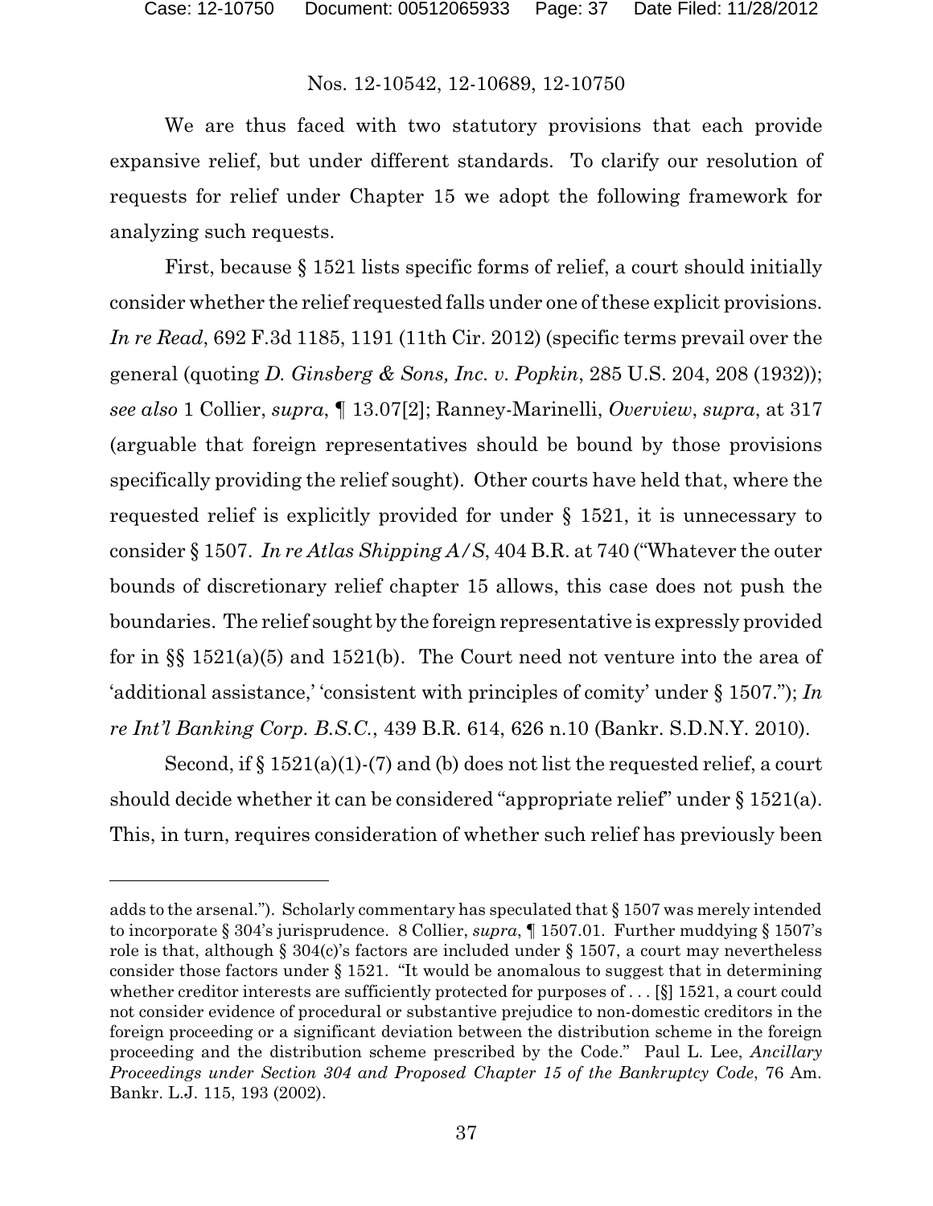We are thus faced with two statutory provisions that each provide expansive relief, but under different standards. To clarify our resolution of requests for relief under Chapter 15 we adopt the following framework for analyzing such requests.

First, because § 1521 lists specific forms of relief, a court should initially consider whether the relief requested falls under one of these explicit provisions. *In re Read*, 692 F.3d 1185, 1191 (11th Cir. 2012) (specific terms prevail over the general (quoting *D. Ginsberg & Sons, Inc. v. Popkin*, 285 U.S. 204, 208 (1932)); *see also* 1 Collier, *supra*, ¶ 13.07[2]; Ranney-Marinelli, *Overview*, *supra*, at 317 (arguable that foreign representatives should be bound by those provisions specifically providing the relief sought). Other courts have held that, where the requested relief is explicitly provided for under § 1521, it is unnecessary to consider § 1507. *In re Atlas Shipping A/S*, 404 B.R. at 740 ("Whatever the outer bounds of discretionary relief chapter 15 allows, this case does not push the boundaries. The relief sought by the foreign representative is expressly provided for in §§ 1521(a)(5) and 1521(b). The Court need not venture into the area of 'additional assistance,' 'consistent with principles of comity' under § 1507."); *In re Int'l Banking Corp. B.S.C.*, 439 B.R. 614, 626 n.10 (Bankr. S.D.N.Y. 2010).

Second, if § 1521(a)(1)-(7) and (b) does not list the requested relief, a court should decide whether it can be considered "appropriate relief" under § 1521(a). This, in turn, requires consideration of whether such relief has previously been

---

adds to the arsenal."). Scholarly commentary has speculated that § 1507 was merely intended to incorporate § 304's jurisprudence. 8 Collier, *supra*, ¶ 1507.01. Further muddying § 1507's role is that, although § 304(c)'s factors are included under § 1507, a court may nevertheless consider those factors under § 1521. "It would be anomalous to suggest that in determining whether creditor interests are sufficiently protected for purposes of . . . [§] 1521, a court could not consider evidence of procedural or substantive prejudice to non-domestic creditors in the foreign proceeding or a significant deviation between the distribution scheme in the foreign proceeding and the distribution scheme prescribed by the Code." Paul L. Lee, *Ancillary Proceedings under Section 304 and Proposed Chapter 15 of the Bankruptcy Code*, 76 Am. Bankr. L.J. 115, 193 (2002).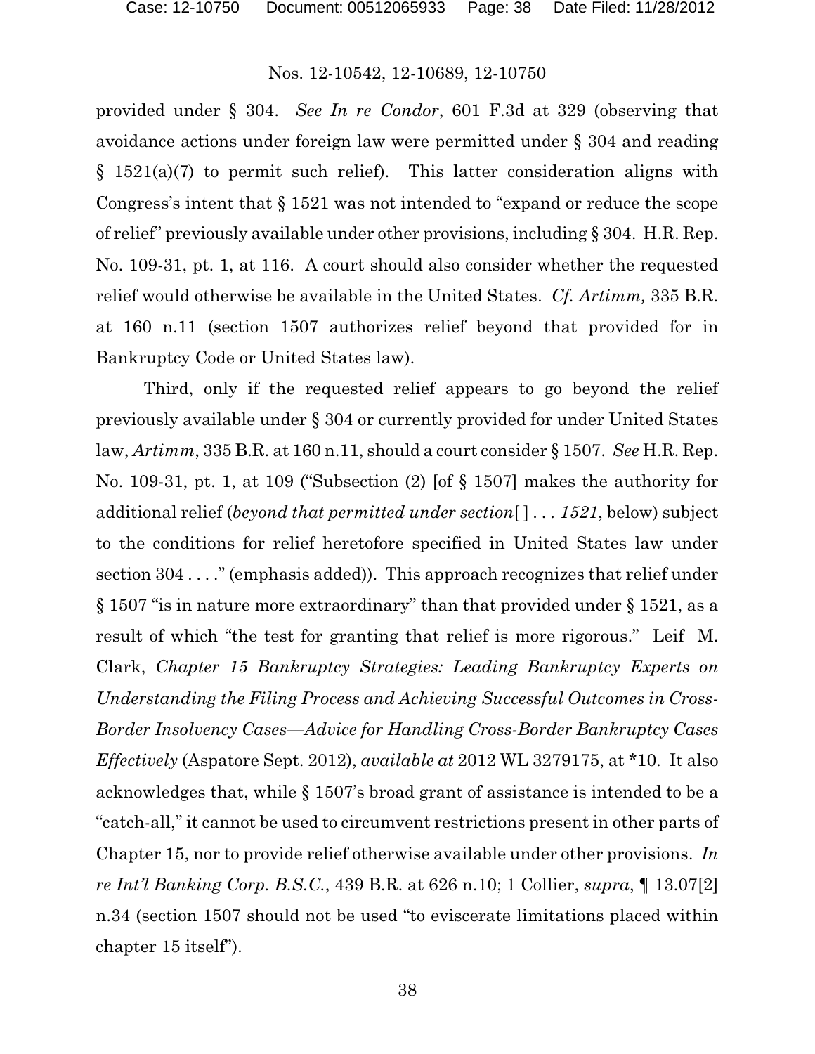provided under § 304. *See In re Condor*, 601 F.3d at 329 (observing that avoidance actions under foreign law were permitted under § 304 and reading § 1521(a)(7) to permit such relief). This latter consideration aligns with Congress's intent that § 1521 was not intended to "expand or reduce the scope of relief" previously available under other provisions, including § 304. H.R. Rep. No. 109-31, pt. 1, at 116. A court should also consider whether the requested relief would otherwise be available in the United States. *Cf. Artimm,* 335 B.R. at 160 n.11 (section 1507 authorizes relief beyond that provided for in Bankruptcy Code or United States law).

Third, only if the requested relief appears to go beyond the relief previously available under § 304 or currently provided for under United States law, *Artimm*, 335 B.R. at 160 n.11, should a court consider § 1507. *See* H.R. Rep. No. 109-31, pt. 1, at 109 ("Subsection (2) [of § 1507] makes the authority for additional relief (*beyond that permitted under section*[ ] . . . *1521*, below) subject to the conditions for relief heretofore specified in United States law under section 304 . . . ." (emphasis added)). This approach recognizes that relief under § 1507 "is in nature more extraordinary" than that provided under § 1521, as a result of which "the test for granting that relief is more rigorous." Leif M. Clark, *Chapter 15 Bankruptcy Strategies: Leading Bankruptcy Experts on Understanding the Filing Process and Achieving Successful Outcomes in Cross-Border Insolvency Cases—Advice for Handling Cross-Border Bankruptcy Cases Effectively* (Aspatore Sept. 2012), *available at* 2012 WL 3279175, at *10. It also acknowledges that, while § 1507's broad grant of assistance is intended to be a "catch-all," it cannot be used to circumvent restrictions present in other parts of Chapter 15, nor to provide relief otherwise available under other provisions. *In re Int'l Banking Corp. B.S.C.*, 439 B.R. at 626 n.10; 1 Collier, *supra*, ¶ 13.07[2] n.34 (section 1507 should not be used "to eviscerate limitations placed within chapter 15 itself").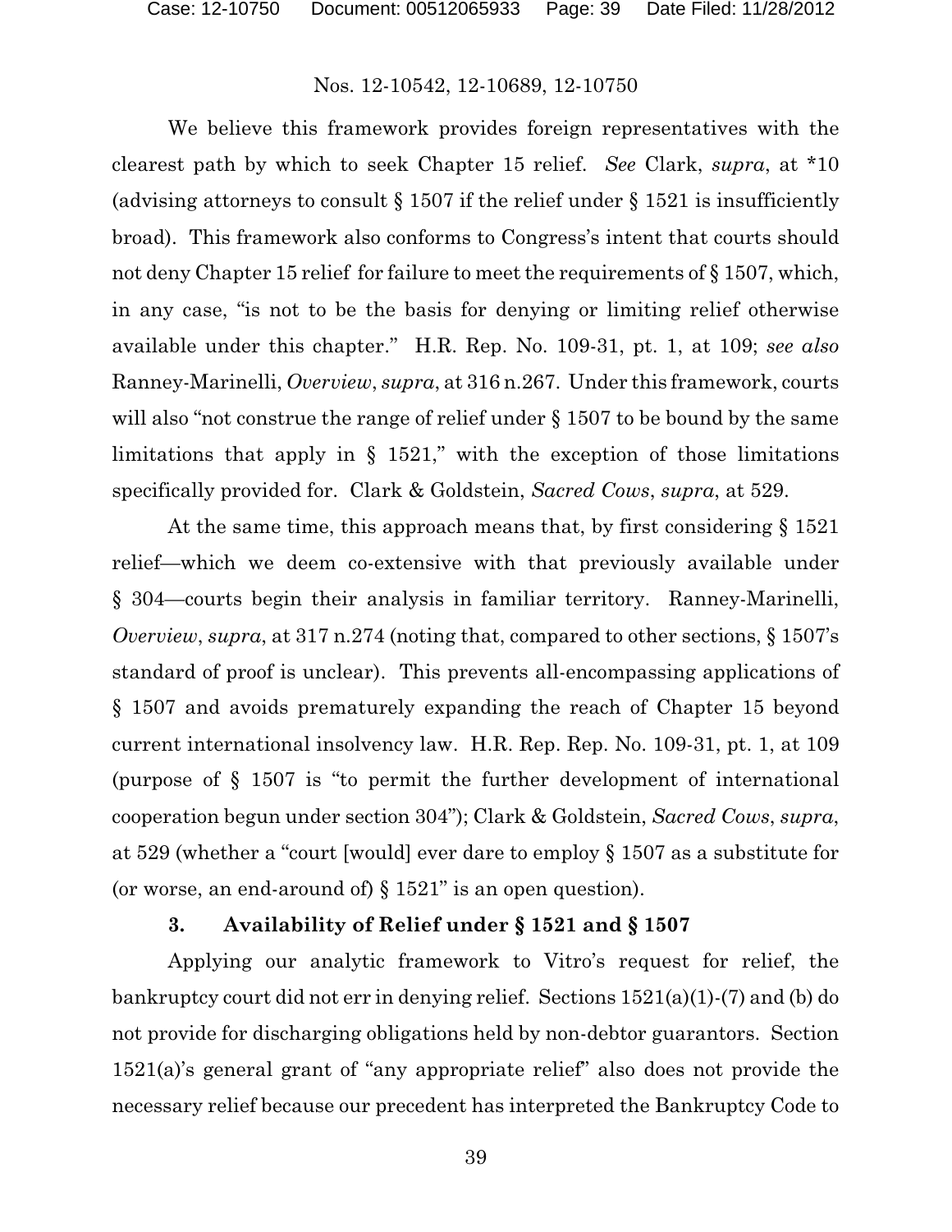We believe this framework provides foreign representatives with the clearest path by which to seek Chapter 15 relief. *See* Clark, *supra*, at *10 (advising attorneys to consult § 1507 if the relief under § 1521 is insufficiently broad). This framework also conforms to Congress's intent that courts should not deny Chapter 15 relief for failure to meet the requirements of § 1507, which, in any case, "is not to be the basis for denying or limiting relief otherwise available under this chapter." H.R. Rep. No. 109-31, pt. 1, at 109; *see also* Ranney-Marinelli, *Overview*, *supra*, at 316 n.267. Under this framework, courts will also "not construe the range of relief under § 1507 to be bound by the same limitations that apply in § 1521," with the exception of those limitations specifically provided for. Clark & Goldstein, *Sacred Cows*, *supra*, at 529.

At the same time, this approach means that, by first considering § 1521 relief—which we deem co-extensive with that previously available under § 304—courts begin their analysis in familiar territory. Ranney-Marinelli, *Overview*, *supra*, at 317 n.274 (noting that, compared to other sections, § 1507's standard of proof is unclear). This prevents all-encompassing applications of § 1507 and avoids prematurely expanding the reach of Chapter 15 beyond current international insolvency law. H.R. Rep. Rep. No. 109-31, pt. 1, at 109 (purpose of § 1507 is "to permit the further development of international cooperation begun under section 304"); Clark & Goldstein, *Sacred Cows*, *supra*, at 529 (whether a "court [would] ever dare to employ § 1507 as a substitute for (or worse, an end-around of) § 1521" is an open question).

### 3. Availability of Relief under § 1521 and § 1507

Applying our analytic framework to Vitro's request for relief, the bankruptcy court did not err in denying relief. Sections 1521(a)(1)-(7) and (b) do not provide for discharging obligations held by non-debtor guarantors. Section 1521(a)'s general grant of "any appropriate relief" also does not provide the necessary relief because our precedent has interpreted the Bankruptcy Code to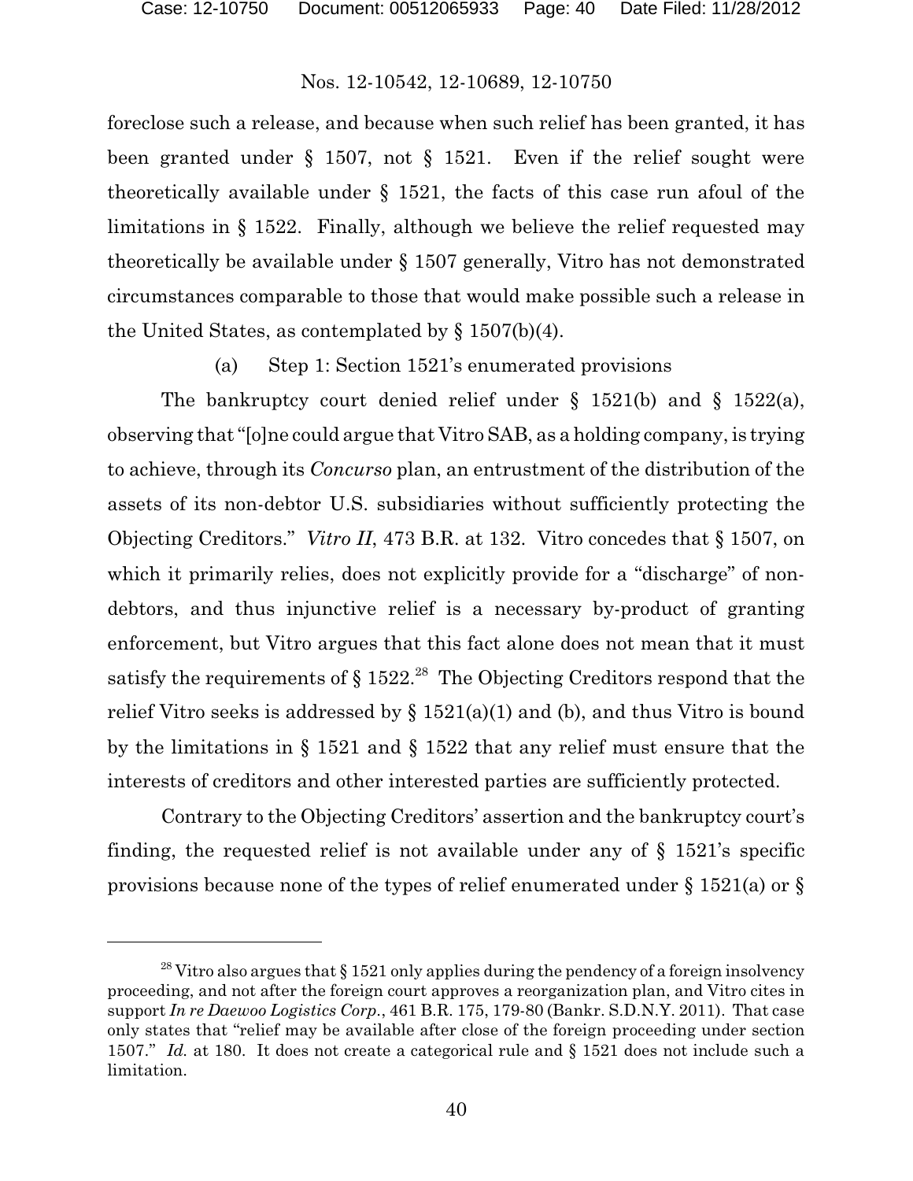foreclose such a release, and because when such relief has been granted, it has been granted under § 1507, not § 1521. Even if the relief sought were theoretically available under § 1521, the facts of this case run afoul of the limitations in § 1522. Finally, although we believe the relief requested may theoretically be available under § 1507 generally, Vitro has not demonstrated circumstances comparable to those that would make possible such a release in the United States, as contemplated by § 1507(b)(4).

(a) Step 1: Section 1521's enumerated provisions

The bankruptcy court denied relief under § 1521(b) and § 1522(a), observing that "[o]ne could argue that Vitro SAB, as a holding company, is trying to achieve, through its *Concurso* plan, an entrustment of the distribution of the assets of its non-debtor U.S. subsidiaries without sufficiently protecting the Objecting Creditors." *Vitro II*, 473 B.R. at 132. Vitro concedes that § 1507, on which it primarily relies, does not explicitly provide for a "discharge" of non-debtors, and thus injunctive relief is a necessary by-product of granting enforcement, but Vitro argues that this fact alone does not mean that it must satisfy the requirements of § 1522.[28] The Objecting Creditors respond that the relief Vitro seeks is addressed by § 1521(a)(1) and (b), and thus Vitro is bound by the limitations in § 1521 and § 1522 that any relief must ensure that the interests of creditors and other interested parties are sufficiently protected.

Contrary to the Objecting Creditors' assertion and the bankruptcy court's finding, the requested relief is not available under any of § 1521's specific provisions because none of the types of relief enumerated under § 1521(a) or §

[28] Vitro also argues that § 1521 only applies during the pendency of a foreign insolvency proceeding, and not after the foreign court approves a reorganization plan, and Vitro cites in support *In re Daewoo Logistics Corp.*, 461 B.R. 175, 179-80 (Bankr. S.D.N.Y. 2011). That case only states that "relief may be available after close of the foreign proceeding under section 1507." *Id.* at 180. It does not create a categorical rule and § 1521 does not include such a limitation.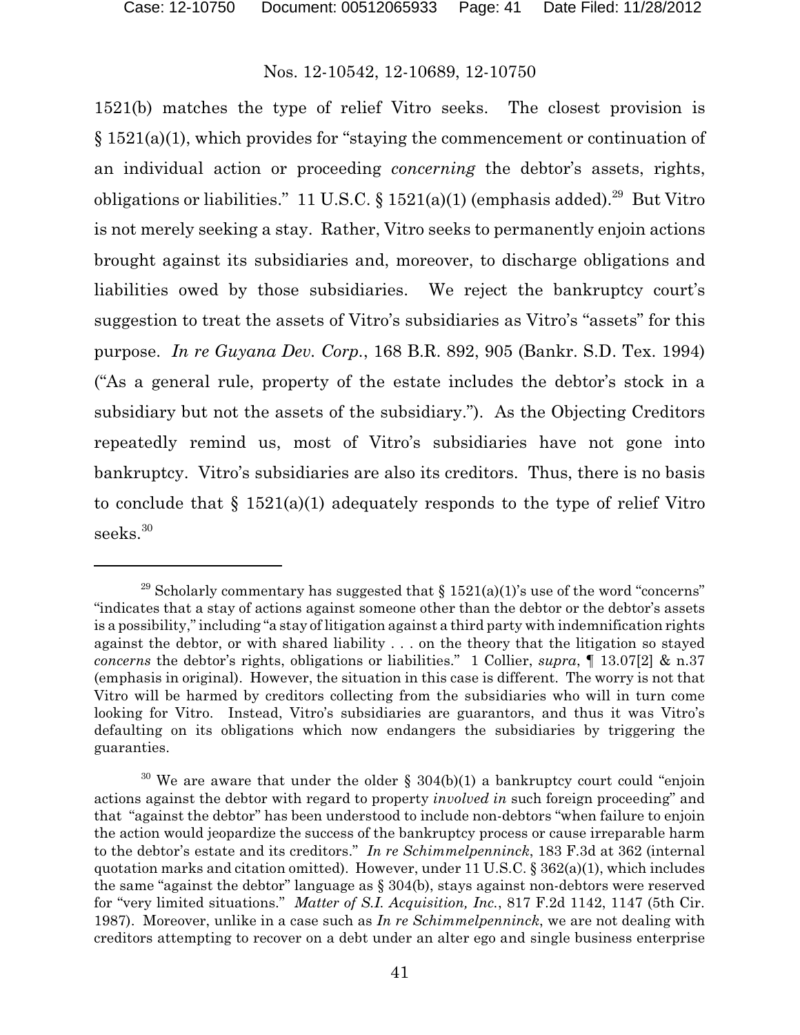1521(b) matches the type of relief Vitro seeks. The closest provision is § 1521(a)(1), which provides for "staying the commencement or continuation of an individual action or proceeding *concerning* the debtor's assets, rights, obligations or liabilities." 11 U.S.C. § 1521(a)(1) (emphasis added).[29] But Vitro is not merely seeking a stay. Rather, Vitro seeks to permanently enjoin actions brought against its subsidiaries and, moreover, to discharge obligations and liabilities owed by those subsidiaries. We reject the bankruptcy court's suggestion to treat the assets of Vitro's subsidiaries as Vitro's "assets" for this purpose. *In re Guyana Dev. Corp.*, 168 B.R. 892, 905 (Bankr. S.D. Tex. 1994) ("As a general rule, property of the estate includes the debtor's stock in a subsidiary but not the assets of the subsidiary."). As the Objecting Creditors repeatedly remind us, most of Vitro's subsidiaries have not gone into bankruptcy. Vitro's subsidiaries are also its creditors. Thus, there is no basis to conclude that § 1521(a)(1) adequately responds to the type of relief Vitro seeks.[30]

---

[29] Scholarly commentary has suggested that § 1521(a)(1)'s use of the word "concerns" "indicates that a stay of actions against someone other than the debtor or the debtor's assets is a possibility," including "a stay of litigation against a third party with indemnification rights against the debtor, or with shared liability . . . on the theory that the litigation so stayed *concerns* the debtor's rights, obligations or liabilities." 1 Collier, *supra*, ¶ 13.07[2] & n.37 (emphasis in original). However, the situation in this case is different. The worry is not that Vitro will be harmed by creditors collecting from the subsidiaries who will in turn come looking for Vitro. Instead, Vitro's subsidiaries are guarantors, and thus it was Vitro's defaulting on its obligations which now endangers the subsidiaries by triggering the guaranties.

[30] We are aware that under the older § 304(b)(1) a bankruptcy court could "enjoin actions against the debtor with regard to property *involved in* such foreign proceeding" and that "against the debtor" has been understood to include non-debtors "when failure to enjoin the action would jeopardize the success of the bankruptcy process or cause irreparable harm to the debtor's estate and its creditors." *In re Schimmelpenninck*, 183 F.3d at 362 (internal quotation marks and citation omitted). However, under 11 U.S.C. § 362(a)(1), which includes the same "against the debtor" language as § 304(b), stays against non-debtors were reserved for "very limited situations." *Matter of S.I. Acquisition, Inc.*, 817 F.2d 1142, 1147 (5th Cir. 1987). Moreover, unlike in a case such as *In re Schimmelpenninck*, we are not dealing with creditors attempting to recover on a debt under an alter ego and single business enterprise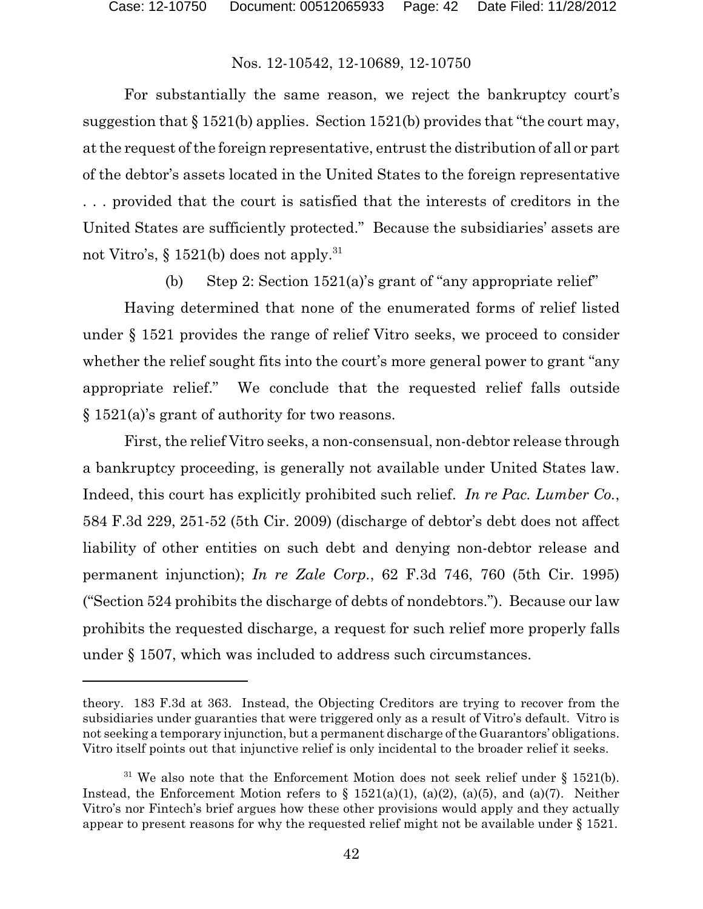For substantially the same reason, we reject the bankruptcy court's suggestion that § 1521(b) applies. Section 1521(b) provides that "the court may, at the request of the foreign representative, entrust the distribution of all or part of the debtor's assets located in the United States to the foreign representative . . . provided that the court is satisfied that the interests of creditors in the United States are sufficiently protected." Because the subsidiaries' assets are not Vitro's, § 1521(b) does not apply.[31]

(b) Step 2: Section 1521(a)'s grant of "any appropriate relief"

Having determined that none of the enumerated forms of relief listed under § 1521 provides the range of relief Vitro seeks, we proceed to consider whether the relief sought fits into the court's more general power to grant "any appropriate relief." We conclude that the requested relief falls outside § 1521(a)'s grant of authority for two reasons.

First, the relief Vitro seeks, a non-consensual, non-debtor release through a bankruptcy proceeding, is generally not available under United States law. Indeed, this court has explicitly prohibited such relief. *In re Pac. Lumber Co.*, 584 F.3d 229, 251-52 (5th Cir. 2009) (discharge of debtor's debt does not affect liability of other entities on such debt and denying non-debtor release and permanent injunction); *In re Zale Corp.*, 62 F.3d 746, 760 (5th Cir. 1995) ("Section 524 prohibits the discharge of debts of nondebtors."). Because our law prohibits the requested discharge, a request for such relief more properly falls under § 1507, which was included to address such circumstances.

---

theory. 183 F.3d at 363. Instead, the Objecting Creditors are trying to recover from the subsidiaries under guaranties that were triggered only as a result of Vitro's default. Vitro is not seeking a temporary injunction, but a permanent discharge of the Guarantors' obligations. Vitro itself points out that injunctive relief is only incidental to the broader relief it seeks.

[31] We also note that the Enforcement Motion does not seek relief under § 1521(b). Instead, the Enforcement Motion refers to § 1521(a)(1), (a)(2), (a)(5), and (a)(7). Neither Vitro's nor Fintech's brief argues how these other provisions would apply and they actually appear to present reasons for why the requested relief might not be available under § 1521.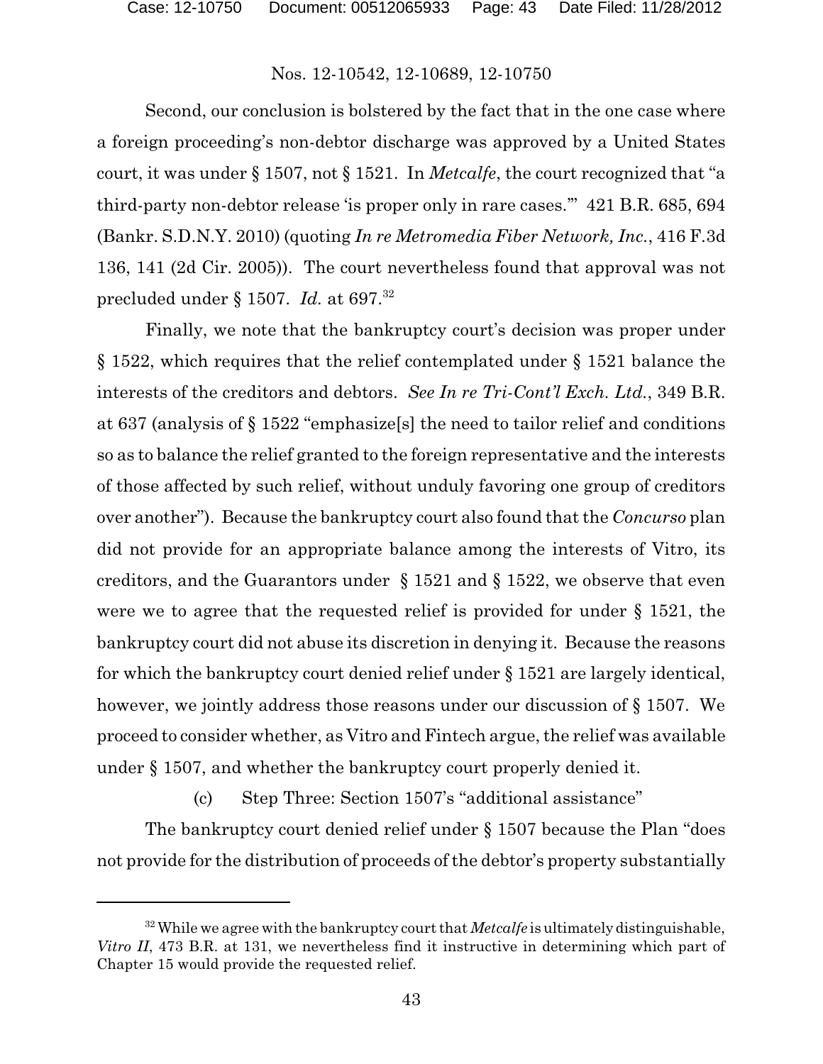Second, our conclusion is bolstered by the fact that in the one case where a foreign proceeding's non-debtor discharge was approved by a United States court, it was under § 1507, not § 1521. In *Metcalfe*, the court recognized that "a third-party non-debtor release 'is proper only in rare cases.'" 421 B.R. 685, 694 (Bankr. S.D.N.Y. 2010) (quoting *In re Metromedia Fiber Network, Inc.*, 416 F.3d 136, 141 (2d Cir. 2005)). The court nevertheless found that approval was not precluded under § 1507. *Id.* at 697.[32]

Finally, we note that the bankruptcy court's decision was proper under § 1522, which requires that the relief contemplated under § 1521 balance the interests of the creditors and debtors. *See In re Tri-Cont'l Exch. Ltd.*, 349 B.R. at 637 (analysis of § 1522 "emphasize[s] the need to tailor relief and conditions so as to balance the relief granted to the foreign representative and the interests of those affected by such relief, without unduly favoring one group of creditors over another"). Because the bankruptcy court also found that the *Concurso* plan did not provide for an appropriate balance among the interests of Vitro, its creditors, and the Guarantors under § 1521 and § 1522, we observe that even were we to agree that the requested relief is provided for under § 1521, the bankruptcy court did not abuse its discretion in denying it. Because the reasons for which the bankruptcy court denied relief under § 1521 are largely identical, however, we jointly address those reasons under our discussion of § 1507. We proceed to consider whether, as Vitro and Fintech argue, the relief was available under § 1507, and whether the bankruptcy court properly denied it.

(c) Step Three: Section 1507's "additional assistance"

The bankruptcy court denied relief under § 1507 because the Plan "does not provide for the distribution of proceeds of the debtor's property substantially

[32] While we agree with the bankruptcy court that *Metcalfe* is ultimately distinguishable, *Vitro II*, 473 B.R. at 131, we nevertheless find it instructive in determining which part of Chapter 15 would provide the requested relief.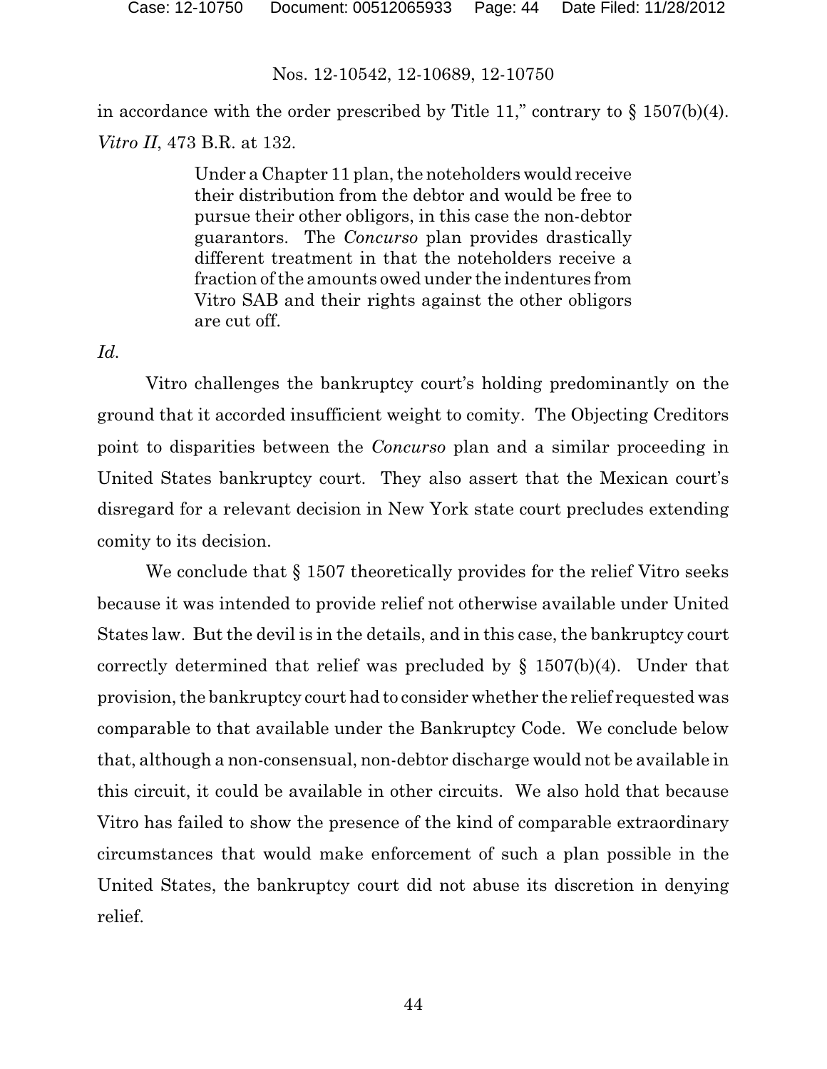in accordance with the order prescribed by Title 11," contrary to § 1507(b)(4). *Vitro II*, 473 B.R. at 132.

> Under a Chapter 11 plan, the noteholders would receive their distribution from the debtor and would be free to pursue their other obligors, in this case the non-debtor guarantors. The *Concurso* plan provides drastically different treatment in that the noteholders receive a fraction of the amounts owed under the indentures from Vitro SAB and their rights against the other obligors are cut off.

*Id.*

Vitro challenges the bankruptcy court's holding predominantly on the ground that it accorded insufficient weight to comity. The Objecting Creditors point to disparities between the *Concurso* plan and a similar proceeding in United States bankruptcy court. They also assert that the Mexican court's disregard for a relevant decision in New York state court precludes extending comity to its decision.

We conclude that § 1507 theoretically provides for the relief Vitro seeks because it was intended to provide relief not otherwise available under United States law. But the devil is in the details, and in this case, the bankruptcy court correctly determined that relief was precluded by § 1507(b)(4). Under that provision, the bankruptcy court had to consider whether the relief requested was comparable to that available under the Bankruptcy Code. We conclude below that, although a non-consensual, non-debtor discharge would not be available in this circuit, it could be available in other circuits. We also hold that because Vitro has failed to show the presence of the kind of comparable extraordinary circumstances that would make enforcement of such a plan possible in the United States, the bankruptcy court did not abuse its discretion in denying relief.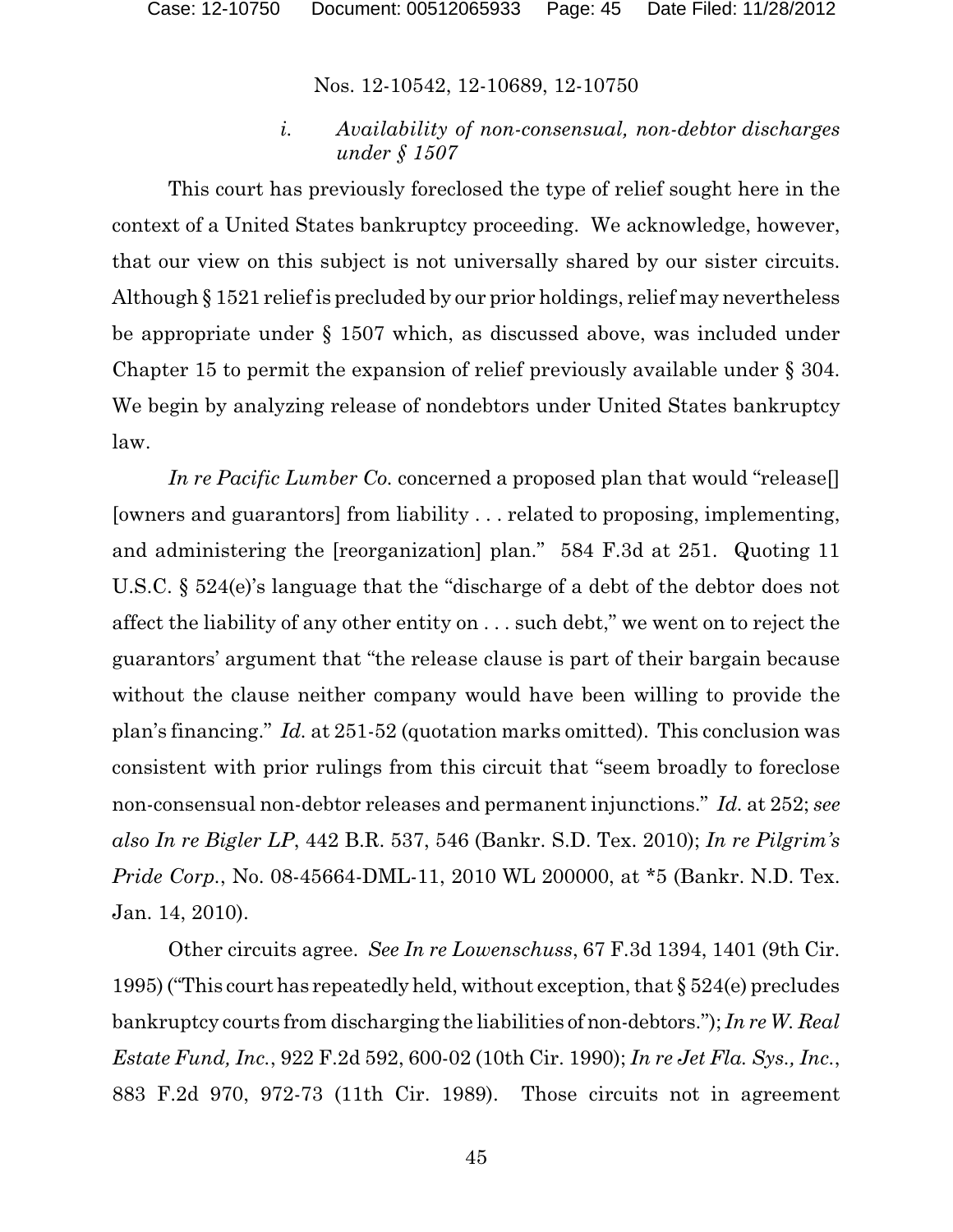### *i. Availability of non-consensual, non-debtor discharges under § 1507*

This court has previously foreclosed the type of relief sought here in the context of a United States bankruptcy proceeding. We acknowledge, however, that our view on this subject is not universally shared by our sister circuits. Although § 1521 relief is precluded by our prior holdings, relief may nevertheless be appropriate under § 1507 which, as discussed above, was included under Chapter 15 to permit the expansion of relief previously available under § 304. We begin by analyzing release of nondebtors under United States bankruptcy law.

*In re Pacific Lumber Co.* concerned a proposed plan that would "release[] [owners and guarantors] from liability . . . related to proposing, implementing, and administering the [reorganization] plan." 584 F.3d at 251. Quoting 11 U.S.C. § 524(e)'s language that the "discharge of a debt of the debtor does not affect the liability of any other entity on . . . such debt," we went on to reject the guarantors' argument that "the release clause is part of their bargain because without the clause neither company would have been willing to provide the plan's financing." *Id.* at 251-52 (quotation marks omitted). This conclusion was consistent with prior rulings from this circuit that "seem broadly to foreclose non-consensual non-debtor releases and permanent injunctions." *Id.* at 252; *see also In re Bigler LP*, 442 B.R. 537, 546 (Bankr. S.D. Tex. 2010); *In re Pilgrim's Pride Corp.*, No. 08-45664-DML-11, 2010 WL 200000, at *5 (Bankr. N.D. Tex. Jan. 14, 2010).

Other circuits agree. *See In re Lowenschuss*, 67 F.3d 1394, 1401 (9th Cir. 1995) ("This court has repeatedly held, without exception, that § 524(e) precludes bankruptcy courts from discharging the liabilities of non-debtors."); *In re W. Real Estate Fund, Inc.*, 922 F.2d 592, 600-02 (10th Cir. 1990); *In re Jet Fla. Sys., Inc.*, 883 F.2d 970, 972-73 (11th Cir. 1989). Those circuits not in agreement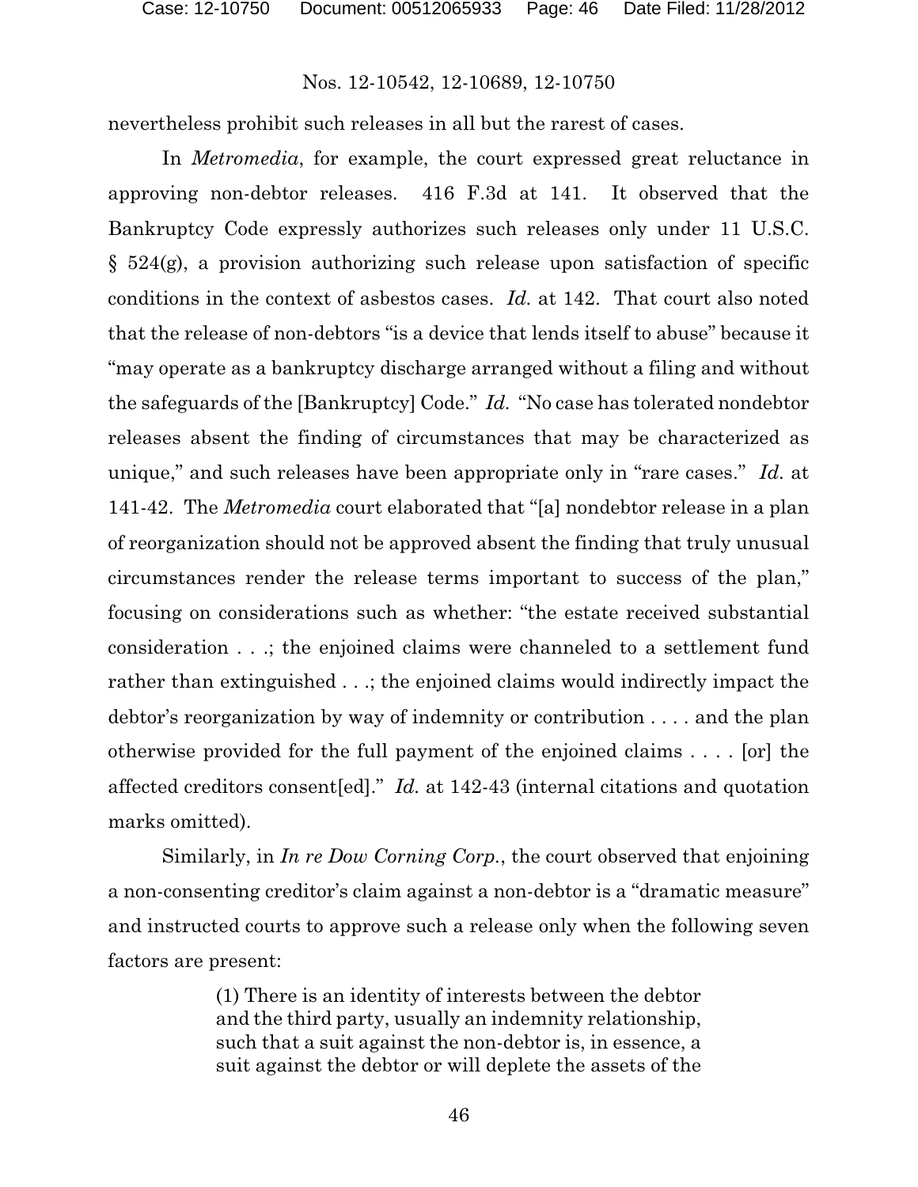nevertheless prohibit such releases in all but the rarest of cases.

In *Metromedia*, for example, the court expressed great reluctance in approving non-debtor releases. 416 F.3d at 141. It observed that the Bankruptcy Code expressly authorizes such releases only under 11 U.S.C. § 524(g), a provision authorizing such release upon satisfaction of specific conditions in the context of asbestos cases. *Id.* at 142. That court also noted that the release of non-debtors "is a device that lends itself to abuse" because it "may operate as a bankruptcy discharge arranged without a filing and without the safeguards of the [Bankruptcy] Code." *Id.* "No case has tolerated nondebtor releases absent the finding of circumstances that may be characterized as unique," and such releases have been appropriate only in "rare cases." *Id.* at 141-42. The *Metromedia* court elaborated that "[a] nondebtor release in a plan of reorganization should not be approved absent the finding that truly unusual circumstances render the release terms important to success of the plan," focusing on considerations such as whether: "the estate received substantial consideration . . .; the enjoined claims were channeled to a settlement fund rather than extinguished . . .; the enjoined claims would indirectly impact the debtor's reorganization by way of indemnity or contribution . . . . and the plan otherwise provided for the full payment of the enjoined claims . . . . [or] the affected creditors consent[ed]." *Id.* at 142-43 (internal citations and quotation marks omitted).

Similarly, in *In re Dow Corning Corp.*, the court observed that enjoining a non-consenting creditor's claim against a non-debtor is a "dramatic measure" and instructed courts to approve such a release only when the following seven factors are present:

> (1) There is an identity of interests between the debtor and the third party, usually an indemnity relationship, such that a suit against the non-debtor is, in essence, a suit against the debtor or will deplete the assets of the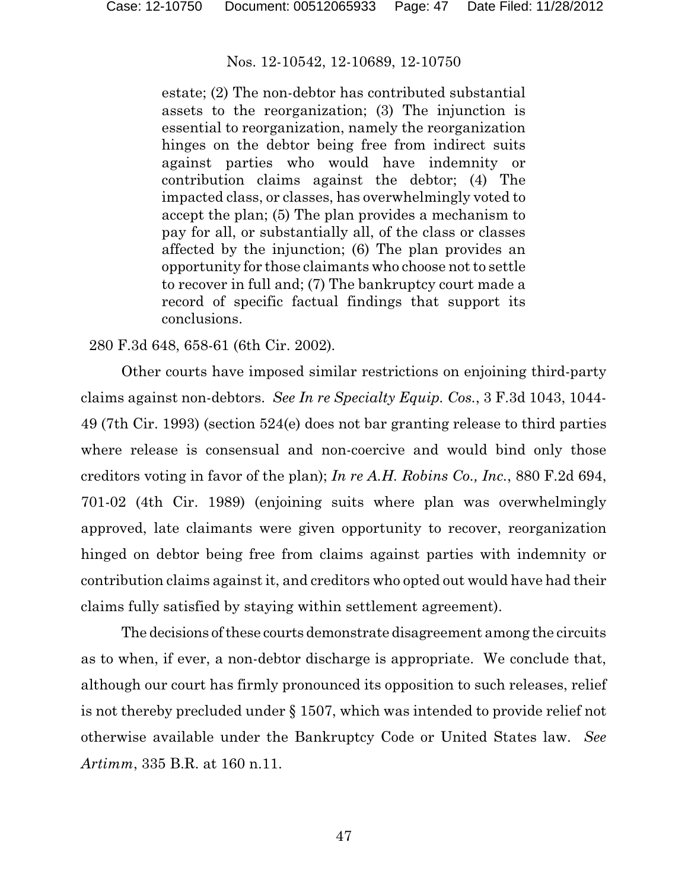> estate; (2) The non-debtor has contributed substantial assets to the reorganization; (3) The injunction is essential to reorganization, namely the reorganization hinges on the debtor being free from indirect suits against parties who would have indemnity or contribution claims against the debtor; (4) The impacted class, or classes, has overwhelmingly voted to accept the plan; (5) The plan provides a mechanism to pay for all, or substantially all, of the class or classes affected by the injunction; (6) The plan provides an opportunity for those claimants who choose not to settle to recover in full and; (7) The bankruptcy court made a record of specific factual findings that support its conclusions.

280 F.3d 648, 658-61 (6th Cir. 2002).

Other courts have imposed similar restrictions on enjoining third-party claims against non-debtors. *See In re Specialty Equip. Cos.*, 3 F.3d 1043, 1044-49 (7th Cir. 1993) (section 524(e) does not bar granting release to third parties where release is consensual and non-coercive and would bind only those creditors voting in favor of the plan); *In re A.H. Robins Co., Inc.*, 880 F.2d 694, 701-02 (4th Cir. 1989) (enjoining suits where plan was overwhelmingly approved, late claimants were given opportunity to recover, reorganization hinged on debtor being free from claims against parties with indemnity or contribution claims against it, and creditors who opted out would have had their claims fully satisfied by staying within settlement agreement).

The decisions of these courts demonstrate disagreement among the circuits as to when, if ever, a non-debtor discharge is appropriate. We conclude that, although our court has firmly pronounced its opposition to such releases, relief is not thereby precluded under § 1507, which was intended to provide relief not otherwise available under the Bankruptcy Code or United States law. *See Artimm*, 335 B.R. at 160 n.11.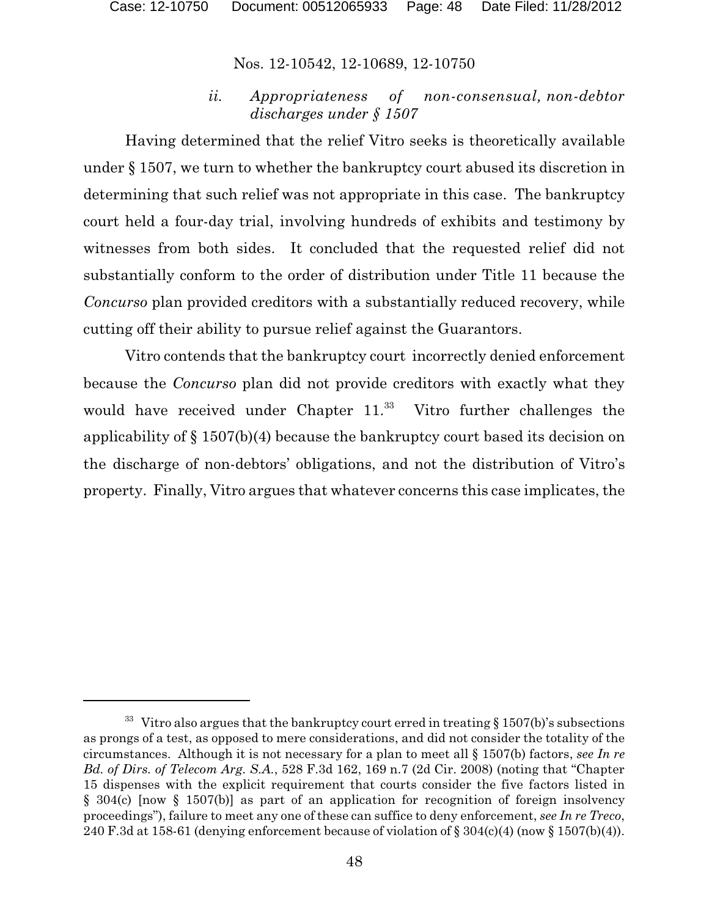Nos. 12-10542, 12-10689, 12-10750

*ii. Appropriateness of non-consensual, non-debtor discharges under § 1507*

Having determined that the relief Vitro seeks is theoretically available under § 1507, we turn to whether the bankruptcy court abused its discretion in determining that such relief was not appropriate in this case. The bankruptcy court held a four-day trial, involving hundreds of exhibits and testimony by witnesses from both sides. It concluded that the requested relief did not substantially conform to the order of distribution under Title 11 because the *Concurso* plan provided creditors with a substantially reduced recovery, while cutting off their ability to pursue relief against the Guarantors.

Vitro contends that the bankruptcy court incorrectly denied enforcement because the *Concurso* plan did not provide creditors with exactly what they would have received under Chapter 11.[33] Vitro further challenges the applicability of § 1507(b)(4) because the bankruptcy court based its decision on the discharge of non-debtors' obligations, and not the distribution of Vitro's property. Finally, Vitro argues that whatever concerns this case implicates, the

---

[33] Vitro also argues that the bankruptcy court erred in treating § 1507(b)'s subsections as prongs of a test, as opposed to mere considerations, and did not consider the totality of the circumstances. Although it is not necessary for a plan to meet all § 1507(b) factors, *see In re Bd. of Dirs. of Telecom Arg. S.A.*, 528 F.3d 162, 169 n.7 (2d Cir. 2008) (noting that "Chapter 15 dispenses with the explicit requirement that courts consider the five factors listed in § 304(c) [now § 1507(b)] as part of an application for recognition of foreign insolvency proceedings"), failure to meet any one of these can suffice to deny enforcement, *see In re Treco*, 240 F.3d at 158-61 (denying enforcement because of violation of § 304(c)(4) (now § 1507(b)(4)).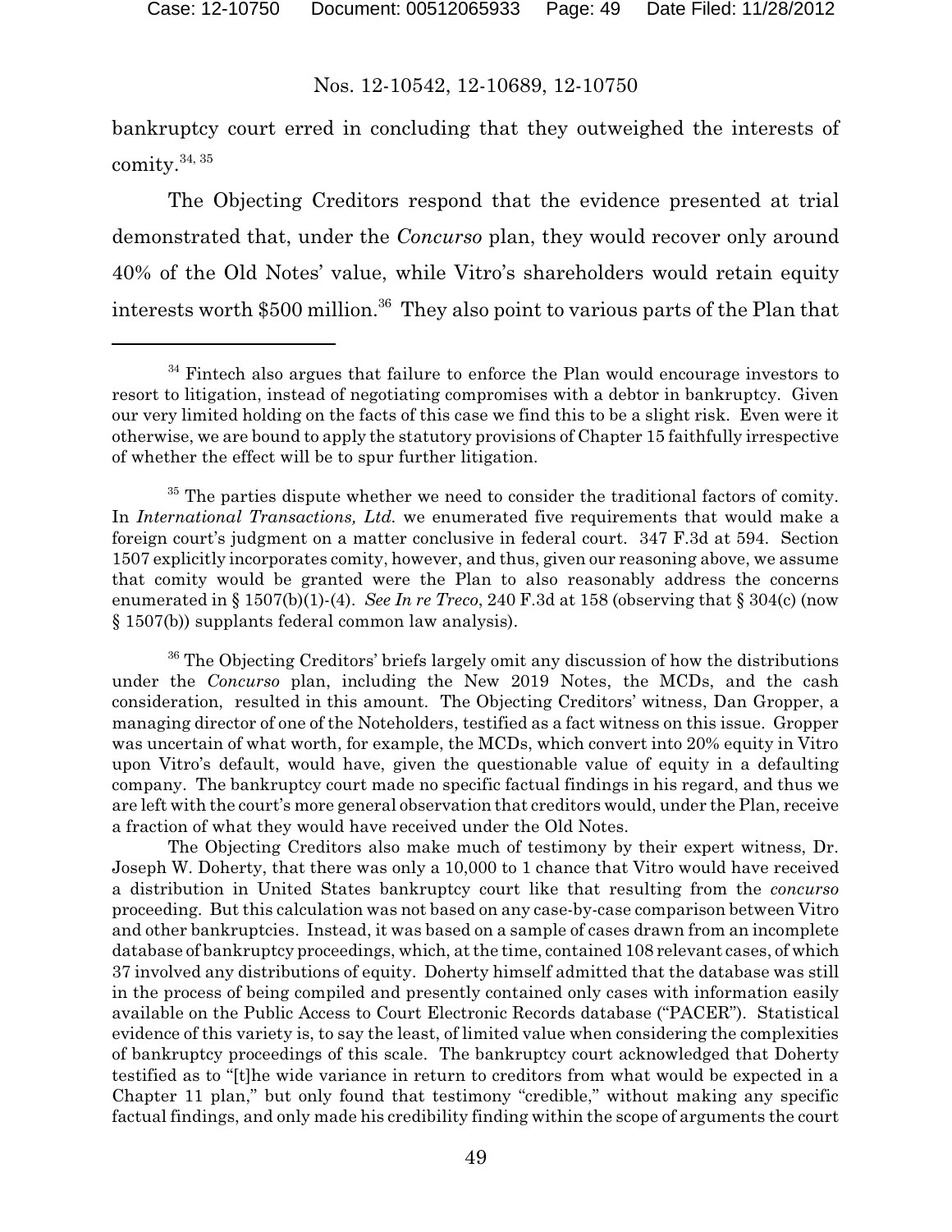bankruptcy court erred in concluding that they outweighed the interests of comity.[34, 35]

The Objecting Creditors respond that the evidence presented at trial demonstrated that, under the *Concurso* plan, they would recover only around 40% of the Old Notes' value, while Vitro's shareholders would retain equity interests worth $500 million.[36] They also point to various parts of the Plan that

---

[34] Fintech also argues that failure to enforce the Plan would encourage investors to resort to litigation, instead of negotiating compromises with a debtor in bankruptcy. Given our very limited holding on the facts of this case we find this to be a slight risk. Even were it otherwise, we are bound to apply the statutory provisions of Chapter 15 faithfully irrespective of whether the effect will be to spur further litigation.

[35] The parties dispute whether we need to consider the traditional factors of comity. In *International Transactions, Ltd.* we enumerated five requirements that would make a foreign court's judgment on a matter conclusive in federal court. 347 F.3d at 594. Section 1507 explicitly incorporates comity, however, and thus, given our reasoning above, we assume that comity would be granted were the Plan to also reasonably address the concerns enumerated in § 1507(b)(1)-(4). *See In re Treco*, 240 F.3d at 158 (observing that § 304(c) (now § 1507(b)) supplants federal common law analysis).

[36] The Objecting Creditors' briefs largely omit any discussion of how the distributions under the *Concurso* plan, including the New 2019 Notes, the MCDs, and the cash consideration, resulted in this amount. The Objecting Creditors' witness, Dan Gropper, a managing director of one of the Noteholders, testified as a fact witness on this issue. Gropper was uncertain of what worth, for example, the MCDs, which convert into 20% equity in Vitro upon Vitro's default, would have, given the questionable value of equity in a defaulting company. The bankruptcy court made no specific factual findings in his regard, and thus we are left with the court's more general observation that creditors would, under the Plan, receive a fraction of what they would have received under the Old Notes.

The Objecting Creditors also make much of testimony by their expert witness, Dr. Joseph W. Doherty, that there was only a 10,000 to 1 chance that Vitro would have received a distribution in United States bankruptcy court like that resulting from the *concurso* proceeding. But this calculation was not based on any case-by-case comparison between Vitro and other bankruptcies. Instead, it was based on a sample of cases drawn from an incomplete database of bankruptcy proceedings, which, at the time, contained 108 relevant cases, of which 37 involved any distributions of equity. Doherty himself admitted that the database was still in the process of being compiled and presently contained only cases with information easily available on the Public Access to Court Electronic Records database ("PACER"). Statistical evidence of this variety is, to say the least, of limited value when considering the complexities of bankruptcy proceedings of this scale. The bankruptcy court acknowledged that Doherty testified as to "[t]he wide variance in return to creditors from what would be expected in a Chapter 11 plan," but only found that testimony "credible," without making any specific factual findings, and only made his credibility finding within the scope of arguments the court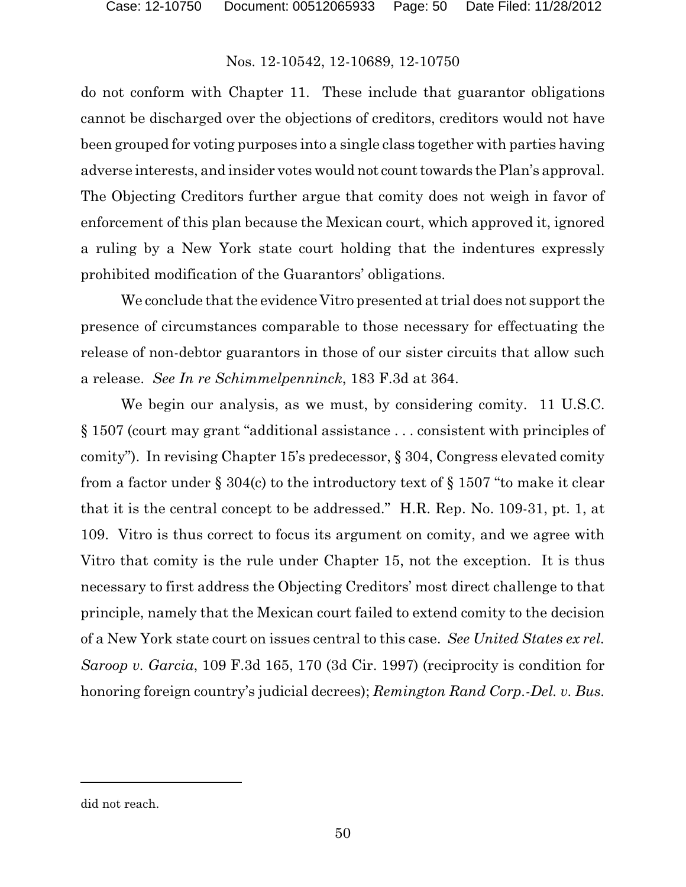do not conform with Chapter 11. These include that guarantor obligations cannot be discharged over the objections of creditors, creditors would not have been grouped for voting purposes into a single class together with parties having adverse interests, and insider votes would not count towards the Plan's approval. The Objecting Creditors further argue that comity does not weigh in favor of enforcement of this plan because the Mexican court, which approved it, ignored a ruling by a New York state court holding that the indentures expressly prohibited modification of the Guarantors' obligations.

We conclude that the evidence Vitro presented at trial does not support the presence of circumstances comparable to those necessary for effectuating the release of non-debtor guarantors in those of our sister circuits that allow such a release. *See In re Schimmelpenninck*, 183 F.3d at 364.

We begin our analysis, as we must, by considering comity. 11 U.S.C. § 1507 (court may grant "additional assistance . . . consistent with principles of comity"). In revising Chapter 15's predecessor, § 304, Congress elevated comity from a factor under § 304(c) to the introductory text of § 1507 "to make it clear that it is the central concept to be addressed." H.R. Rep. No. 109-31, pt. 1, at 109. Vitro is thus correct to focus its argument on comity, and we agree with Vitro that comity is the rule under Chapter 15, not the exception. It is thus necessary to first address the Objecting Creditors' most direct challenge to that principle, namely that the Mexican court failed to extend comity to the decision of a New York state court on issues central to this case. *See United States ex rel. Saroop v. Garcia*, 109 F.3d 165, 170 (3d Cir. 1997) (reciprocity is condition for honoring foreign country's judicial decrees); *Remington Rand Corp.-Del. v. Bus.*

---

did not reach.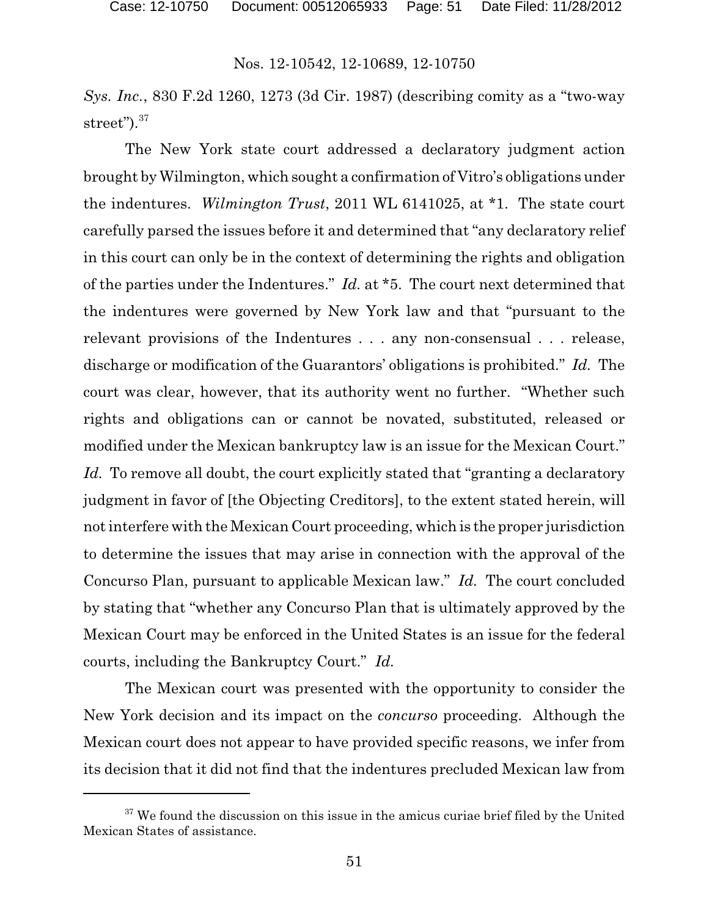*Sys. Inc.*, 830 F.2d 1260, 1273 (3d Cir. 1987) (describing comity as a "two-way street").[37]

The New York state court addressed a declaratory judgment action brought by Wilmington, which sought a confirmation of Vitro's obligations under the indentures. *Wilmington Trust*, 2011 WL 6141025, at *1. The state court carefully parsed the issues before it and determined that "any declaratory relief in this court can only be in the context of determining the rights and obligation of the parties under the Indentures." *Id.* at *5. The court next determined that the indentures were governed by New York law and that "pursuant to the relevant provisions of the Indentures . . . any non-consensual . . . release, discharge or modification of the Guarantors' obligations is prohibited." *Id.* The court was clear, however, that its authority went no further. "Whether such rights and obligations can or cannot be novated, substituted, released or modified under the Mexican bankruptcy law is an issue for the Mexican Court." *Id.* To remove all doubt, the court explicitly stated that "granting a declaratory judgment in favor of [the Objecting Creditors], to the extent stated herein, will not interfere with the Mexican Court proceeding, which is the proper jurisdiction to determine the issues that may arise in connection with the approval of the Concurso Plan, pursuant to applicable Mexican law." *Id.* The court concluded by stating that "whether any Concurso Plan that is ultimately approved by the Mexican Court may be enforced in the United States is an issue for the federal courts, including the Bankruptcy Court." *Id.*

The Mexican court was presented with the opportunity to consider the New York decision and its impact on the *concurso* proceeding. Although the Mexican court does not appear to have provided specific reasons, we infer from its decision that it did not find that the indentures precluded Mexican law from

---

[37] We found the discussion on this issue in the amicus curiae brief filed by the United Mexican States of assistance.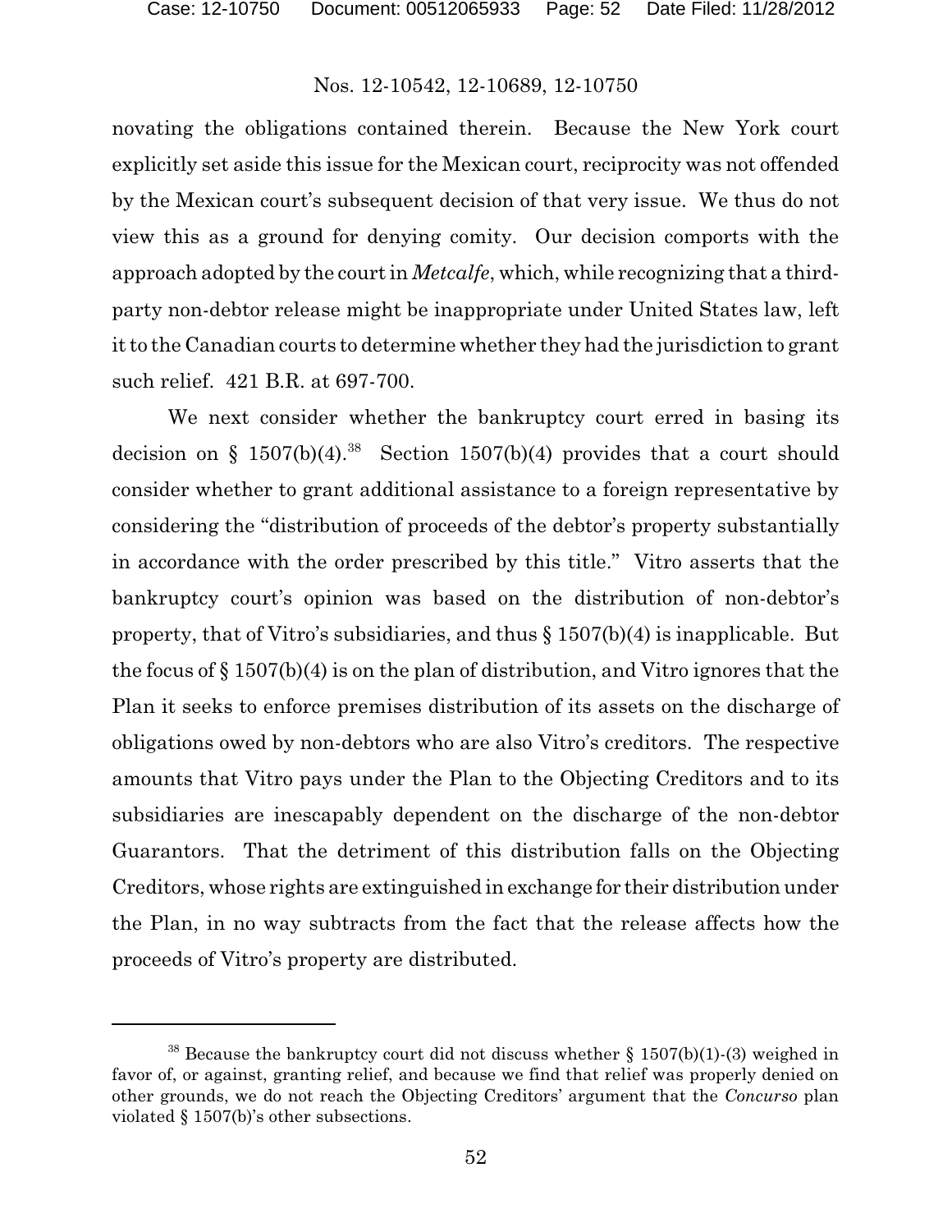novating the obligations contained therein. Because the New York court explicitly set aside this issue for the Mexican court, reciprocity was not offended by the Mexican court's subsequent decision of that very issue. We thus do not view this as a ground for denying comity. Our decision comports with the approach adopted by the court in *Metcalfe*, which, while recognizing that a third-party non-debtor release might be inappropriate under United States law, left it to the Canadian courts to determine whether they had the jurisdiction to grant such relief. 421 B.R. at 697-700.

We next consider whether the bankruptcy court erred in basing its decision on § 1507(b)(4).[38] Section 1507(b)(4) provides that a court should consider whether to grant additional assistance to a foreign representative by considering the "distribution of proceeds of the debtor's property substantially in accordance with the order prescribed by this title." Vitro asserts that the bankruptcy court's opinion was based on the distribution of non-debtor's property, that of Vitro's subsidiaries, and thus § 1507(b)(4) is inapplicable. But the focus of § 1507(b)(4) is on the plan of distribution, and Vitro ignores that the Plan it seeks to enforce premises distribution of its assets on the discharge of obligations owed by non-debtors who are also Vitro's creditors. The respective amounts that Vitro pays under the Plan to the Objecting Creditors and to its subsidiaries are inescapably dependent on the discharge of the non-debtor Guarantors. That the detriment of this distribution falls on the Objecting Creditors, whose rights are extinguished in exchange for their distribution under the Plan, in no way subtracts from the fact that the release affects how the proceeds of Vitro's property are distributed.

---

[38] Because the bankruptcy court did not discuss whether § 1507(b)(1)-(3) weighed in favor of, or against, granting relief, and because we find that relief was properly denied on other grounds, we do not reach the Objecting Creditors' argument that the *Concurso* plan violated § 1507(b)'s other subsections.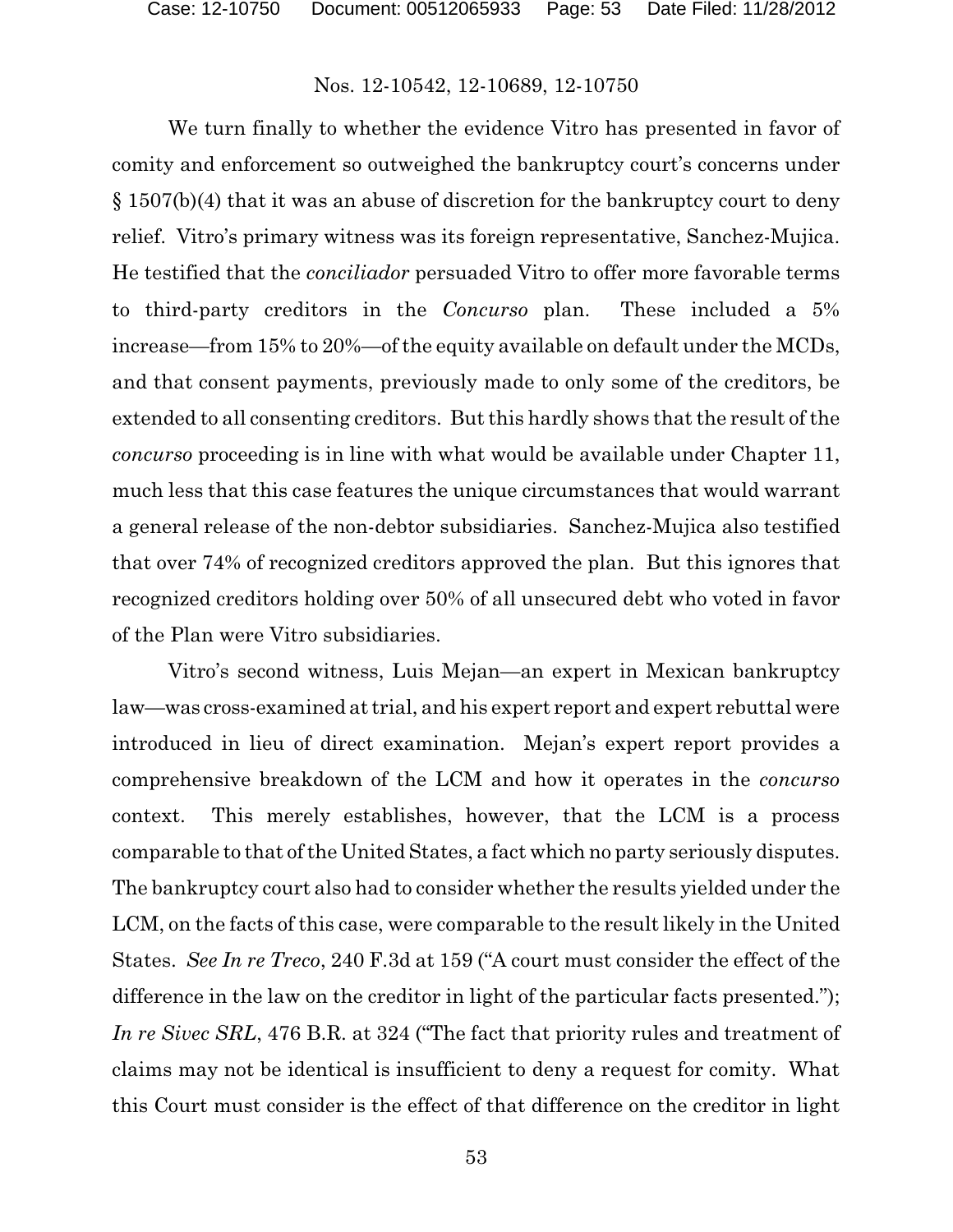We turn finally to whether the evidence Vitro has presented in favor of comity and enforcement so outweighed the bankruptcy court's concerns under § 1507(b)(4) that it was an abuse of discretion for the bankruptcy court to deny relief. Vitro's primary witness was its foreign representative, Sanchez-Mujica. He testified that the *conciliador* persuaded Vitro to offer more favorable terms to third-party creditors in the *Concurso* plan. These included a 5% increase—from 15% to 20%—of the equity available on default under the MCDs, and that consent payments, previously made to only some of the creditors, be extended to all consenting creditors. But this hardly shows that the result of the *concurso* proceeding is in line with what would be available under Chapter 11, much less that this case features the unique circumstances that would warrant a general release of the non-debtor subsidiaries. Sanchez-Mujica also testified that over 74% of recognized creditors approved the plan. But this ignores that recognized creditors holding over 50% of all unsecured debt who voted in favor of the Plan were Vitro subsidiaries.

Vitro's second witness, Luis Mejan—an expert in Mexican bankruptcy law—was cross-examined at trial, and his expert report and expert rebuttal were introduced in lieu of direct examination. Mejan's expert report provides a comprehensive breakdown of the LCM and how it operates in the *concurso* context. This merely establishes, however, that the LCM is a process comparable to that of the United States, a fact which no party seriously disputes. The bankruptcy court also had to consider whether the results yielded under the LCM, on the facts of this case, were comparable to the result likely in the United States. *See In re Treco*, 240 F.3d at 159 ("A court must consider the effect of the difference in the law on the creditor in light of the particular facts presented."); *In re Sivec SRL*, 476 B.R. at 324 ("The fact that priority rules and treatment of claims may not be identical is insufficient to deny a request for comity. What this Court must consider is the effect of that difference on the creditor in light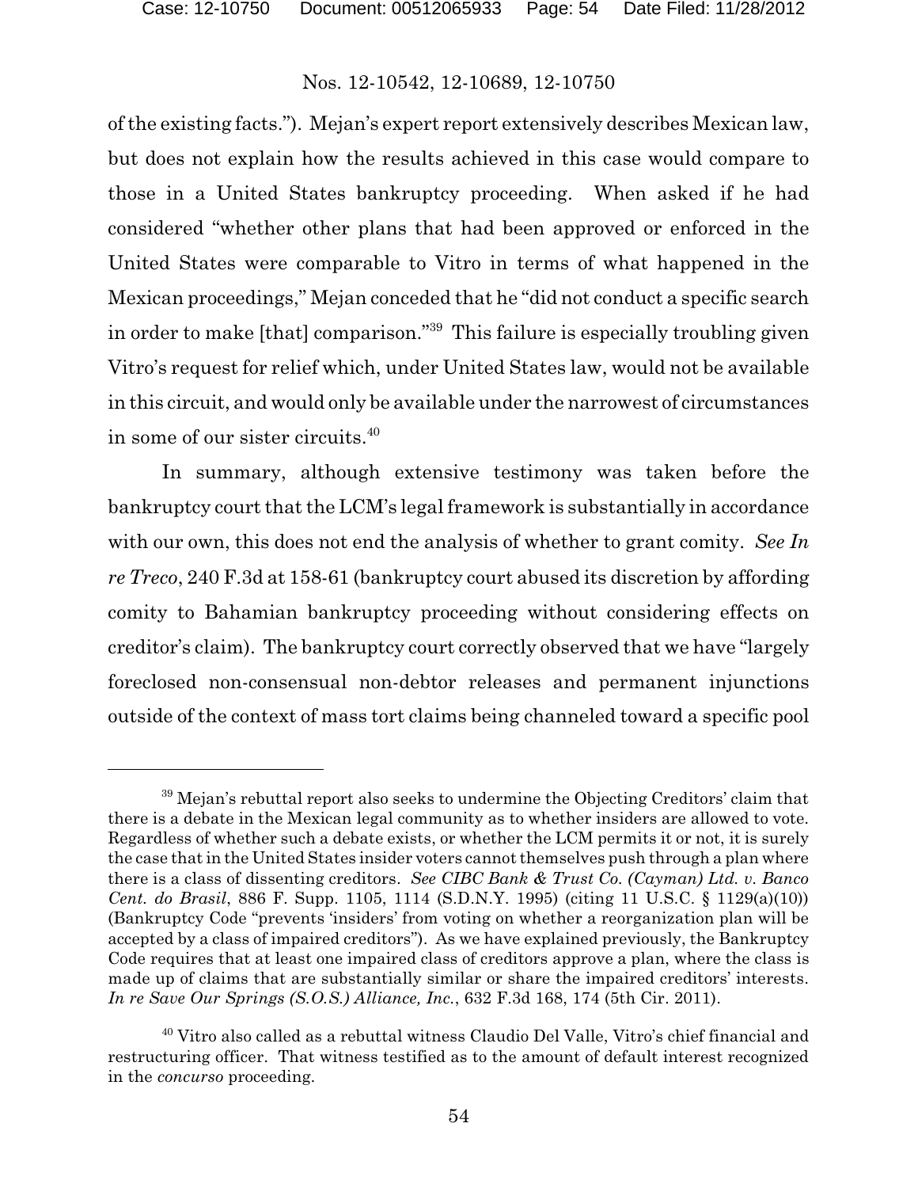of the existing facts."). Mejan's expert report extensively describes Mexican law, but does not explain how the results achieved in this case would compare to those in a United States bankruptcy proceeding. When asked if he had considered "whether other plans that had been approved or enforced in the United States were comparable to Vitro in terms of what happened in the Mexican proceedings," Mejan conceded that he "did not conduct a specific search in order to make [that] comparison."[39] This failure is especially troubling given Vitro's request for relief which, under United States law, would not be available in this circuit, and would only be available under the narrowest of circumstances in some of our sister circuits.[40]

In summary, although extensive testimony was taken before the bankruptcy court that the LCM's legal framework is substantially in accordance with our own, this does not end the analysis of whether to grant comity. *See In re Treco*, 240 F.3d at 158-61 (bankruptcy court abused its discretion by affording comity to Bahamian bankruptcy proceeding without considering effects on creditor's claim). The bankruptcy court correctly observed that we have "largely foreclosed non-consensual non-debtor releases and permanent injunctions outside of the context of mass tort claims being channeled toward a specific pool

---

[39] Mejan's rebuttal report also seeks to undermine the Objecting Creditors' claim that there is a debate in the Mexican legal community as to whether insiders are allowed to vote. Regardless of whether such a debate exists, or whether the LCM permits it or not, it is surely the case that in the United States insider voters cannot themselves push through a plan where there is a class of dissenting creditors. *See CIBC Bank & Trust Co. (Cayman) Ltd. v. Banco Cent. do Brasil*, 886 F. Supp. 1105, 1114 (S.D.N.Y. 1995) (citing 11 U.S.C. § 1129(a)(10)) (Bankruptcy Code "prevents 'insiders' from voting on whether a reorganization plan will be accepted by a class of impaired creditors"). As we have explained previously, the Bankruptcy Code requires that at least one impaired class of creditors approve a plan, where the class is made up of claims that are substantially similar or share the impaired creditors' interests. *In re Save Our Springs (S.O.S.) Alliance, Inc.*, 632 F.3d 168, 174 (5th Cir. 2011).

[40] Vitro also called as a rebuttal witness Claudio Del Valle, Vitro's chief financial and restructuring officer. That witness testified as to the amount of default interest recognized in the *concurso* proceeding.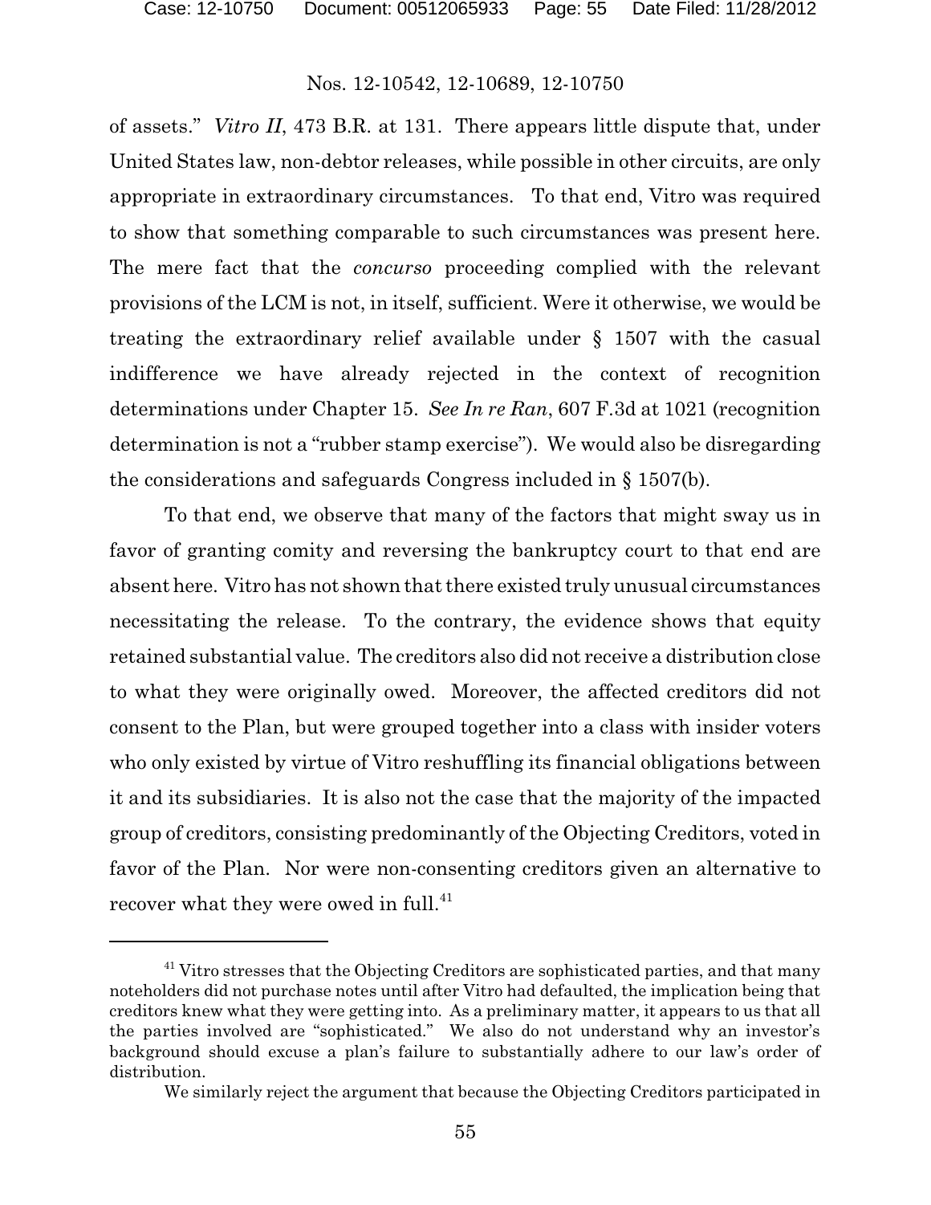of assets." *Vitro II*, 473 B.R. at 131. There appears little dispute that, under United States law, non-debtor releases, while possible in other circuits, are only appropriate in extraordinary circumstances. To that end, Vitro was required to show that something comparable to such circumstances was present here. The mere fact that the *concurso* proceeding complied with the relevant provisions of the LCM is not, in itself, sufficient. Were it otherwise, we would be treating the extraordinary relief available under § 1507 with the casual indifference we have already rejected in the context of recognition determinations under Chapter 15. *See In re Ran*, 607 F.3d at 1021 (recognition determination is not a "rubber stamp exercise"). We would also be disregarding the considerations and safeguards Congress included in § 1507(b).

To that end, we observe that many of the factors that might sway us in favor of granting comity and reversing the bankruptcy court to that end are absent here. Vitro has not shown that there existed truly unusual circumstances necessitating the release. To the contrary, the evidence shows that equity retained substantial value. The creditors also did not receive a distribution close to what they were originally owed. Moreover, the affected creditors did not consent to the Plan, but were grouped together into a class with insider voters who only existed by virtue of Vitro reshuffling its financial obligations between it and its subsidiaries. It is also not the case that the majority of the impacted group of creditors, consisting predominantly of the Objecting Creditors, voted in favor of the Plan. Nor were non-consenting creditors given an alternative to recover what they were owed in full.[41]

---

[41] Vitro stresses that the Objecting Creditors are sophisticated parties, and that many noteholders did not purchase notes until after Vitro had defaulted, the implication being that creditors knew what they were getting into. As a preliminary matter, it appears to us that all the parties involved are "sophisticated." We also do not understand why an investor's background should excuse a plan's failure to substantially adhere to our law's order of distribution.

We similarly reject the argument that because the Objecting Creditors participated in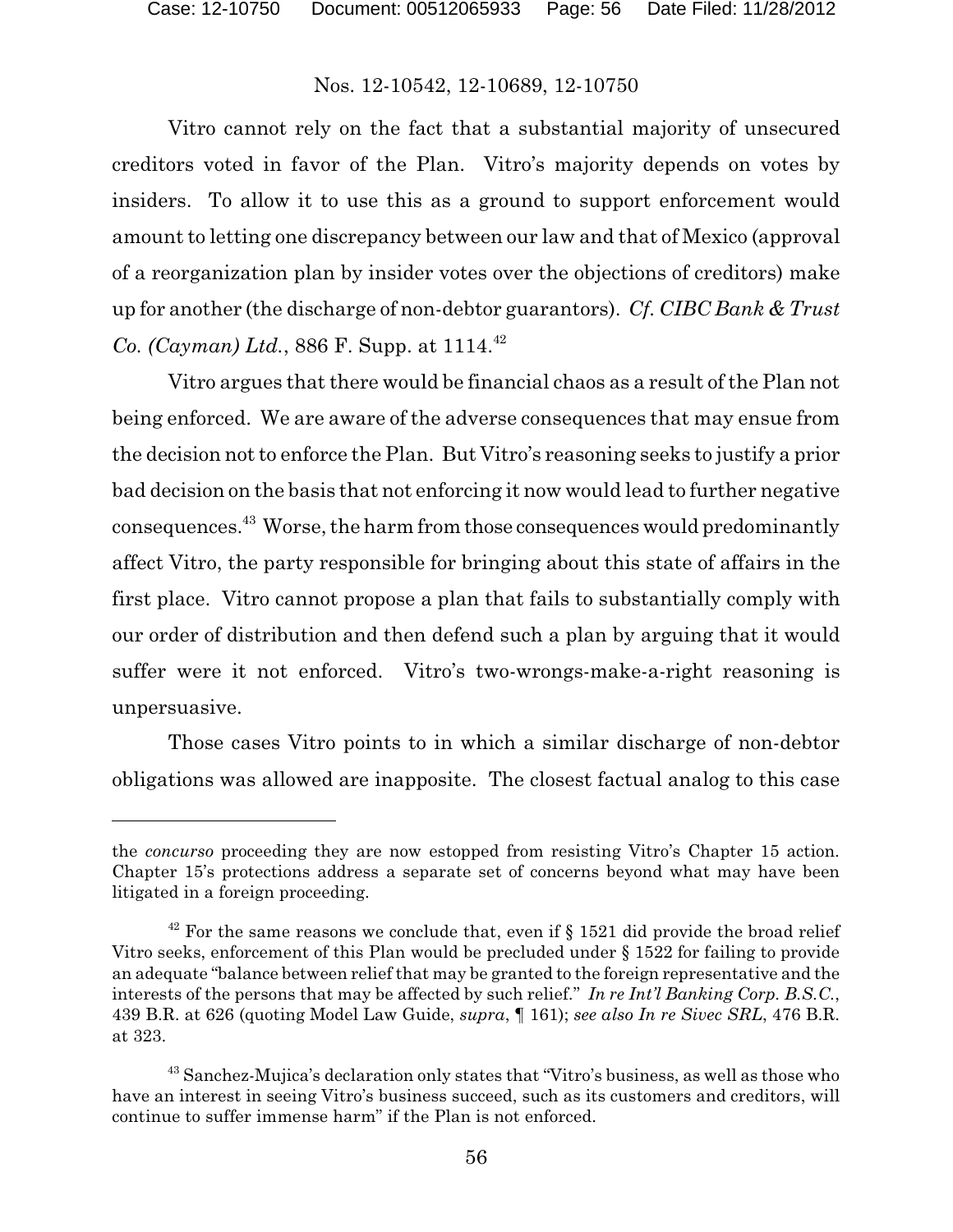Vitro cannot rely on the fact that a substantial majority of unsecured creditors voted in favor of the Plan. Vitro's majority depends on votes by insiders. To allow it to use this as a ground to support enforcement would amount to letting one discrepancy between our law and that of Mexico (approval of a reorganization plan by insider votes over the objections of creditors) make up for another (the discharge of non-debtor guarantors). *Cf. CIBC Bank & Trust Co. (Cayman) Ltd.*, 886 F. Supp. at 1114.[42]

Vitro argues that there would be financial chaos as a result of the Plan not being enforced. We are aware of the adverse consequences that may ensue from the decision not to enforce the Plan. But Vitro's reasoning seeks to justify a prior bad decision on the basis that not enforcing it now would lead to further negative consequences.[43] Worse, the harm from those consequences would predominantly affect Vitro, the party responsible for bringing about this state of affairs in the first place. Vitro cannot propose a plan that fails to substantially comply with our order of distribution and then defend such a plan by arguing that it would suffer were it not enforced. Vitro's two-wrongs-make-a-right reasoning is unpersuasive.

Those cases Vitro points to in which a similar discharge of non-debtor obligations was allowed are inapposite. The closest factual analog to this case

---

the *concurso* proceeding they are now estopped from resisting Vitro's Chapter 15 action. Chapter 15's protections address a separate set of concerns beyond what may have been litigated in a foreign proceeding.

[42] For the same reasons we conclude that, even if § 1521 did provide the broad relief Vitro seeks, enforcement of this Plan would be precluded under § 1522 for failing to provide an adequate "balance between relief that may be granted to the foreign representative and the interests of the persons that may be affected by such relief." *In re Int'l Banking Corp. B.S.C.*, 439 B.R. at 626 (quoting Model Law Guide, *supra*, ¶ 161); *see also In re Sivec SRL*, 476 B.R. at 323.

[43] Sanchez-Mujica's declaration only states that "Vitro's business, as well as those who have an interest in seeing Vitro's business succeed, such as its customers and creditors, will continue to suffer immense harm" if the Plan is not enforced.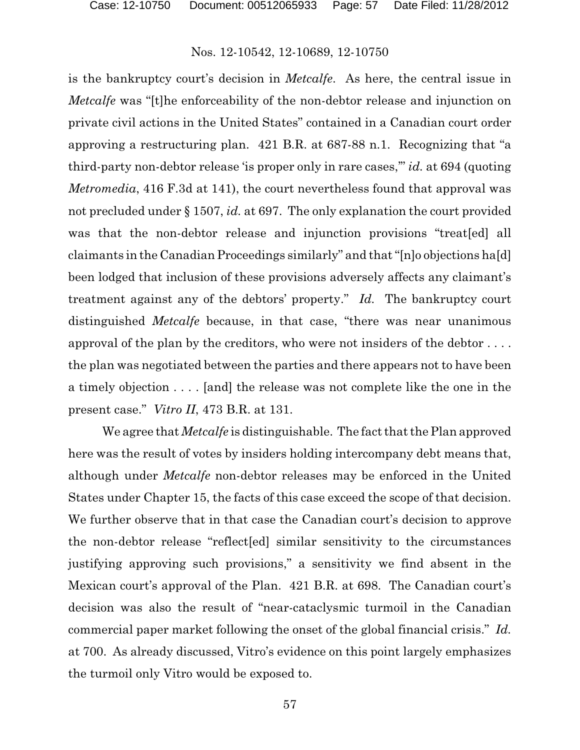is the bankruptcy court's decision in *Metcalfe*. As here, the central issue in *Metcalfe* was "[t]he enforceability of the non-debtor release and injunction on private civil actions in the United States" contained in a Canadian court order approving a restructuring plan. 421 B.R. at 687-88 n.1. Recognizing that "a third-party non-debtor release 'is proper only in rare cases,'" *id.* at 694 (quoting *Metromedia*, 416 F.3d at 141), the court nevertheless found that approval was not precluded under § 1507, *id.* at 697. The only explanation the court provided was that the non-debtor release and injunction provisions "treat[ed] all claimants in the Canadian Proceedings similarly" and that "[n]o objections ha[d] been lodged that inclusion of these provisions adversely affects any claimant's treatment against any of the debtors' property." *Id.* The bankruptcy court distinguished *Metcalfe* because, in that case, "there was near unanimous approval of the plan by the creditors, who were not insiders of the debtor . . . . the plan was negotiated between the parties and there appears not to have been a timely objection . . . . [and] the release was not complete like the one in the present case." *Vitro II*, 473 B.R. at 131.

We agree that *Metcalfe* is distinguishable. The fact that the Plan approved here was the result of votes by insiders holding intercompany debt means that, although under *Metcalfe* non-debtor releases may be enforced in the United States under Chapter 15, the facts of this case exceed the scope of that decision. We further observe that in that case the Canadian court's decision to approve the non-debtor release "reflect[ed] similar sensitivity to the circumstances justifying approving such provisions," a sensitivity we find absent in the Mexican court's approval of the Plan. 421 B.R. at 698. The Canadian court's decision was also the result of "near-cataclysmic turmoil in the Canadian commercial paper market following the onset of the global financial crisis." *Id.* at 700. As already discussed, Vitro's evidence on this point largely emphasizes the turmoil only Vitro would be exposed to.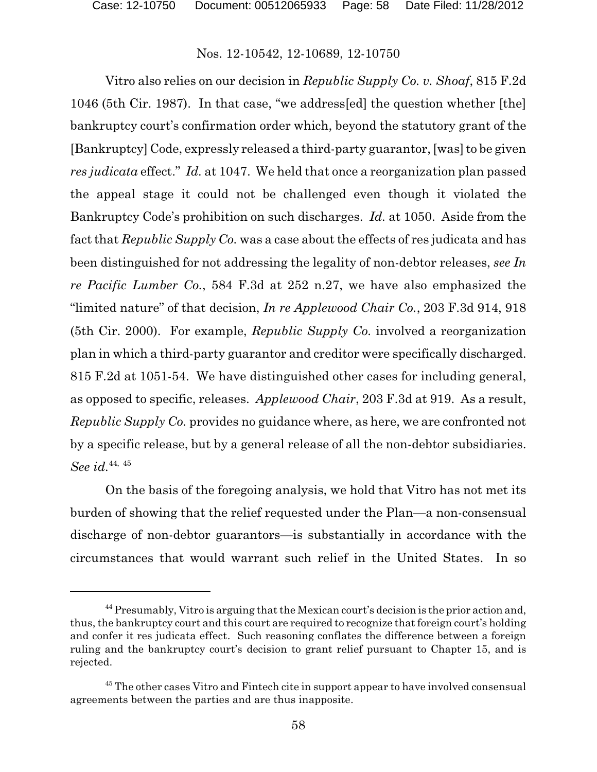Vitro also relies on our decision in *Republic Supply Co. v. Shoaf*, 815 F.2d 1046 (5th Cir. 1987). In that case, "we address[ed] the question whether [the] bankruptcy court's confirmation order which, beyond the statutory grant of the [Bankruptcy] Code, expressly released a third-party guarantor, [was] to be given *res judicata* effect." *Id.* at 1047. We held that once a reorganization plan passed the appeal stage it could not be challenged even though it violated the Bankruptcy Code's prohibition on such discharges. *Id.* at 1050. Aside from the fact that *Republic Supply Co.* was a case about the effects of res judicata and has been distinguished for not addressing the legality of non-debtor releases, *see In re Pacific Lumber Co.*, 584 F.3d at 252 n.27, we have also emphasized the "limited nature" of that decision, *In re Applewood Chair Co.*, 203 F.3d 914, 918 (5th Cir. 2000). For example, *Republic Supply Co.* involved a reorganization plan in which a third-party guarantor and creditor were specifically discharged. 815 F.2d at 1051-54. We have distinguished other cases for including general, as opposed to specific, releases. *Applewood Chair*, 203 F.3d at 919. As a result, *Republic Supply Co.* provides no guidance where, as here, we are confronted not by a specific release, but by a general release of all the non-debtor subsidiaries. *See id.*[44, 45]

On the basis of the foregoing analysis, we hold that Vitro has not met its burden of showing that the relief requested under the Plan—a non-consensual discharge of non-debtor guarantors—is substantially in accordance with the circumstances that would warrant such relief in the United States. In so

[44] Presumably, Vitro is arguing that the Mexican court's decision is the prior action and, thus, the bankruptcy court and this court are required to recognize that foreign court's holding and confer it res judicata effect. Such reasoning conflates the difference between a foreign ruling and the bankruptcy court's decision to grant relief pursuant to Chapter 15, and is rejected.

[45] The other cases Vitro and Fintech cite in support appear to have involved consensual agreements between the parties and are thus inapposite.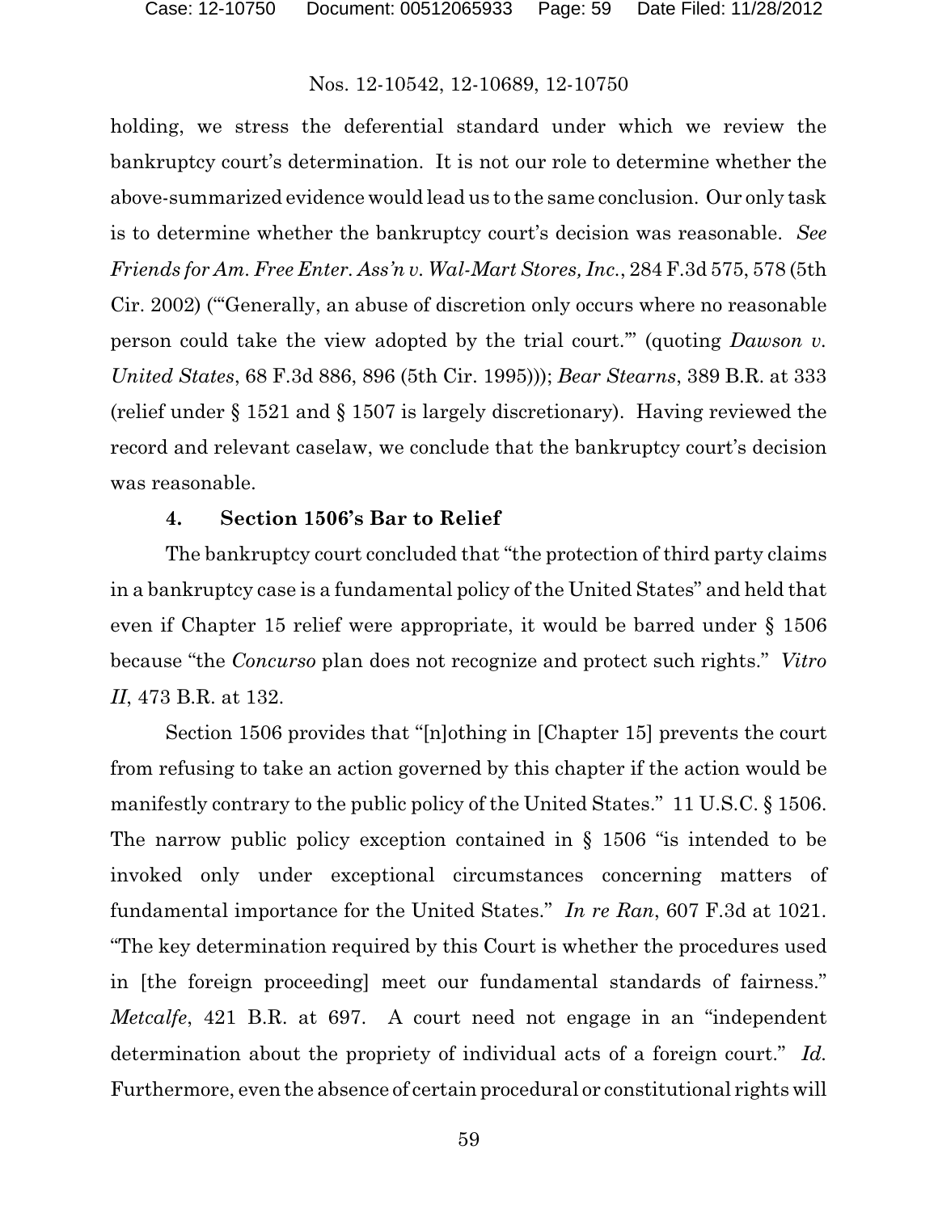holding, we stress the deferential standard under which we review the bankruptcy court's determination. It is not our role to determine whether the above-summarized evidence would lead us to the same conclusion. Our only task is to determine whether the bankruptcy court's decision was reasonable. *See Friends for Am. Free Enter. Ass'n v. Wal-Mart Stores, Inc.*, 284 F.3d 575, 578 (5th Cir. 2002) ("'Generally, an abuse of discretion only occurs where no reasonable person could take the view adopted by the trial court.'" (quoting *Dawson v. United States*, 68 F.3d 886, 896 (5th Cir. 1995))); *Bear Stearns*, 389 B.R. at 333 (relief under § 1521 and § 1507 is largely discretionary). Having reviewed the record and relevant caselaw, we conclude that the bankruptcy court's decision was reasonable.

### 4. Section 1506's Bar to Relief

The bankruptcy court concluded that "the protection of third party claims in a bankruptcy case is a fundamental policy of the United States" and held that even if Chapter 15 relief were appropriate, it would be barred under § 1506 because "the *Concurso* plan does not recognize and protect such rights." *Vitro II*, 473 B.R. at 132.

Section 1506 provides that "[n]othing in [Chapter 15] prevents the court from refusing to take an action governed by this chapter if the action would be manifestly contrary to the public policy of the United States." 11 U.S.C. § 1506. The narrow public policy exception contained in § 1506 "is intended to be invoked only under exceptional circumstances concerning matters of fundamental importance for the United States." *In re Ran*, 607 F.3d at 1021. "The key determination required by this Court is whether the procedures used in [the foreign proceeding] meet our fundamental standards of fairness." *Metcalfe*, 421 B.R. at 697. A court need not engage in an "independent determination about the propriety of individual acts of a foreign court." *Id.* Furthermore, even the absence of certain procedural or constitutional rights will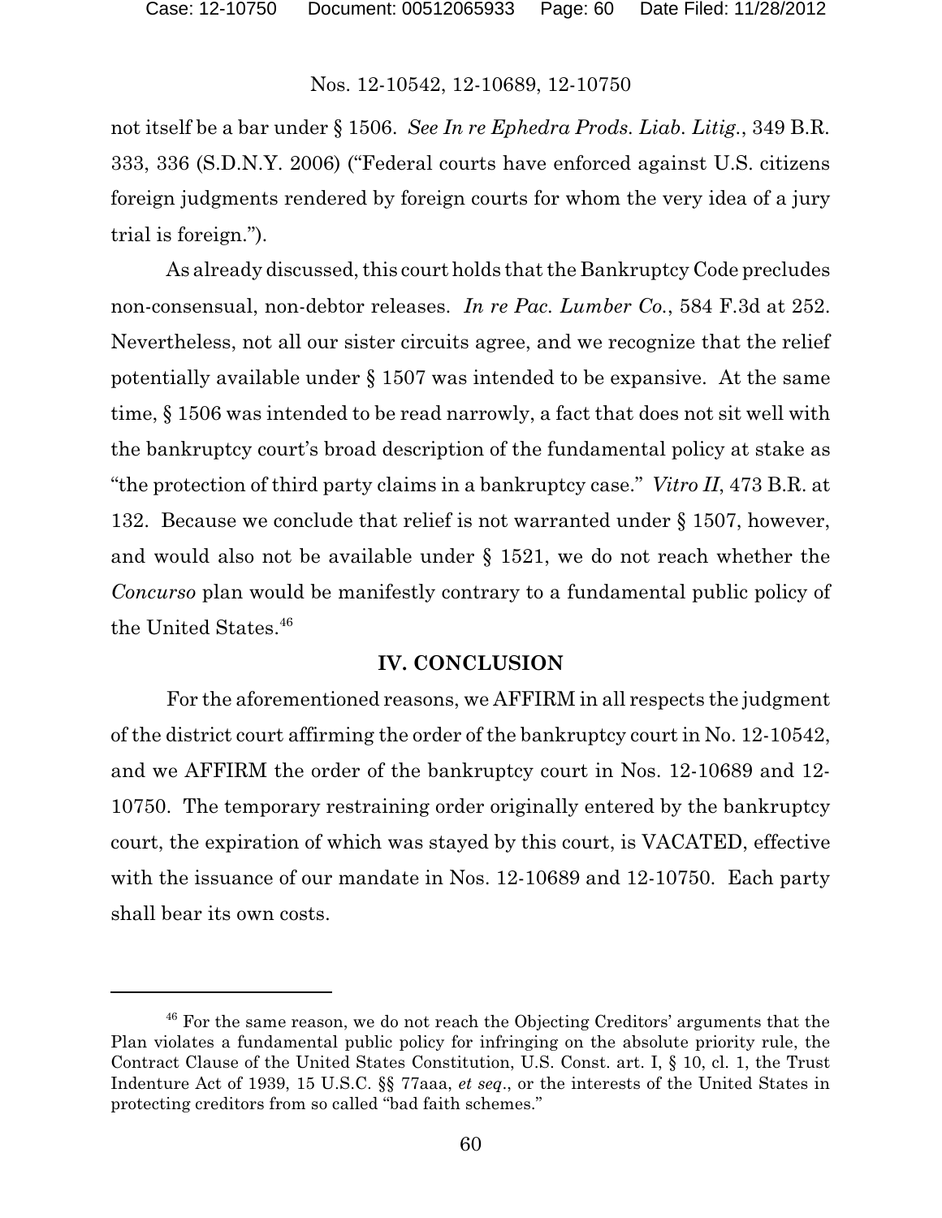not itself be a bar under § 1506. *See In re Ephedra Prods. Liab. Litig.*, 349 B.R. 333, 336 (S.D.N.Y. 2006) ("Federal courts have enforced against U.S. citizens foreign judgments rendered by foreign courts for whom the very idea of a jury trial is foreign.").

As already discussed, this court holds that the Bankruptcy Code precludes non-consensual, non-debtor releases. *In re Pac. Lumber Co.*, 584 F.3d at 252. Nevertheless, not all our sister circuits agree, and we recognize that the relief potentially available under § 1507 was intended to be expansive. At the same time, § 1506 was intended to be read narrowly, a fact that does not sit well with the bankruptcy court's broad description of the fundamental policy at stake as "the protection of third party claims in a bankruptcy case." *Vitro II*, 473 B.R. at 132. Because we conclude that relief is not warranted under § 1507, however, and would also not be available under § 1521, we do not reach whether the *Concurso* plan would be manifestly contrary to a fundamental public policy of the United States.[46]

## IV. CONCLUSION

For the aforementioned reasons, we AFFIRM in all respects the judgment of the district court affirming the order of the bankruptcy court in No. 12-10542, and we AFFIRM the order of the bankruptcy court in Nos. 12-10689 and 12-10750. The temporary restraining order originally entered by the bankruptcy court, the expiration of which was stayed by this court, is VACATED, effective with the issuance of our mandate in Nos. 12-10689 and 12-10750. Each party shall bear its own costs.

---

[46] For the same reason, we do not reach the Objecting Creditors' arguments that the Plan violates a fundamental public policy for infringing on the absolute priority rule, the Contract Clause of the United States Constitution, U.S. Const. art. I, § 10, cl. 1, the Trust Indenture Act of 1939, 15 U.S.C. §§ 77aaa, *et seq*., or the interests of the United States in protecting creditors from so called "bad faith schemes."